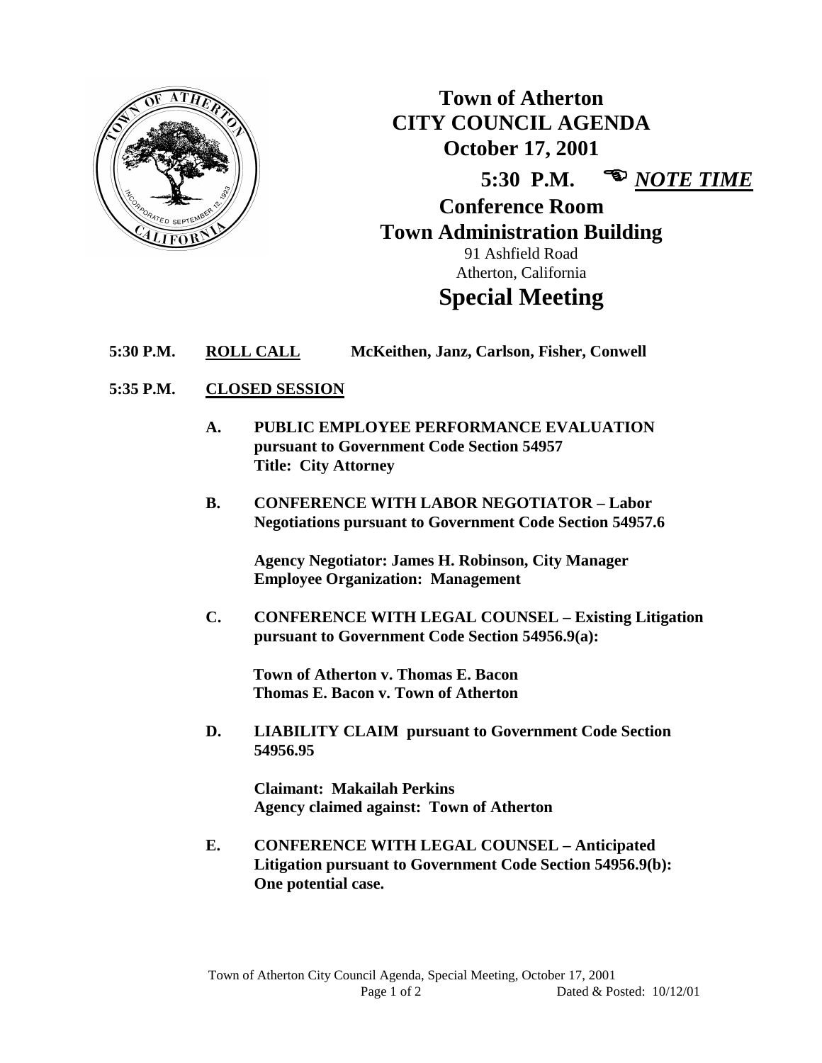# Town of Atherton
# CITY COUNCIL AGENDA
## October 17, 2001

**5:30 P.M.** ☞ ***NOTE TIME***

**Conference Room**
**Town Administration Building**
91 Ashfield Road
Atherton, California

# Special Meeting

**5:30 P.M.** **ROLL CALL** **McKeithen, Janz, Carlson, Fisher, Conwell**

**5:35 P.M.** **CLOSED SESSION**

**A. PUBLIC EMPLOYEE PERFORMANCE EVALUATION pursuant to Government Code Section 54957**
**Title: City Attorney**

**B. CONFERENCE WITH LABOR NEGOTIATOR – Labor Negotiations pursuant to Government Code Section 54957.6**

**Agency Negotiator: James H. Robinson, City Manager**
**Employee Organization: Management**

**C. CONFERENCE WITH LEGAL COUNSEL – Existing Litigation pursuant to Government Code Section 54956.9(a):**

**Town of Atherton v. Thomas E. Bacon**
**Thomas E. Bacon v. Town of Atherton**

**D. LIABILITY CLAIM pursuant to Government Code Section 54956.95**

**Claimant: Makailah Perkins**
**Agency claimed against: Town of Atherton**

**E. CONFERENCE WITH LEGAL COUNSEL – Anticipated Litigation pursuant to Government Code Section 54956.9(b): One potential case.**

Dated & Posted: 10/12/01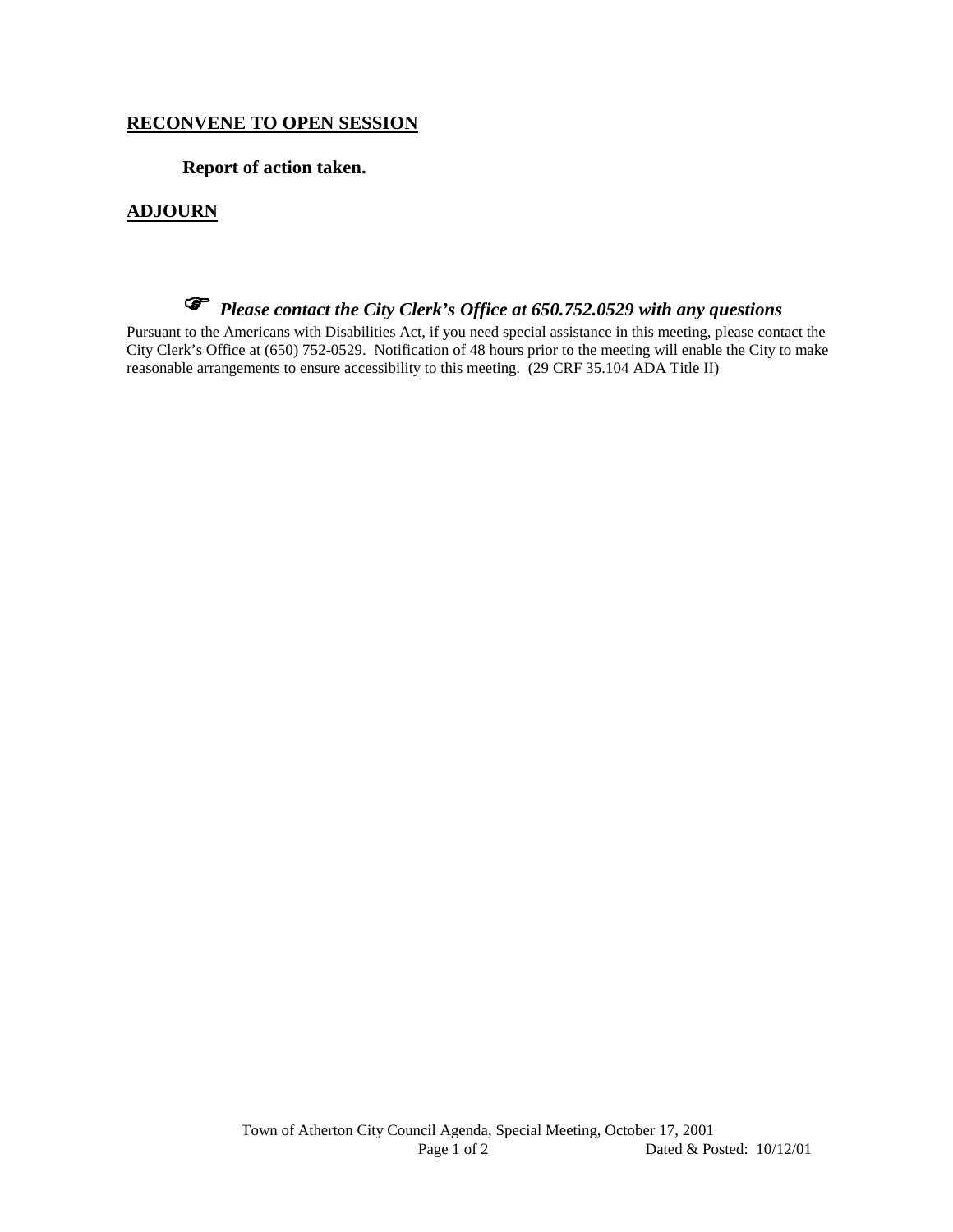## RECONVENE TO OPEN SESSION

**Report of action taken.**

## ADJOURN

☞ ***Please contact the City Clerk's Office at 650.752.0529 with any questions***

Pursuant to the Americans with Disabilities Act, if you need special assistance in this meeting, please contact the City Clerk's Office at (650) 752-0529. Notification of 48 hours prior to the meeting will enable the City to make reasonable arrangements to ensure accessibility to this meeting. (29 CRF 35.104 ADA Title II)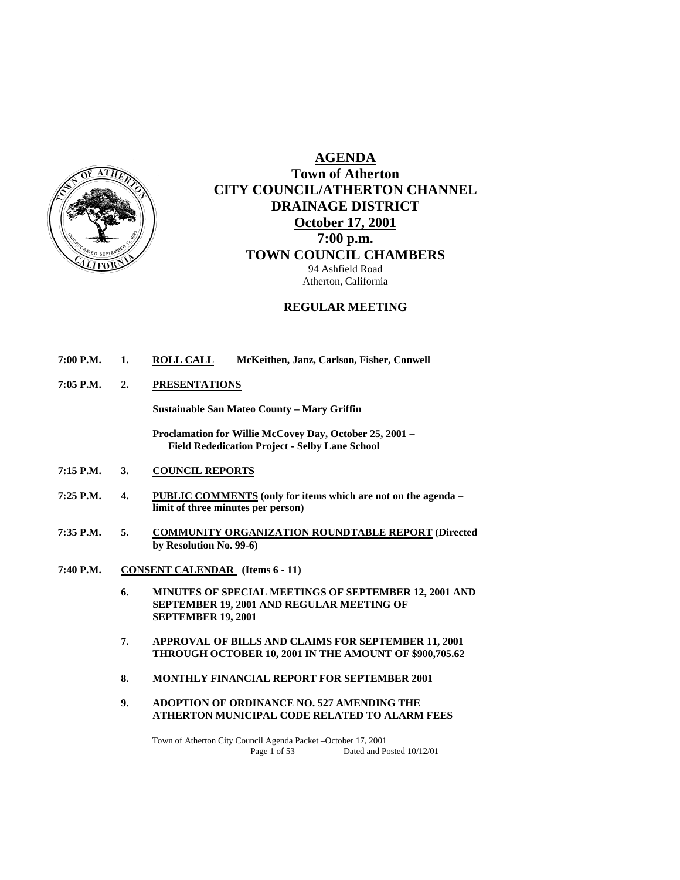# AGENDA

## Town of Atherton
## CITY COUNCIL/ATHERTON CHANNEL DRAINAGE DISTRICT
## October 17, 2001
## 7:00 p.m.
## TOWN COUNCIL CHAMBERS

94 Ashfield Road
Atherton, California

**REGULAR MEETING**

**7:00 P.M. 1. ROLL CALL** McKeithen, Janz, Carlson, Fisher, Conwell

**7:05 P.M. 2. PRESENTATIONS**

**Sustainable San Mateo County – Mary Griffin**

**Proclamation for Willie McCovey Day, October 25, 2001 – Field Rededication Project - Selby Lane School**

**7:15 P.M. 3. COUNCIL REPORTS**

**7:25 P.M. 4. PUBLIC COMMENTS (only for items which are not on the agenda – limit of three minutes per person)**

**7:35 P.M. 5. COMMUNITY ORGANIZATION ROUNDTABLE REPORT (Directed by Resolution No. 99-6)**

**7:40 P.M. CONSENT CALENDAR (Items 6 - 11)**

**6. MINUTES OF SPECIAL MEETINGS OF SEPTEMBER 12, 2001 AND SEPTEMBER 19, 2001 AND REGULAR MEETING OF SEPTEMBER 19, 2001**

**7. APPROVAL OF BILLS AND CLAIMS FOR SEPTEMBER 11, 2001 THROUGH OCTOBER 10, 2001 IN THE AMOUNT OF $900,705.62**

**8. MONTHLY FINANCIAL REPORT FOR SEPTEMBER 2001**

**9. ADOPTION OF ORDINANCE NO. 527 AMENDING THE ATHERTON MUNICIPAL CODE RELATED TO ALARM FEES**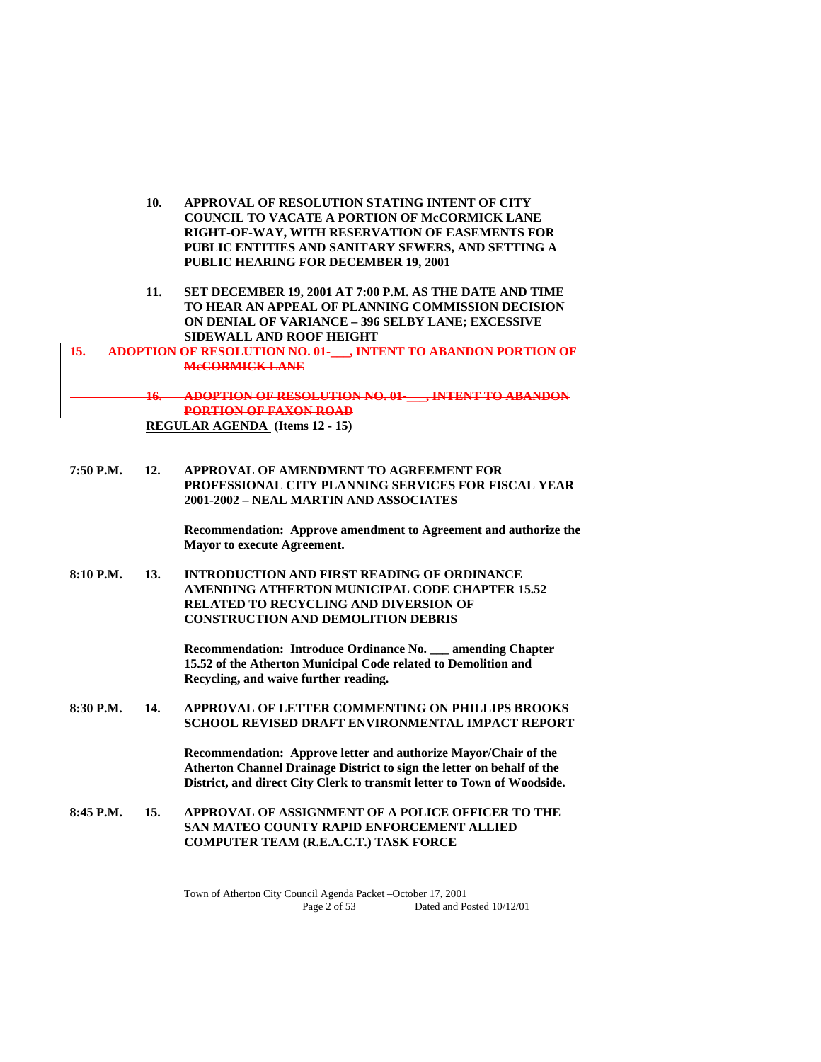10. **APPROVAL OF RESOLUTION STATING INTENT OF CITY COUNCIL TO VACATE A PORTION OF McCORMICK LANE RIGHT-OF-WAY, WITH RESERVATION OF EASEMENTS FOR PUBLIC ENTITIES AND SANITARY SEWERS, AND SETTING A PUBLIC HEARING FOR DECEMBER 19, 2001**

11. **SET DECEMBER 19, 2001 AT 7:00 P.M. AS THE DATE AND TIME TO HEAR AN APPEAL OF PLANNING COMMISSION DECISION ON DENIAL OF VARIANCE – 396 SELBY LANE; EXCESSIVE SIDEWALL AND ROOF HEIGHT**

~~15. ADOPTION OF RESOLUTION NO. 01-___, INTENT TO ABANDON PORTION OF McCORMICK LANE~~

~~16. ADOPTION OF RESOLUTION NO. 01-___, INTENT TO ABANDON PORTION OF FAXON ROAD~~

**REGULAR AGENDA (Items 12 - 15)**

**7:50 P.M. 12. APPROVAL OF AMENDMENT TO AGREEMENT FOR PROFESSIONAL CITY PLANNING SERVICES FOR FISCAL YEAR 2001-2002 – NEAL MARTIN AND ASSOCIATES**

**Recommendation: Approve amendment to Agreement and authorize the Mayor to execute Agreement.**

**8:10 P.M. 13. INTRODUCTION AND FIRST READING OF ORDINANCE AMENDING ATHERTON MUNICIPAL CODE CHAPTER 15.52 RELATED TO RECYCLING AND DIVERSION OF CONSTRUCTION AND DEMOLITION DEBRIS**

**Recommendation: Introduce Ordinance No. ___ amending Chapter 15.52 of the Atherton Municipal Code related to Demolition and Recycling, and waive further reading.**

**8:30 P.M. 14. APPROVAL OF LETTER COMMENTING ON PHILLIPS BROOKS SCHOOL REVISED DRAFT ENVIRONMENTAL IMPACT REPORT**

**Recommendation: Approve letter and authorize Mayor/Chair of the Atherton Channel Drainage District to sign the letter on behalf of the District, and direct City Clerk to transmit letter to Town of Woodside.**

**8:45 P.M. 15. APPROVAL OF ASSIGNMENT OF A POLICE OFFICER TO THE SAN MATEO COUNTY RAPID ENFORCEMENT ALLIED COMPUTER TEAM (R.E.A.C.T.) TASK FORCE**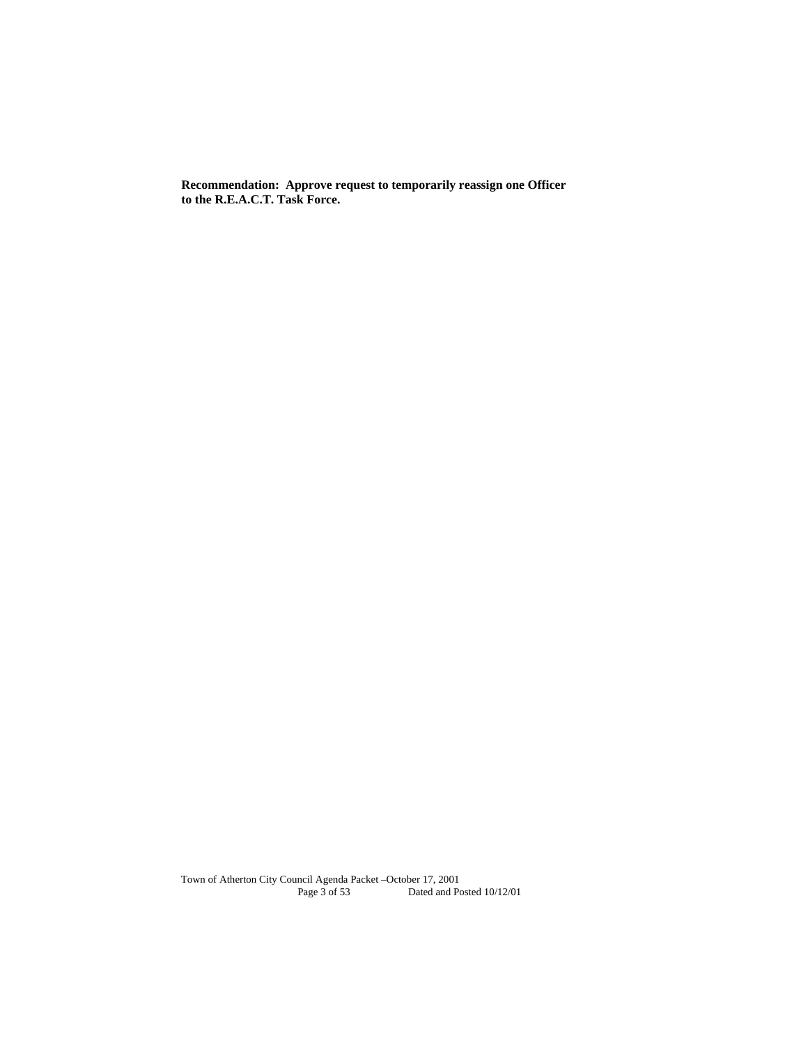**Recommendation: Approve request to temporarily reassign one Officer to the R.E.A.C.T. Task Force.**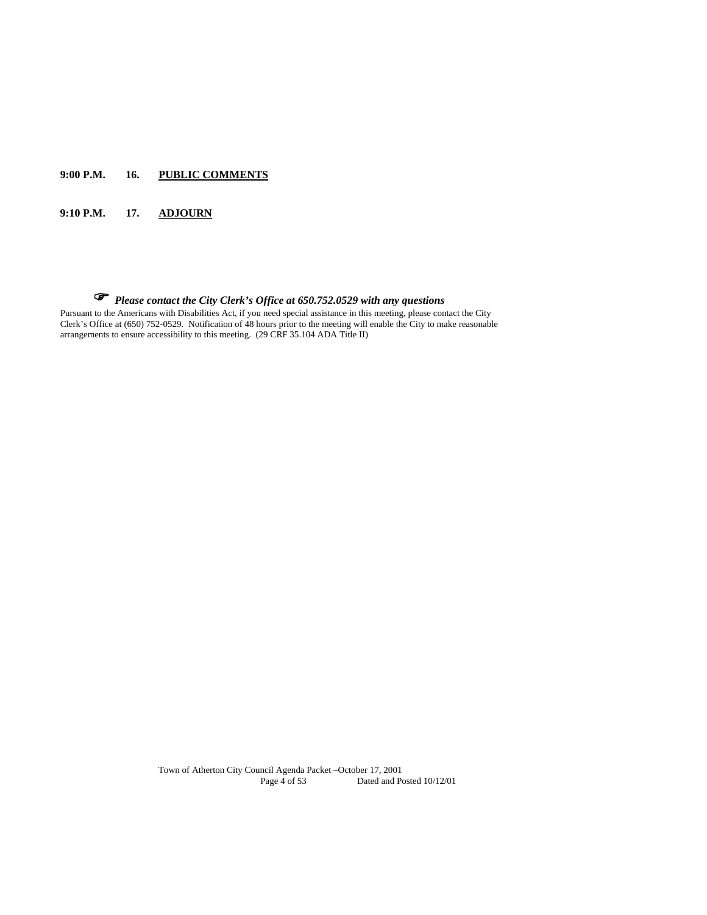**9:00 P.M.** **16.** **<u>PUBLIC COMMENTS</u>**

**9:10 P.M.** **17.** **<u>ADJOURN</u>**

☞ ***Please contact the City Clerk's Office at 650.752.0529 with any questions***

Pursuant to the Americans with Disabilities Act, if you need special assistance in this meeting, please contact the City Clerk's Office at (650) 752-0529. Notification of 48 hours prior to the meeting will enable the City to make reasonable arrangements to ensure accessibility to this meeting. (29 CRF 35.104 ADA Title II)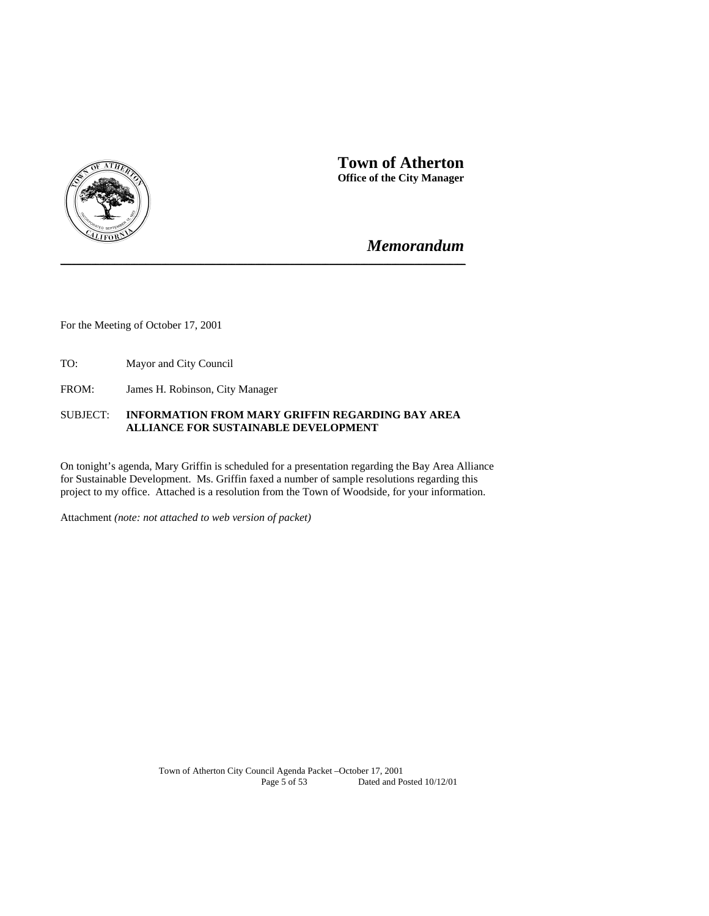# Town of Atherton

**Office of the City Manager**

## *Memorandum*

---

For the Meeting of October 17, 2001

TO: Mayor and City Council

FROM: James H. Robinson, City Manager

SUBJECT: **INFORMATION FROM MARY GRIFFIN REGARDING BAY AREA ALLIANCE FOR SUSTAINABLE DEVELOPMENT**

On tonight's agenda, Mary Griffin is scheduled for a presentation regarding the Bay Area Alliance for Sustainable Development. Ms. Griffin faxed a number of sample resolutions regarding this project to my office. Attached is a resolution from the Town of Woodside, for your information.

Attachment *(note: not attached to web version of packet)*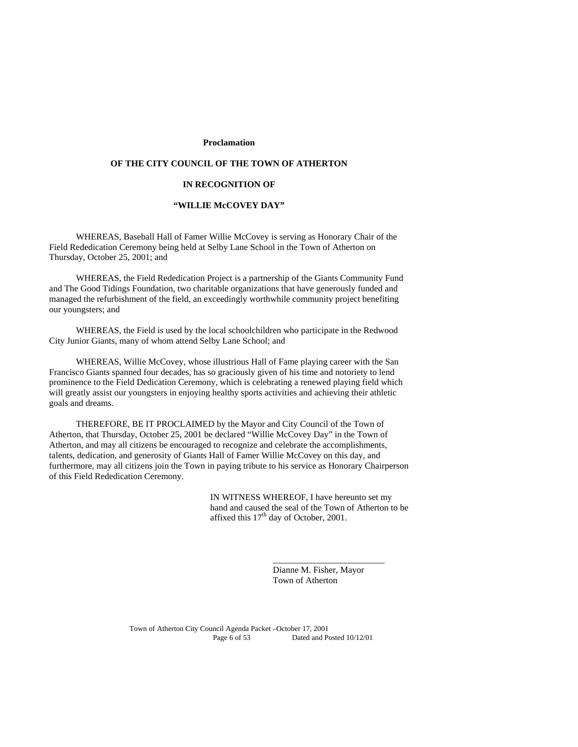**Proclamation**

**OF THE CITY COUNCIL OF THE TOWN OF ATHERTON**

**IN RECOGNITION OF**

**"WILLIE McCOVEY DAY"**

WHEREAS, Baseball Hall of Famer Willie McCovey is serving as Honorary Chair of the Field Rededication Ceremony being held at Selby Lane School in the Town of Atherton on Thursday, October 25, 2001; and

WHEREAS, the Field Rededication Project is a partnership of the Giants Community Fund and The Good Tidings Foundation, two charitable organizations that have generously funded and managed the refurbishment of the field, an exceedingly worthwhile community project benefiting our youngsters; and

WHEREAS, the Field is used by the local schoolchildren who participate in the Redwood City Junior Giants, many of whom attend Selby Lane School; and

WHEREAS, Willie McCovey, whose illustrious Hall of Fame playing career with the San Francisco Giants spanned four decades, has so graciously given of his time and notoriety to lend prominence to the Field Dedication Ceremony, which is celebrating a renewed playing field which will greatly assist our youngsters in enjoying healthy sports activities and achieving their athletic goals and dreams.

THEREFORE, BE IT PROCLAIMED by the Mayor and City Council of the Town of Atherton, that Thursday, October 25, 2001 be declared "Willie McCovey Day" in the Town of Atherton, and may all citizens be encouraged to recognize and celebrate the accomplishments, talents, dedication, and generosity of Giants Hall of Famer Willie McCovey on this day, and furthermore, may all citizens join the Town in paying tribute to his service as Honorary Chairperson of this Field Rededication Ceremony.

IN WITNESS WHEREOF, I have hereunto set my hand and caused the seal of the Town of Atherton to be affixed this 17th day of October, 2001.

\_\_\_\_\_\_\_\_\_\_\_\_\_\_\_\_\_\_\_\_\_\_\_\_\_

Dianne M. Fisher, Mayor
Town of Atherton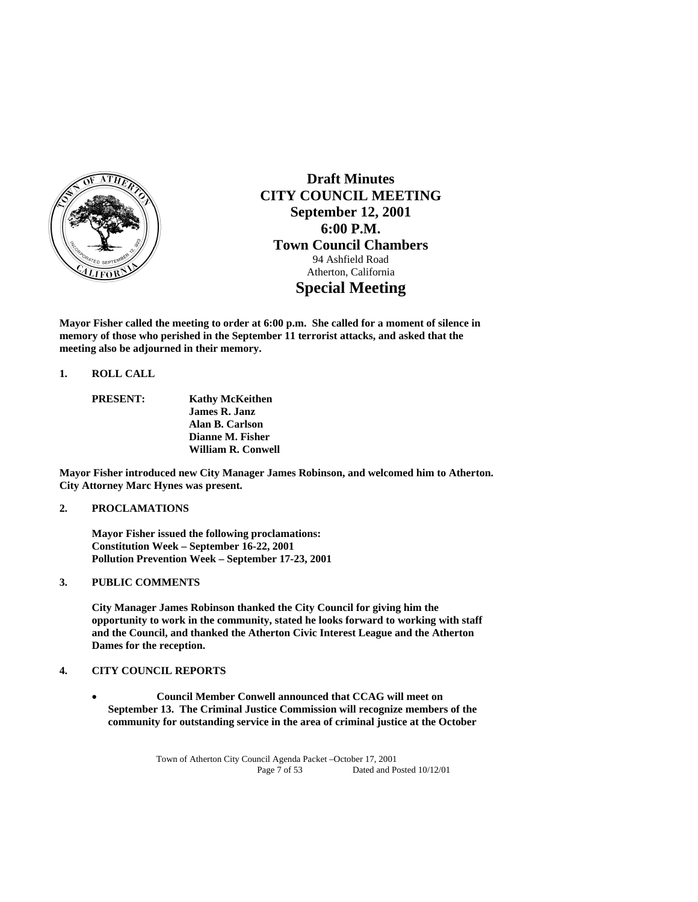# Draft Minutes
# CITY COUNCIL MEETING
## September 12, 2001
## 6:00 P.M.
## Town Council Chambers

94 Ashfield Road
Atherton, California

# Special Meeting

**Mayor Fisher called the meeting to order at 6:00 p.m. She called for a moment of silence in memory of those who perished in the September 11 terrorist attacks, and asked that the meeting also be adjourned in their memory.**

**1. ROLL CALL**

**PRESENT:** **Kathy McKeithen**
**James R. Janz**
**Alan B. Carlson**
**Dianne M. Fisher**
**William R. Conwell**

**Mayor Fisher introduced new City Manager James Robinson, and welcomed him to Atherton. City Attorney Marc Hynes was present.**

**2. PROCLAMATIONS**

**Mayor Fisher issued the following proclamations:**
**Constitution Week – September 16-22, 2001**
**Pollution Prevention Week – September 17-23, 2001**

**3. PUBLIC COMMENTS**

**City Manager James Robinson thanked the City Council for giving him the opportunity to work in the community, stated he looks forward to working with staff and the Council, and thanked the Atherton Civic Interest League and the Atherton Dames for the reception.**

**4. CITY COUNCIL REPORTS**

- **Council Member Conwell announced that CCAG will meet on September 13. The Criminal Justice Commission will recognize members of the community for outstanding service in the area of criminal justice at the October**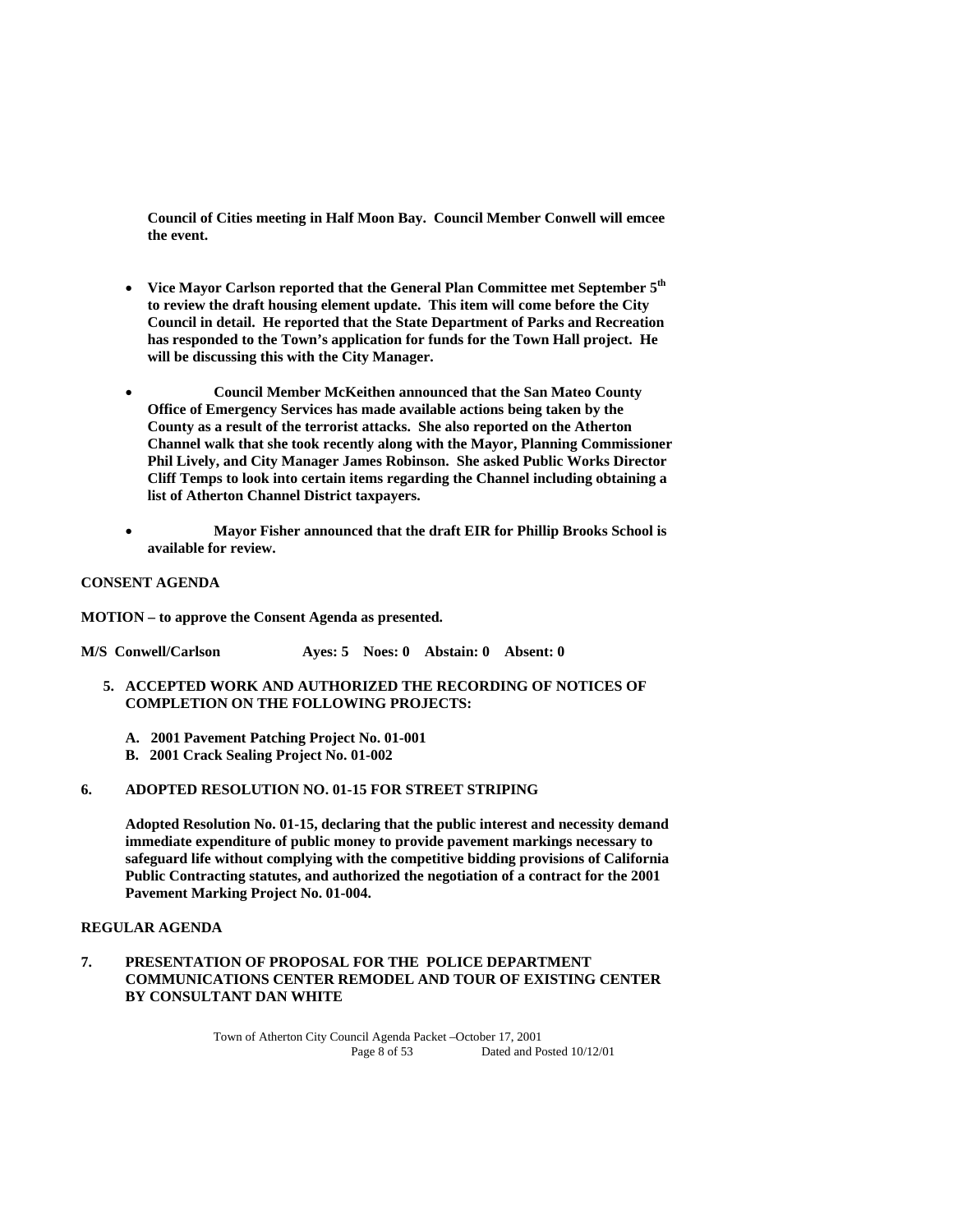**Council of Cities meeting in Half Moon Bay. Council Member Conwell will emcee the event.**

- **Vice Mayor Carlson reported that the General Plan Committee met September 5th to review the draft housing element update. This item will come before the City Council in detail. He reported that the State Department of Parks and Recreation has responded to the Town's application for funds for the Town Hall project. He will be discussing this with the City Manager.**

- **Council Member McKeithen announced that the San Mateo County Office of Emergency Services has made available actions being taken by the County as a result of the terrorist attacks. She also reported on the Atherton Channel walk that she took recently along with the Mayor, Planning Commissioner Phil Lively, and City Manager James Robinson. She asked Public Works Director Cliff Temps to look into certain items regarding the Channel including obtaining a list of Atherton Channel District taxpayers.**

- **Mayor Fisher announced that the draft EIR for Phillip Brooks School is available for review.**

**CONSENT AGENDA**

**MOTION – to approve the Consent Agenda as presented.**

**M/S Conwell/Carlson Ayes: 5 Noes: 0 Abstain: 0 Absent: 0**

**5. ACCEPTED WORK AND AUTHORIZED THE RECORDING OF NOTICES OF COMPLETION ON THE FOLLOWING PROJECTS:**

**A. 2001 Pavement Patching Project No. 01-001**
**B. 2001 Crack Sealing Project No. 01-002**

**6. ADOPTED RESOLUTION NO. 01-15 FOR STREET STRIPING**

**Adopted Resolution No. 01-15, declaring that the public interest and necessity demand immediate expenditure of public money to provide pavement markings necessary to safeguard life without complying with the competitive bidding provisions of California Public Contracting statutes, and authorized the negotiation of a contract for the 2001 Pavement Marking Project No. 01-004.**

**REGULAR AGENDA**

**7. PRESENTATION OF PROPOSAL FOR THE POLICE DEPARTMENT COMMUNICATIONS CENTER REMODEL AND TOUR OF EXISTING CENTER BY CONSULTANT DAN WHITE**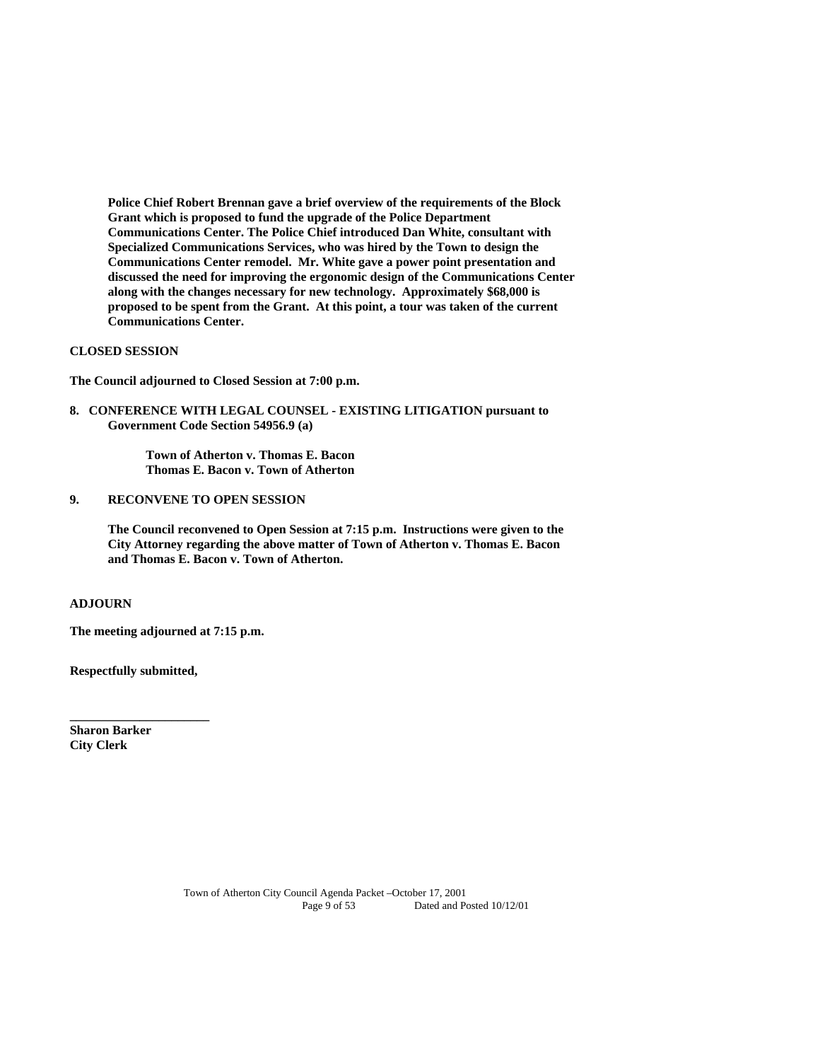**Police Chief Robert Brennan gave a brief overview of the requirements of the Block Grant which is proposed to fund the upgrade of the Police Department Communications Center. The Police Chief introduced Dan White, consultant with Specialized Communications Services, who was hired by the Town to design the Communications Center remodel. Mr. White gave a power point presentation and discussed the need for improving the ergonomic design of the Communications Center along with the changes necessary for new technology. Approximately $68,000 is proposed to be spent from the Grant. At this point, a tour was taken of the current Communications Center.**

**CLOSED SESSION**

**The Council adjourned to Closed Session at 7:00 p.m.**

**8. CONFERENCE WITH LEGAL COUNSEL - EXISTING LITIGATION pursuant to Government Code Section 54956.9 (a)**

**Town of Atherton v. Thomas E. Bacon**
**Thomas E. Bacon v. Town of Atherton**

**9. RECONVENE TO OPEN SESSION**

**The Council reconvened to Open Session at 7:15 p.m. Instructions were given to the City Attorney regarding the above matter of Town of Atherton v. Thomas E. Bacon and Thomas E. Bacon v. Town of Atherton.**

**ADJOURN**

**The meeting adjourned at 7:15 p.m.**

**Respectfully submitted,**

**______________________**
**Sharon Barker**
**City Clerk**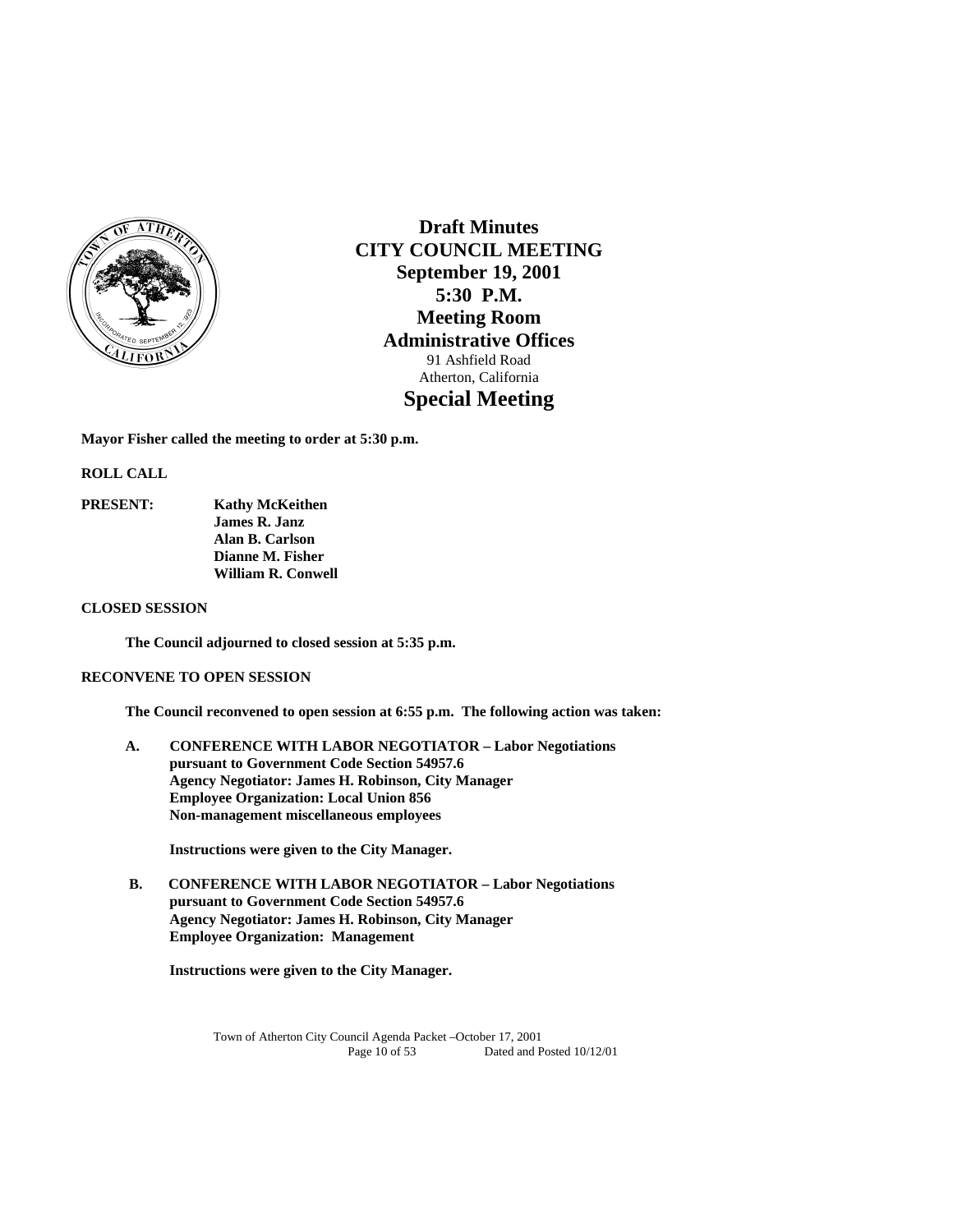# Draft Minutes
# CITY COUNCIL MEETING
## September 19, 2001
## 5:30 P.M.
## Meeting Room
## Administrative Offices

91 Ashfield Road
Atherton, California

# Special Meeting

**Mayor Fisher called the meeting to order at 5:30 p.m.**

**ROLL CALL**

**PRESENT:** **Kathy McKeithen**
**James R. Janz**
**Alan B. Carlson**
**Dianne M. Fisher**
**William R. Conwell**

**CLOSED SESSION**

**The Council adjourned to closed session at 5:35 p.m.**

**RECONVENE TO OPEN SESSION**

**The Council reconvened to open session at 6:55 p.m. The following action was taken:**

**A. CONFERENCE WITH LABOR NEGOTIATOR – Labor Negotiations pursuant to Government Code Section 54957.6**
**Agency Negotiator: James H. Robinson, City Manager**
**Employee Organization: Local Union 856**
**Non-management miscellaneous employees**

**Instructions were given to the City Manager.**

**B. CONFERENCE WITH LABOR NEGOTIATOR – Labor Negotiations pursuant to Government Code Section 54957.6**
**Agency Negotiator: James H. Robinson, City Manager**
**Employee Organization: Management**

**Instructions were given to the City Manager.**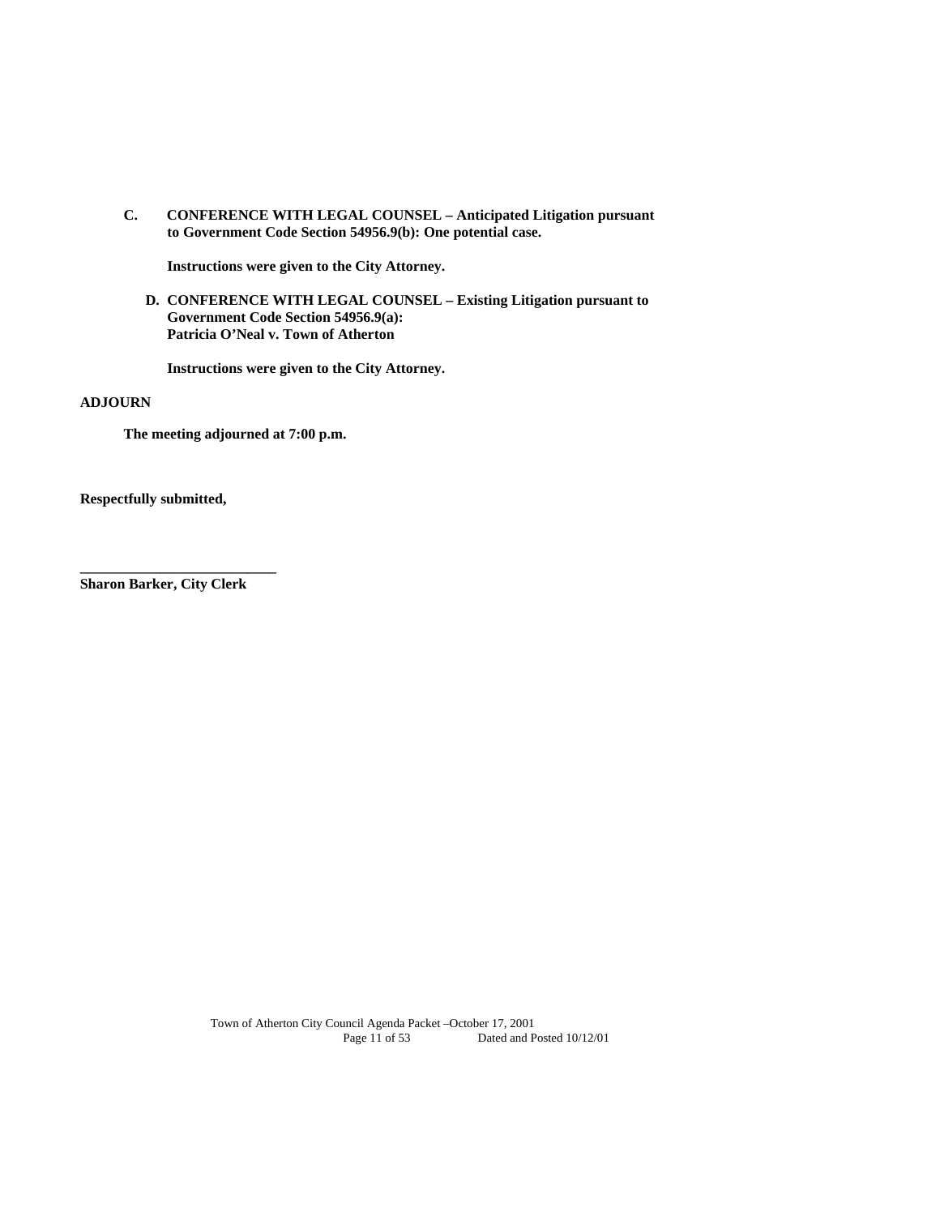**C. CONFERENCE WITH LEGAL COUNSEL – Anticipated Litigation pursuant to Government Code Section 54956.9(b): One potential case.**

**Instructions were given to the City Attorney.**

**D. CONFERENCE WITH LEGAL COUNSEL – Existing Litigation pursuant to Government Code Section 54956.9(a): Patricia O'Neal v. Town of Atherton**

**Instructions were given to the City Attorney.**

**ADJOURN**

**The meeting adjourned at 7:00 p.m.**

**Respectfully submitted,**

**___________________________**
**Sharon Barker, City Clerk**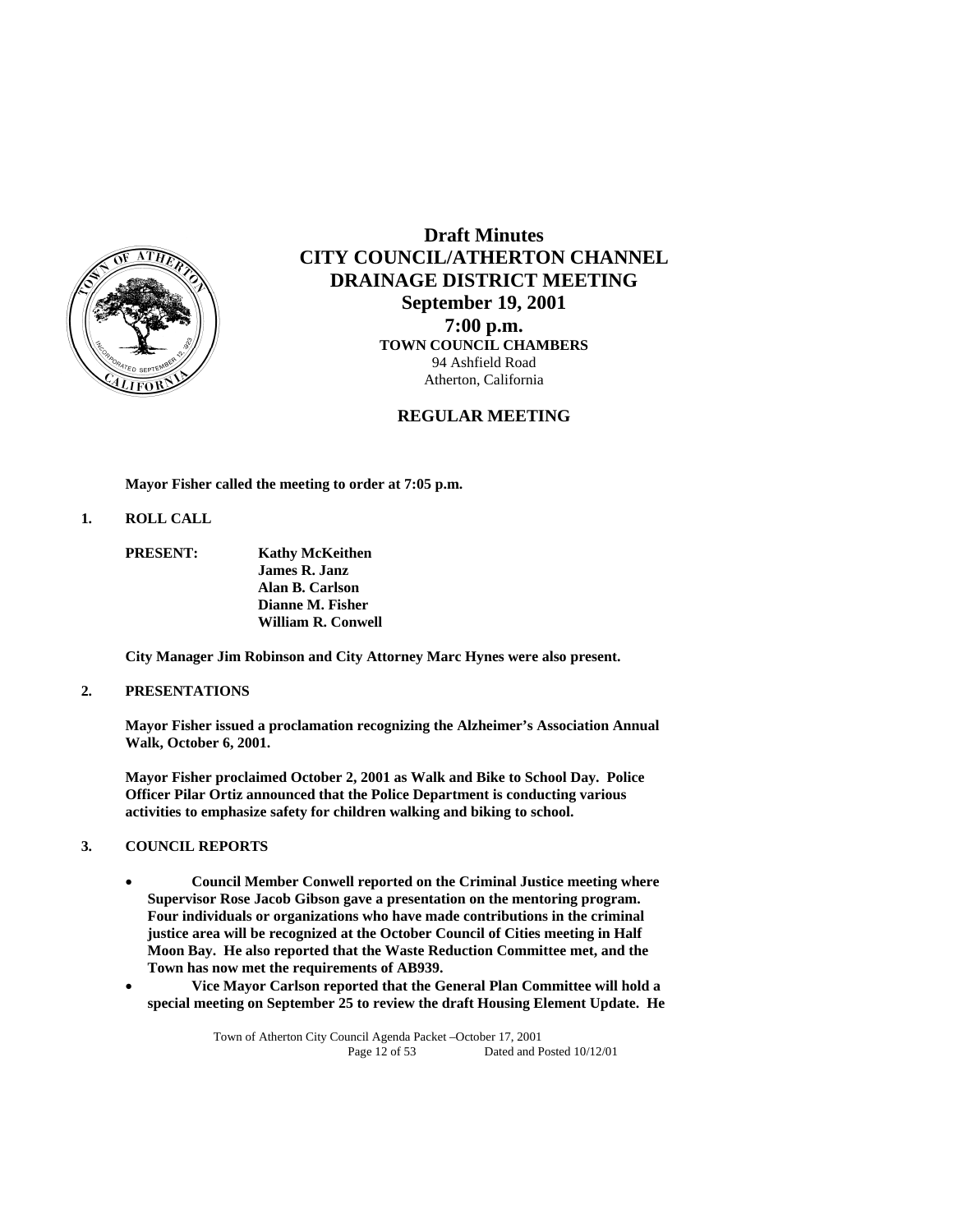# Draft Minutes
# CITY COUNCIL/ATHERTON CHANNEL DRAINAGE DISTRICT MEETING
## September 19, 2001
## 7:00 p.m.

**TOWN COUNCIL CHAMBERS**
94 Ashfield Road
Atherton, California

## REGULAR MEETING

**Mayor Fisher called the meeting to order at 7:05 p.m.**

**1. ROLL CALL**

**PRESENT:** **Kathy McKeithen**
**James R. Janz**
**Alan B. Carlson**
**Dianne M. Fisher**
**William R. Conwell**

**City Manager Jim Robinson and City Attorney Marc Hynes were also present.**

**2. PRESENTATIONS**

**Mayor Fisher issued a proclamation recognizing the Alzheimer's Association Annual Walk, October 6, 2001.**

**Mayor Fisher proclaimed October 2, 2001 as Walk and Bike to School Day. Police Officer Pilar Ortiz announced that the Police Department is conducting various activities to emphasize safety for children walking and biking to school.**

**3. COUNCIL REPORTS**

- **Council Member Conwell reported on the Criminal Justice meeting where Supervisor Rose Jacob Gibson gave a presentation on the mentoring program. Four individuals or organizations who have made contributions in the criminal justice area will be recognized at the October Council of Cities meeting in Half Moon Bay. He also reported that the Waste Reduction Committee met, and the Town has now met the requirements of AB939.**
- **Vice Mayor Carlson reported that the General Plan Committee will hold a special meeting on September 25 to review the draft Housing Element Update. He**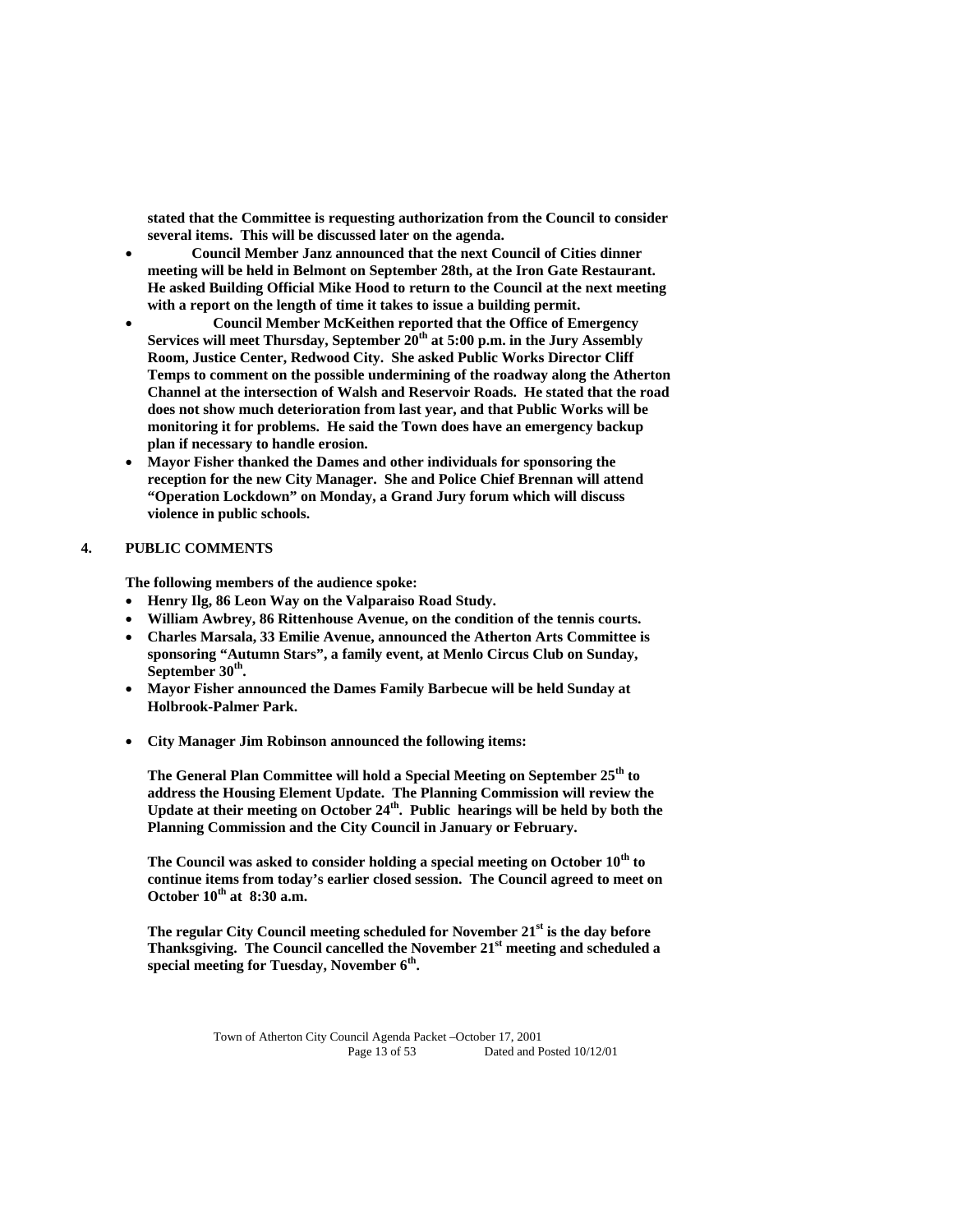**stated that the Committee is requesting authorization from the Council to consider several items. This will be discussed later on the agenda.**

- **Council Member Janz announced that the next Council of Cities dinner meeting will be held in Belmont on September 28th, at the Iron Gate Restaurant. He asked Building Official Mike Hood to return to the Council at the next meeting with a report on the length of time it takes to issue a building permit.**
- **Council Member McKeithen reported that the Office of Emergency Services will meet Thursday, September 20th at 5:00 p.m. in the Jury Assembly Room, Justice Center, Redwood City. She asked Public Works Director Cliff Temps to comment on the possible undermining of the roadway along the Atherton Channel at the intersection of Walsh and Reservoir Roads. He stated that the road does not show much deterioration from last year, and that Public Works will be monitoring it for problems. He said the Town does have an emergency backup plan if necessary to handle erosion.**
- **Mayor Fisher thanked the Dames and other individuals for sponsoring the reception for the new City Manager. She and Police Chief Brennan will attend "Operation Lockdown" on Monday, a Grand Jury forum which will discuss violence in public schools.**

## 4. PUBLIC COMMENTS

**The following members of the audience spoke:**

- **Henry Ilg, 86 Leon Way on the Valparaiso Road Study.**
- **William Awbrey, 86 Rittenhouse Avenue, on the condition of the tennis courts.**
- **Charles Marsala, 33 Emilie Avenue, announced the Atherton Arts Committee is sponsoring "Autumn Stars", a family event, at Menlo Circus Club on Sunday, September 30th.**
- **Mayor Fisher announced the Dames Family Barbecue will be held Sunday at Holbrook-Palmer Park.**
- **City Manager Jim Robinson announced the following items:**

  **The General Plan Committee will hold a Special Meeting on September 25th to address the Housing Element Update. The Planning Commission will review the Update at their meeting on October 24th. Public hearings will be held by both the Planning Commission and the City Council in January or February.**

  **The Council was asked to consider holding a special meeting on October 10th to continue items from today's earlier closed session. The Council agreed to meet on October 10th at 8:30 a.m.**

  **The regular City Council meeting scheduled for November 21st is the day before Thanksgiving. The Council cancelled the November 21st meeting and scheduled a special meeting for Tuesday, November 6th.**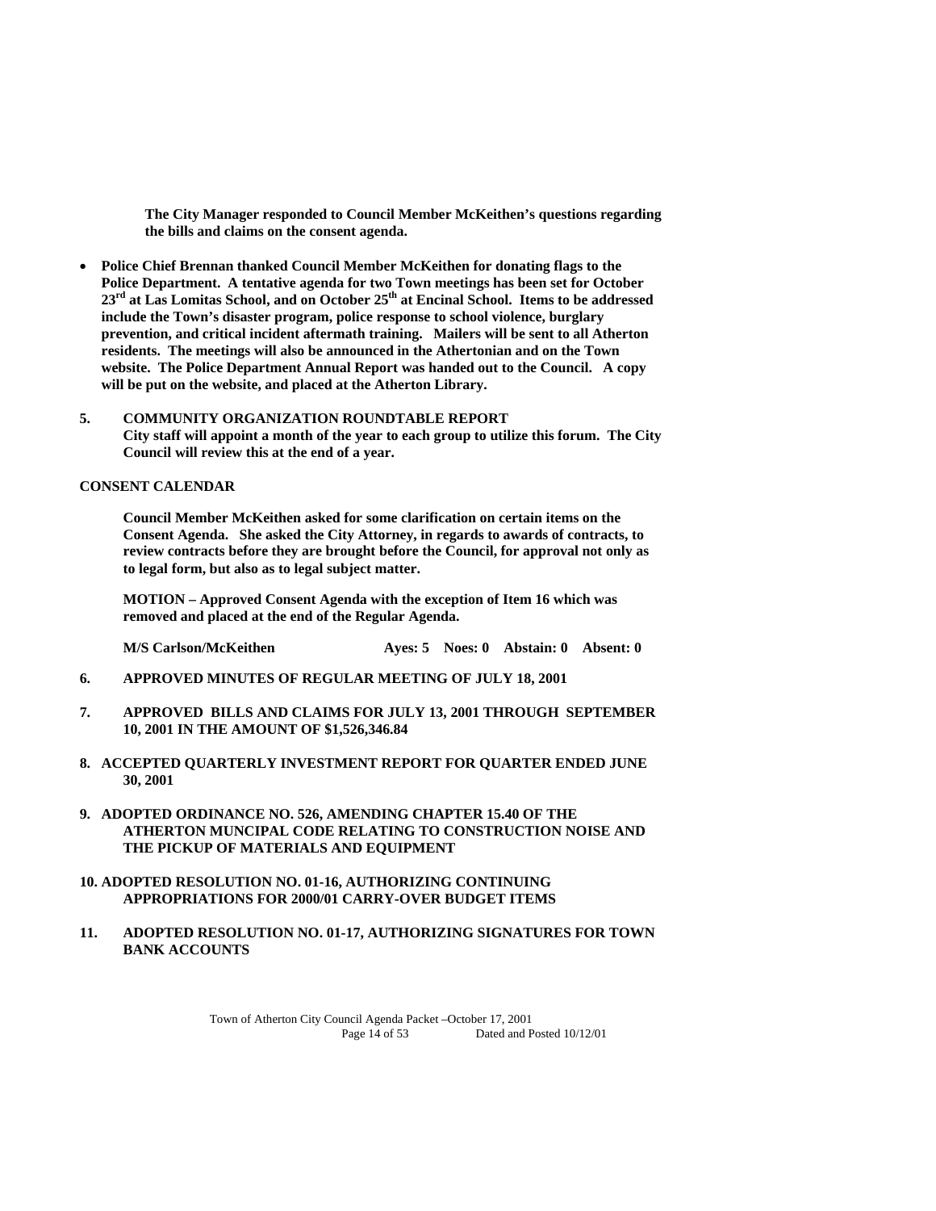**The City Manager responded to Council Member McKeithen's questions regarding the bills and claims on the consent agenda.**

- **Police Chief Brennan thanked Council Member McKeithen for donating flags to the Police Department. A tentative agenda for two Town meetings has been set for October 23rd at Las Lomitas School, and on October 25th at Encinal School. Items to be addressed include the Town's disaster program, police response to school violence, burglary prevention, and critical incident aftermath training. Mailers will be sent to all Atherton residents. The meetings will also be announced in the Athertonian and on the Town website. The Police Department Annual Report was handed out to the Council. A copy will be put on the website, and placed at the Atherton Library.**

**5. COMMUNITY ORGANIZATION ROUNDTABLE REPORT**
**City staff will appoint a month of the year to each group to utilize this forum. The City Council will review this at the end of a year.**

**CONSENT CALENDAR**

**Council Member McKeithen asked for some clarification on certain items on the Consent Agenda. She asked the City Attorney, in regards to awards of contracts, to review contracts before they are brought before the Council, for approval not only as to legal form, but also as to legal subject matter.**

**MOTION – Approved Consent Agenda with the exception of Item 16 which was removed and placed at the end of the Regular Agenda.**

**M/S Carlson/McKeithen Ayes: 5 Noes: 0 Abstain: 0 Absent: 0**

**6. APPROVED MINUTES OF REGULAR MEETING OF JULY 18, 2001**

**7. APPROVED BILLS AND CLAIMS FOR JULY 13, 2001 THROUGH SEPTEMBER 10, 2001 IN THE AMOUNT OF $1,526,346.84**

**8. ACCEPTED QUARTERLY INVESTMENT REPORT FOR QUARTER ENDED JUNE 30, 2001**

**9. ADOPTED ORDINANCE NO. 526, AMENDING CHAPTER 15.40 OF THE ATHERTON MUNCIPAL CODE RELATING TO CONSTRUCTION NOISE AND THE PICKUP OF MATERIALS AND EQUIPMENT**

**10. ADOPTED RESOLUTION NO. 01-16, AUTHORIZING CONTINUING APPROPRIATIONS FOR 2000/01 CARRY-OVER BUDGET ITEMS**

**11. ADOPTED RESOLUTION NO. 01-17, AUTHORIZING SIGNATURES FOR TOWN BANK ACCOUNTS**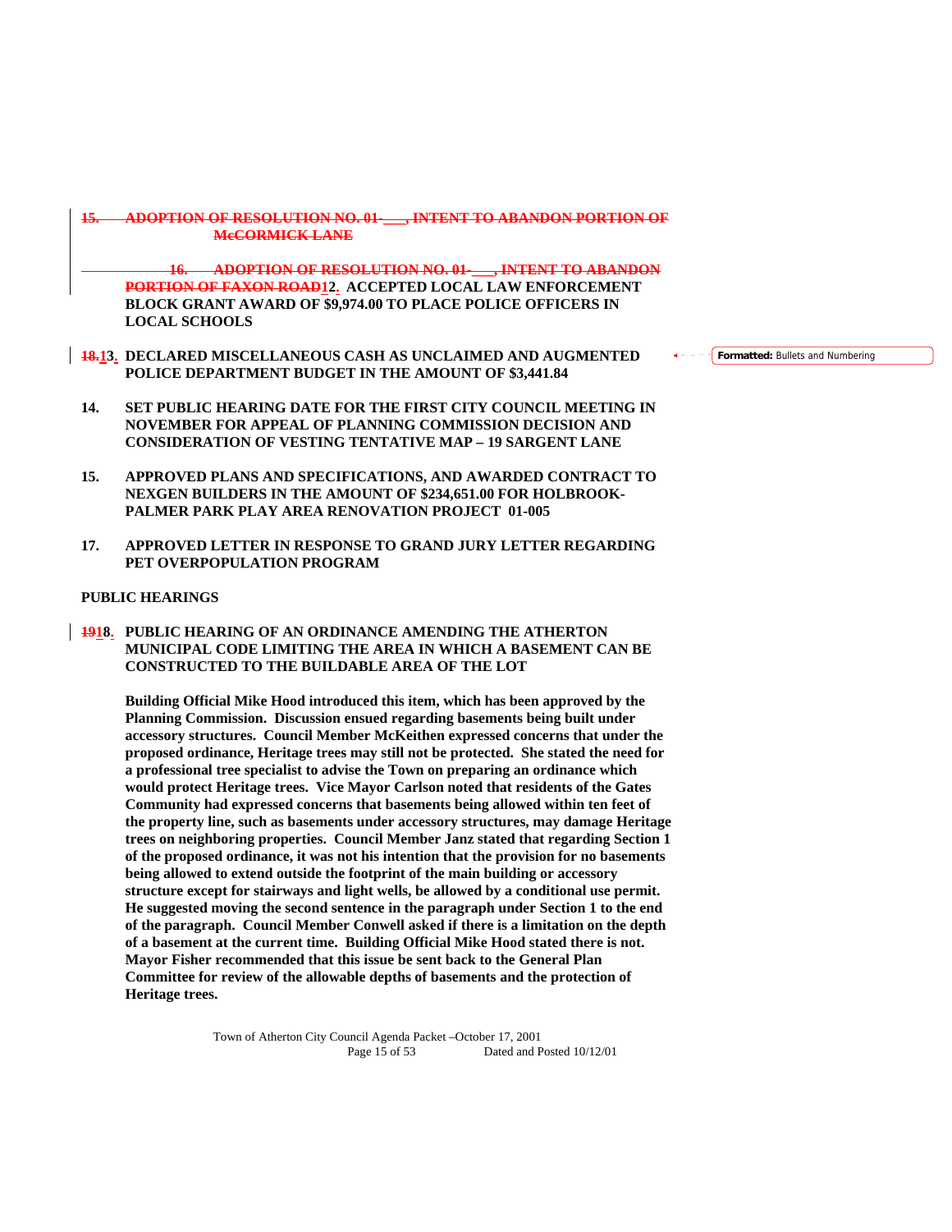~~15. ADOPTION OF RESOLUTION NO. 01-___, INTENT TO ABANDON PORTION OF McCORMICK LANE~~

~~16. ADOPTION OF RESOLUTION NO. 01-___, INTENT TO ABANDON PORTION OF FAXON ROAD~~**12. ACCEPTED LOCAL LAW ENFORCEMENT BLOCK GRANT AWARD OF $9,974.00 TO PLACE POLICE OFFICERS IN LOCAL SCHOOLS**

~~18.~~**13. DECLARED MISCELLANEOUS CASH AS UNCLAIMED AND AUGMENTED POLICE DEPARTMENT BUDGET IN THE AMOUNT OF $3,441.84**

**Formatted:** Bullets and Numbering

**14. SET PUBLIC HEARING DATE FOR THE FIRST CITY COUNCIL MEETING IN NOVEMBER FOR APPEAL OF PLANNING COMMISSION DECISION AND CONSIDERATION OF VESTING TENTATIVE MAP – 19 SARGENT LANE**

**15. APPROVED PLANS AND SPECIFICATIONS, AND AWARDED CONTRACT TO NEXGEN BUILDERS IN THE AMOUNT OF $234,651.00 FOR HOLBROOK-PALMER PARK PLAY AREA RENOVATION PROJECT 01-005**

**17. APPROVED LETTER IN RESPONSE TO GRAND JURY LETTER REGARDING PET OVERPOPULATION PROGRAM**

**PUBLIC HEARINGS**

~~19~~**18. PUBLIC HEARING OF AN ORDINANCE AMENDING THE ATHERTON MUNICIPAL CODE LIMITING THE AREA IN WHICH A BASEMENT CAN BE CONSTRUCTED TO THE BUILDABLE AREA OF THE LOT**

**Building Official Mike Hood introduced this item, which has been approved by the Planning Commission. Discussion ensued regarding basements being built under accessory structures. Council Member McKeithen expressed concerns that under the proposed ordinance, Heritage trees may still not be protected. She stated the need for a professional tree specialist to advise the Town on preparing an ordinance which would protect Heritage trees. Vice Mayor Carlson noted that residents of the Gates Community had expressed concerns that basements being allowed within ten feet of the property line, such as basements under accessory structures, may damage Heritage trees on neighboring properties. Council Member Janz stated that regarding Section 1 of the proposed ordinance, it was not his intention that the provision for no basements being allowed to extend outside the footprint of the main building or accessory structure except for stairways and light wells, be allowed by a conditional use permit. He suggested moving the second sentence in the paragraph under Section 1 to the end of the paragraph. Council Member Conwell asked if there is a limitation on the depth of a basement at the current time. Building Official Mike Hood stated there is not. Mayor Fisher recommended that this issue be sent back to the General Plan Committee for review of the allowable depths of basements and the protection of Heritage trees.**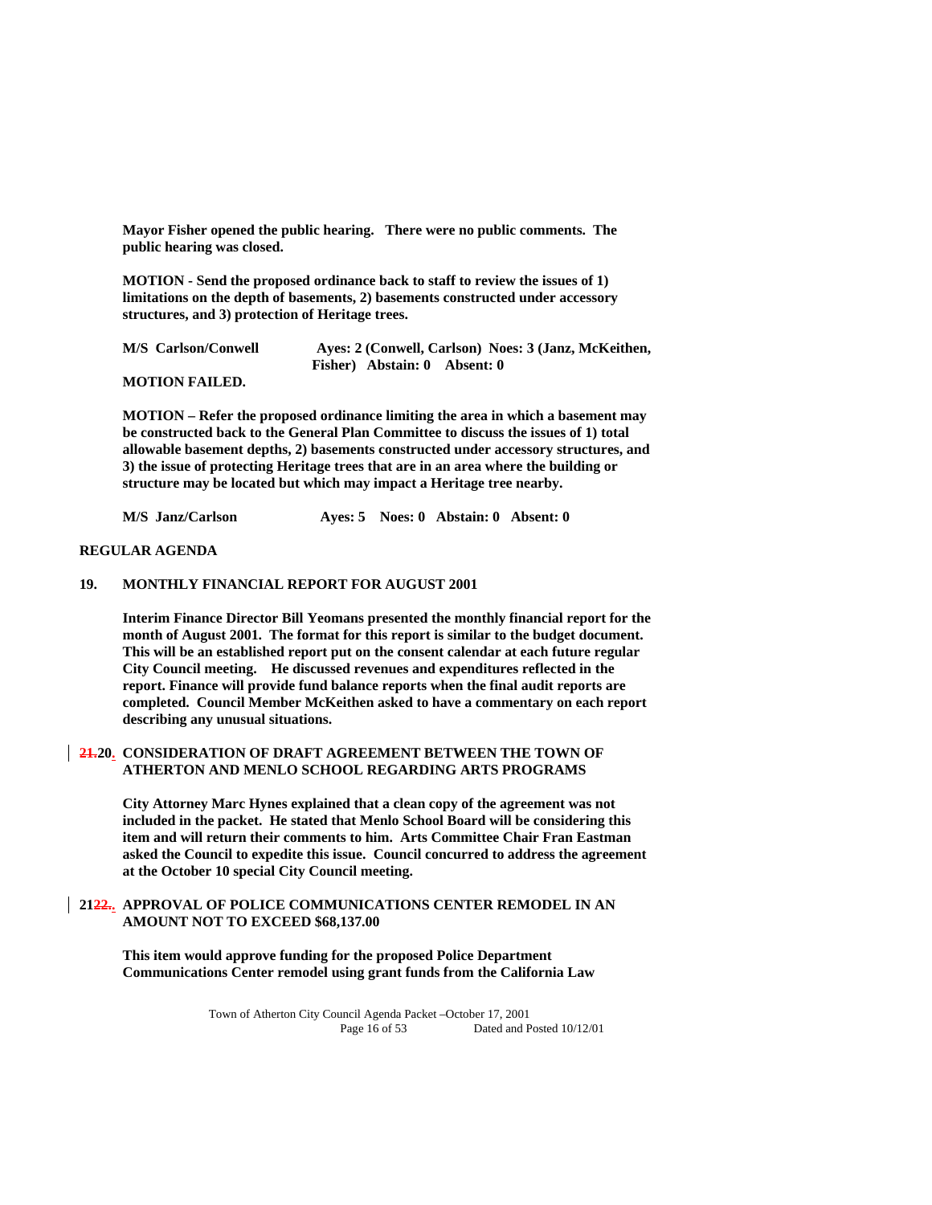**Mayor Fisher opened the public hearing. There were no public comments. The public hearing was closed.**

**MOTION - Send the proposed ordinance back to staff to review the issues of 1) limitations on the depth of basements, 2) basements constructed under accessory structures, and 3) protection of Heritage trees.**

**M/S Carlson/Conwell Ayes: 2 (Conwell, Carlson) Noes: 3 (Janz, McKeithen, Fisher) Abstain: 0 Absent: 0**

**MOTION FAILED.**

**MOTION – Refer the proposed ordinance limiting the area in which a basement may be constructed back to the General Plan Committee to discuss the issues of 1) total allowable basement depths, 2) basements constructed under accessory structures, and 3) the issue of protecting Heritage trees that are in an area where the building or structure may be located but which may impact a Heritage tree nearby.**

**M/S Janz/Carlson Ayes: 5 Noes: 0 Abstain: 0 Absent: 0**

**REGULAR AGENDA**

**19. MONTHLY FINANCIAL REPORT FOR AUGUST 2001**

**Interim Finance Director Bill Yeomans presented the monthly financial report for the month of August 2001. The format for this report is similar to the budget document. This will be an established report put on the consent calendar at each future regular City Council meeting. He discussed revenues and expenditures reflected in the report. Finance will provide fund balance reports when the final audit reports are completed. Council Member McKeithen asked to have a commentary on each report describing any unusual situations.**

**~~21.~~20. CONSIDERATION OF DRAFT AGREEMENT BETWEEN THE TOWN OF ATHERTON AND MENLO SCHOOL REGARDING ARTS PROGRAMS**

**City Attorney Marc Hynes explained that a clean copy of the agreement was not included in the packet. He stated that Menlo School Board will be considering this item and will return their comments to him. Arts Committee Chair Fran Eastman asked the Council to expedite this issue. Council concurred to address the agreement at the October 10 special City Council meeting.**

**21~~22.~~. APPROVAL OF POLICE COMMUNICATIONS CENTER REMODEL IN AN AMOUNT NOT TO EXCEED $68,137.00**

**This item would approve funding for the proposed Police Department Communications Center remodel using grant funds from the California Law**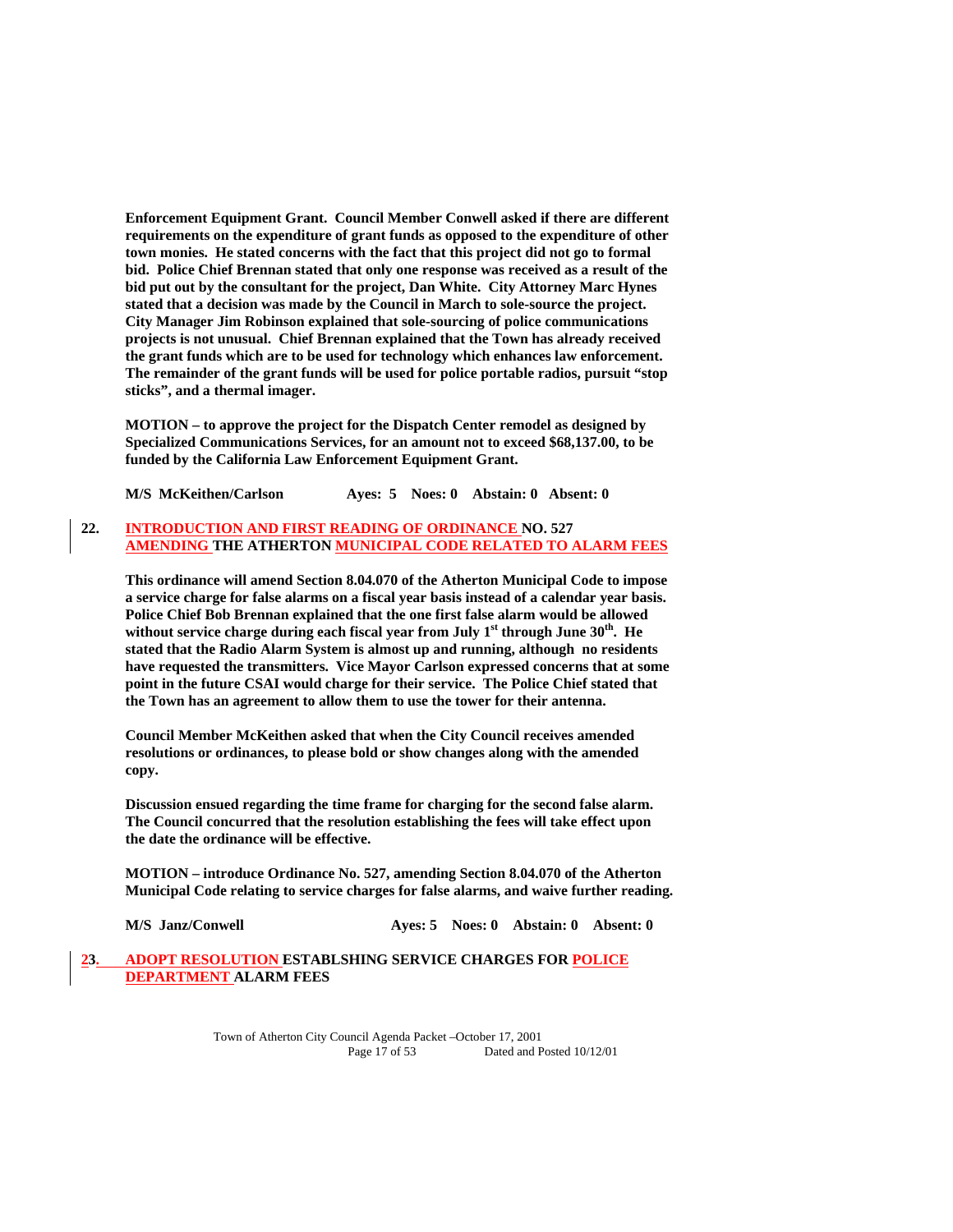**Enforcement Equipment Grant. Council Member Conwell asked if there are different requirements on the expenditure of grant funds as opposed to the expenditure of other town monies. He stated concerns with the fact that this project did not go to formal bid. Police Chief Brennan stated that only one response was received as a result of the bid put out by the consultant for the project, Dan White. City Attorney Marc Hynes stated that a decision was made by the Council in March to sole-source the project. City Manager Jim Robinson explained that sole-sourcing of police communications projects is not unusual. Chief Brennan explained that the Town has already received the grant funds which are to be used for technology which enhances law enforcement. The remainder of the grant funds will be used for police portable radios, pursuit "stop sticks", and a thermal imager.**

**MOTION – to approve the project for the Dispatch Center remodel as designed by Specialized Communications Services, for an amount not to exceed $68,137.00, to be funded by the California Law Enforcement Equipment Grant.**

**M/S McKeithen/Carlson Ayes: 5 Noes: 0 Abstain: 0 Absent: 0**

**22. INTRODUCTION AND FIRST READING OF ORDINANCE NO. 527 AMENDING THE ATHERTON MUNICIPAL CODE RELATED TO ALARM FEES**

**This ordinance will amend Section 8.04.070 of the Atherton Municipal Code to impose a service charge for false alarms on a fiscal year basis instead of a calendar year basis. Police Chief Bob Brennan explained that the one first false alarm would be allowed without service charge during each fiscal year from July 1st through June 30th. He stated that the Radio Alarm System is almost up and running, although no residents have requested the transmitters. Vice Mayor Carlson expressed concerns that at some point in the future CSAI would charge for their service. The Police Chief stated that the Town has an agreement to allow them to use the tower for their antenna.**

**Council Member McKeithen asked that when the City Council receives amended resolutions or ordinances, to please bold or show changes along with the amended copy.**

**Discussion ensued regarding the time frame for charging for the second false alarm. The Council concurred that the resolution establishing the fees will take effect upon the date the ordinance will be effective.**

**MOTION – introduce Ordinance No. 527, amending Section 8.04.070 of the Atherton Municipal Code relating to service charges for false alarms, and waive further reading.**

**M/S Janz/Conwell Ayes: 5 Noes: 0 Abstain: 0 Absent: 0**

**23. ADOPT RESOLUTION ESTABLSHING SERVICE CHARGES FOR POLICE DEPARTMENT ALARM FEES**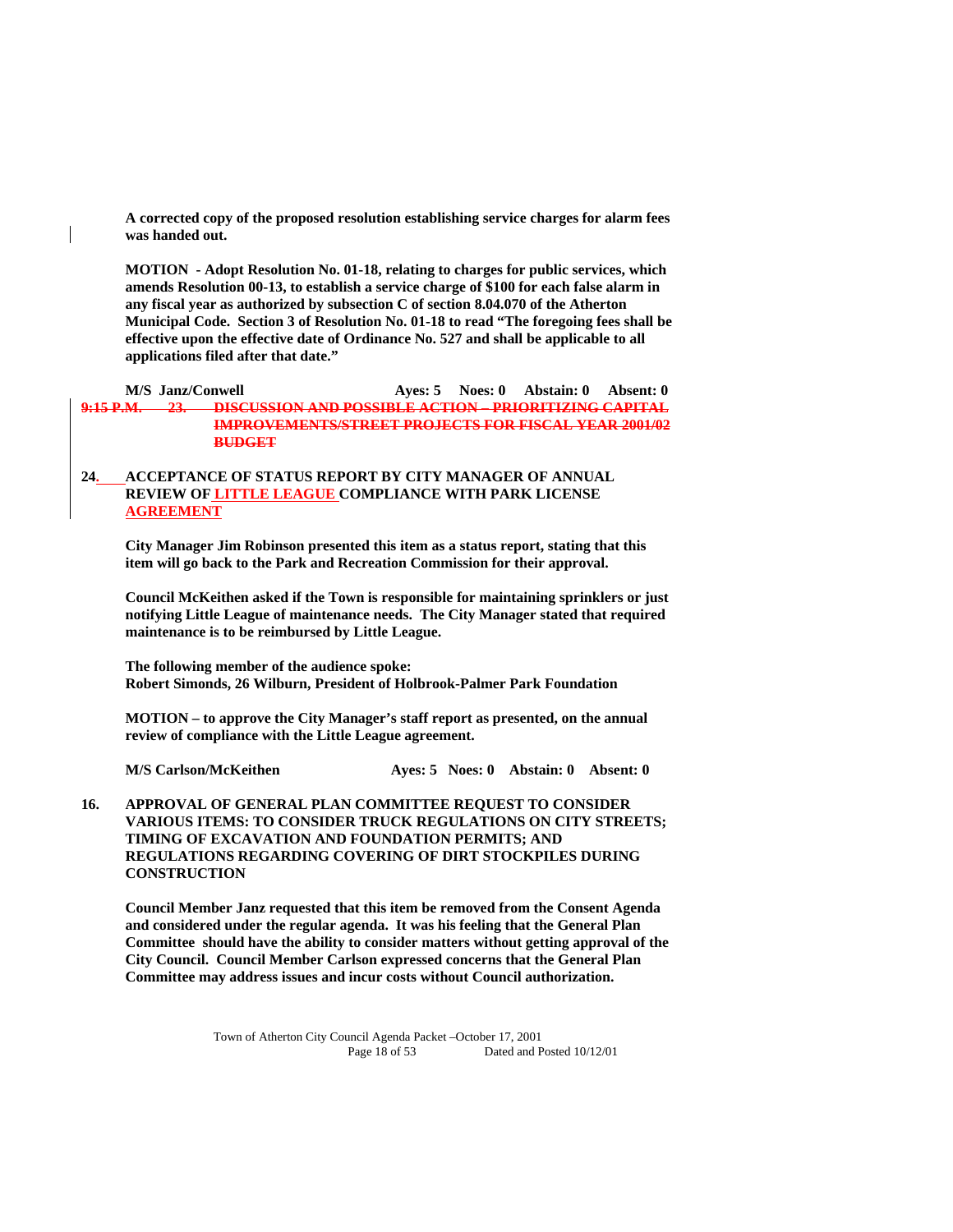**A corrected copy of the proposed resolution establishing service charges for alarm fees was handed out.**

**MOTION - Adopt Resolution No. 01-18, relating to charges for public services, which amends Resolution 00-13, to establish a service charge of $100 for each false alarm in any fiscal year as authorized by subsection C of section 8.04.070 of the Atherton Municipal Code. Section 3 of Resolution No. 01-18 to read "The foregoing fees shall be effective upon the effective date of Ordinance No. 527 and shall be applicable to all applications filed after that date."**

**M/S Janz/Conwell Ayes: 5 Noes: 0 Abstain: 0 Absent: 0**

~~**9:15 P.M. 23. DISCUSSION AND POSSIBLE ACTION – PRIORITIZING CAPITAL IMPROVEMENTS/STREET PROJECTS FOR FISCAL YEAR 2001/02 BUDGET**~~

**24. ACCEPTANCE OF STATUS REPORT BY CITY MANAGER OF ANNUAL REVIEW OF LITTLE LEAGUE COMPLIANCE WITH PARK LICENSE AGREEMENT**

**City Manager Jim Robinson presented this item as a status report, stating that this item will go back to the Park and Recreation Commission for their approval.**

**Council McKeithen asked if the Town is responsible for maintaining sprinklers or just notifying Little League of maintenance needs. The City Manager stated that required maintenance is to be reimbursed by Little League.**

**The following member of the audience spoke:**
**Robert Simonds, 26 Wilburn, President of Holbrook-Palmer Park Foundation**

**MOTION – to approve the City Manager's staff report as presented, on the annual review of compliance with the Little League agreement.**

**M/S Carlson/McKeithen Ayes: 5 Noes: 0 Abstain: 0 Absent: 0**

**16. APPROVAL OF GENERAL PLAN COMMITTEE REQUEST TO CONSIDER VARIOUS ITEMS: TO CONSIDER TRUCK REGULATIONS ON CITY STREETS; TIMING OF EXCAVATION AND FOUNDATION PERMITS; AND REGULATIONS REGARDING COVERING OF DIRT STOCKPILES DURING CONSTRUCTION**

**Council Member Janz requested that this item be removed from the Consent Agenda and considered under the regular agenda. It was his feeling that the General Plan Committee should have the ability to consider matters without getting approval of the City Council. Council Member Carlson expressed concerns that the General Plan Committee may address issues and incur costs without Council authorization.**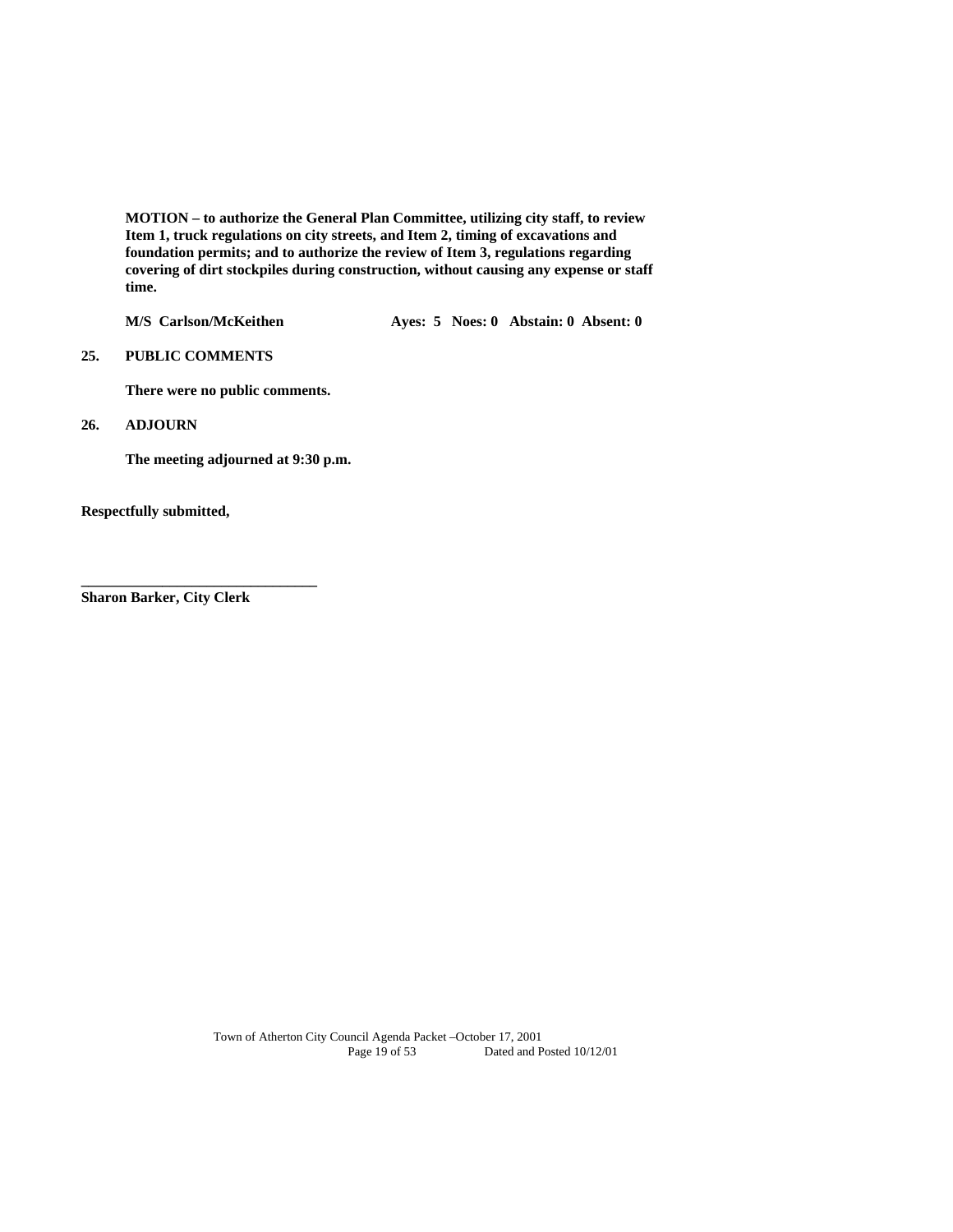**MOTION – to authorize the General Plan Committee, utilizing city staff, to review Item 1, truck regulations on city streets, and Item 2, timing of excavations and foundation permits; and to authorize the review of Item 3, regulations regarding covering of dirt stockpiles during construction, without causing any expense or staff time.**

**M/S Carlson/McKeithen Ayes: 5 Noes: 0 Abstain: 0 Absent: 0**

**25. PUBLIC COMMENTS**

**There were no public comments.**

**26. ADJOURN**

**The meeting adjourned at 9:30 p.m.**

**Respectfully submitted,**

**_______________________________**
**Sharon Barker, City Clerk**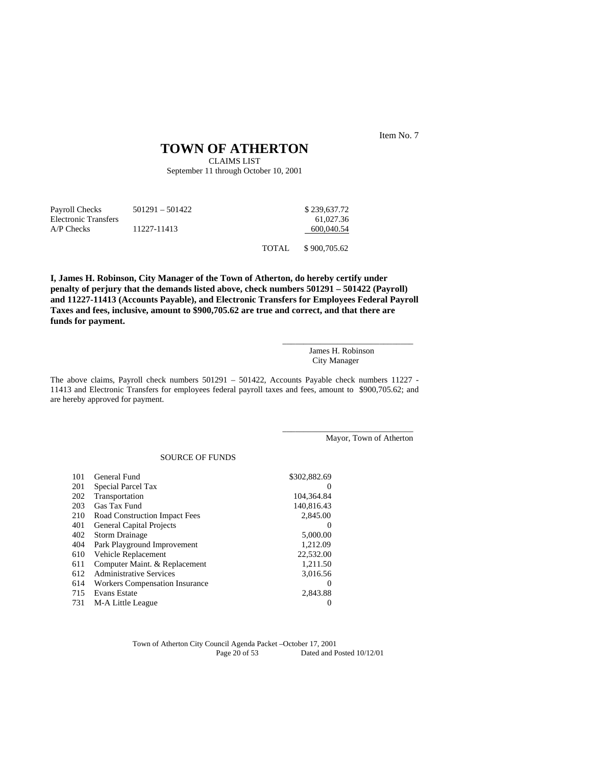Item No. 7

# TOWN OF ATHERTON

CLAIMS LIST
September 11 through October 10, 2001

| | | | |
|---|---|---|---|
| Payroll Checks | 501291 – 501422 | | $ 239,637.72 |
| Electronic Transfers | | | 61,027.36 |
| A/P Checks | 11227-11413 | | 600,040.54 |
| | | TOTAL | $ 900,705.62 |

**I, James H. Robinson, City Manager of the Town of Atherton, do hereby certify under penalty of perjury that the demands listed above, check numbers 501291 – 501422 (Payroll) and 11227-11413 (Accounts Payable), and Electronic Transfers for Employees Federal Payroll Taxes and fees, inclusive, amount to $900,705.62 are true and correct, and that there are funds for payment.**

\_\_\_\_\_\_\_\_\_\_\_\_\_\_\_\_\_\_\_\_\_\_\_\_\_\_\_\_\_\_
James H. Robinson
City Manager

The above claims, Payroll check numbers 501291 – 501422, Accounts Payable check numbers 11227 - 11413 and Electronic Transfers for employees federal payroll taxes and fees, amount to $900,705.62; and are hereby approved for payment.

\_\_\_\_\_\_\_\_\_\_\_\_\_\_\_\_\_\_\_\_\_\_\_\_\_\_\_\_\_\_
Mayor, Town of Atherton

SOURCE OF FUNDS

| | | |
|---|---|---|
| 101 | General Fund | $302,882.69 |
| 201 | Special Parcel Tax | 0 |
| 202 | Transportation | 104,364.84 |
| 203 | Gas Tax Fund | 140,816.43 |
| 210 | Road Construction Impact Fees | 2,845.00 |
| 401 | General Capital Projects | 0 |
| 402 | Storm Drainage | 5,000.00 |
| 404 | Park Playground Improvement | 1,212.09 |
| 610 | Vehicle Replacement | 22,532.00 |
| 611 | Computer Maint. & Replacement | 1,211.50 |
| 612 | Administrative Services | 3,016.56 |
| 614 | Workers Compensation Insurance | 0 |
| 715 | Evans Estate | 2,843.88 |
| 731 | M-A Little League | 0 |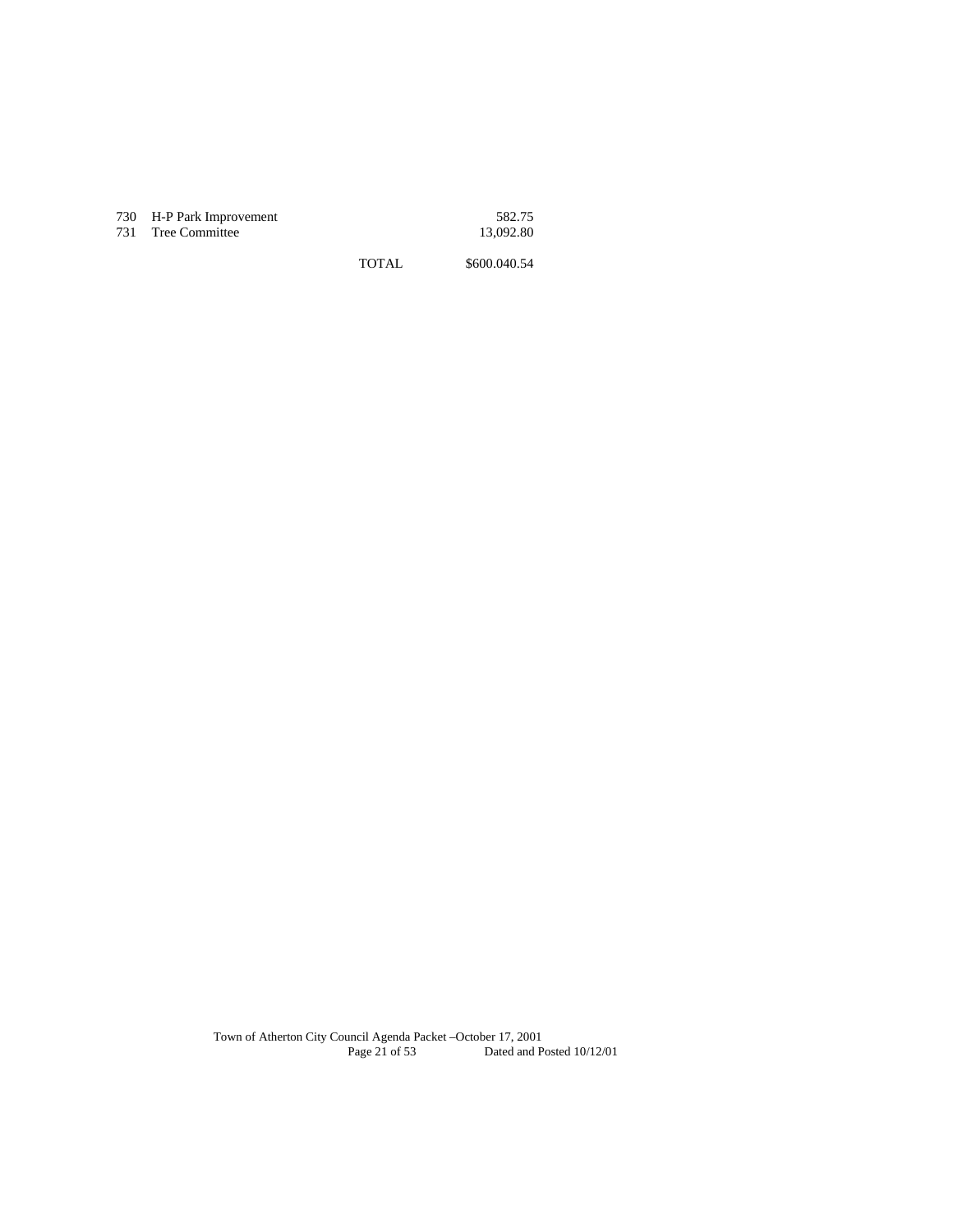| | | | |
|---|---|---|---|
| 730 | H-P Park Improvement | | 582.75 |
| 731 | Tree Committee | | 13,092.80 |
| | | TOTAL | $600.040.54 |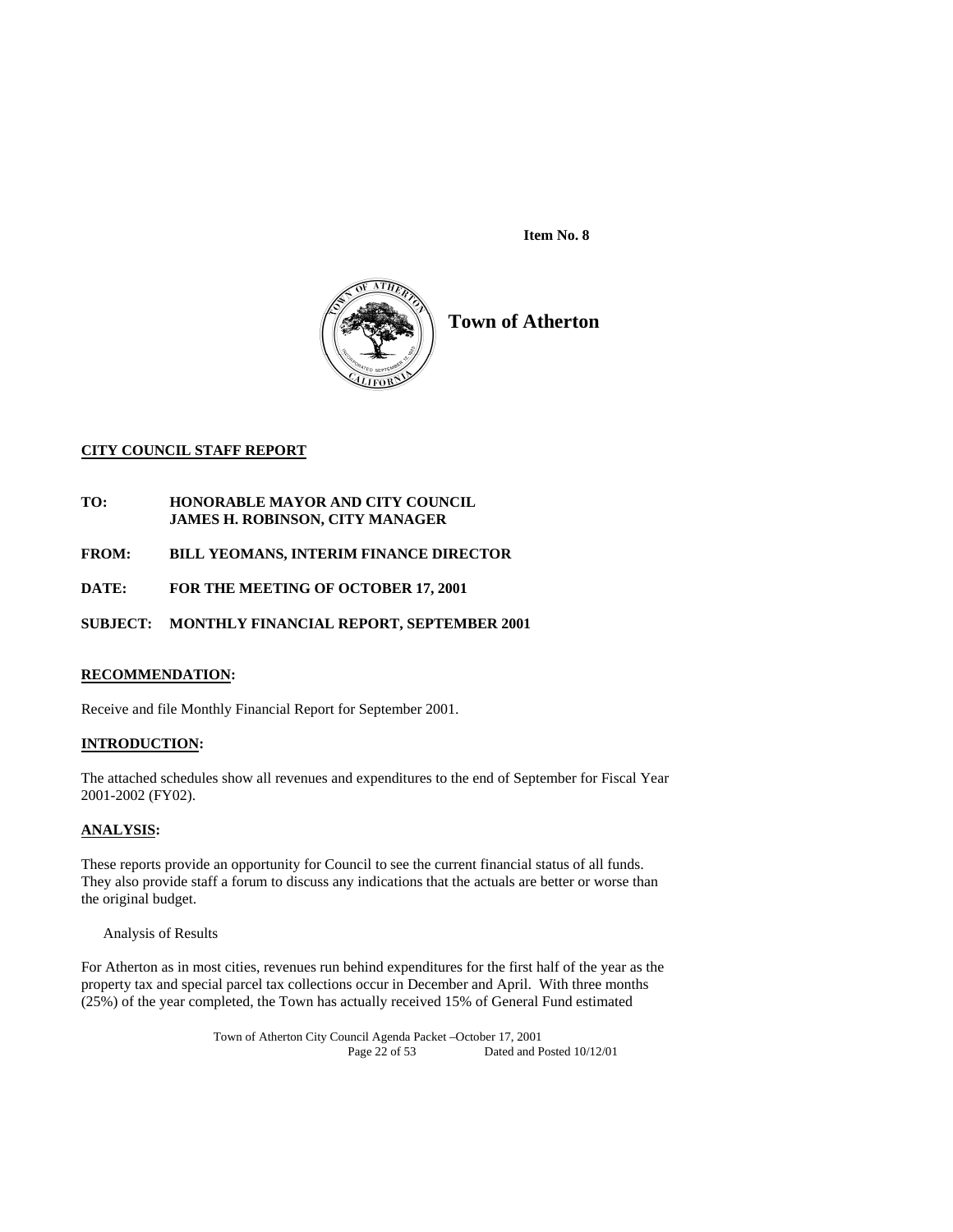**Item No. 8**

**Town of Atherton**

**CITY COUNCIL STAFF REPORT**

**TO: HONORABLE MAYOR AND CITY COUNCIL**
**JAMES H. ROBINSON, CITY MANAGER**

**FROM: BILL YEOMANS, INTERIM FINANCE DIRECTOR**

**DATE: FOR THE MEETING OF OCTOBER 17, 2001**

**SUBJECT: MONTHLY FINANCIAL REPORT, SEPTEMBER 2001**

**RECOMMENDATION:**

Receive and file Monthly Financial Report for September 2001.

**INTRODUCTION:**

The attached schedules show all revenues and expenditures to the end of September for Fiscal Year 2001-2002 (FY02).

**ANALYSIS:**

These reports provide an opportunity for Council to see the current financial status of all funds. They also provide staff a forum to discuss any indications that the actuals are better or worse than the original budget.

Analysis of Results

For Atherton as in most cities, revenues run behind expenditures for the first half of the year as the property tax and special parcel tax collections occur in December and April. With three months (25%) of the year completed, the Town has actually received 15% of General Fund estimated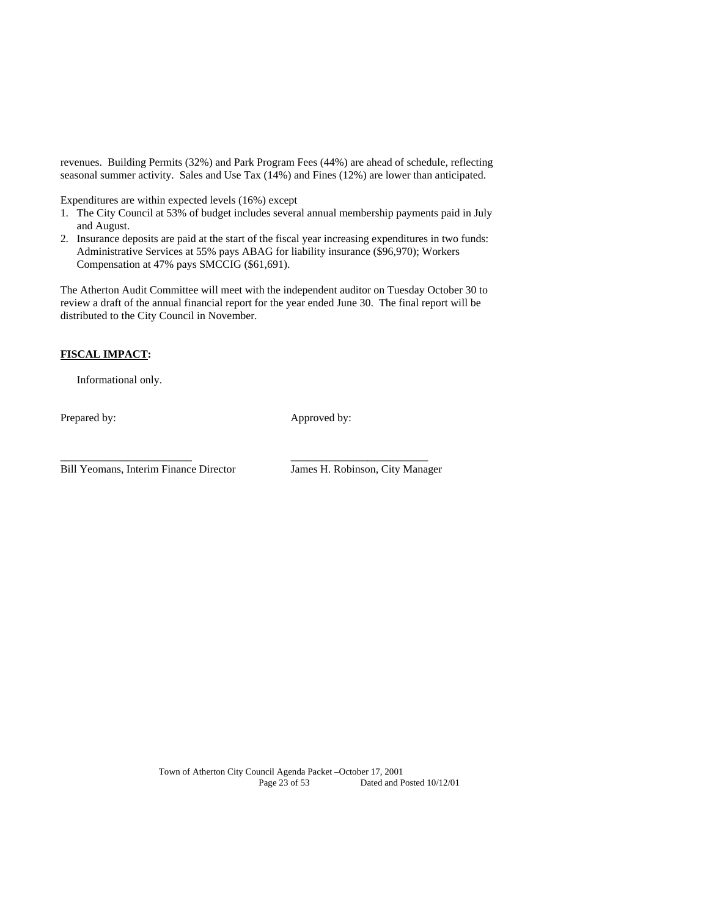revenues. Building Permits (32%) and Park Program Fees (44%) are ahead of schedule, reflecting seasonal summer activity. Sales and Use Tax (14%) and Fines (12%) are lower than anticipated.

Expenditures are within expected levels (16%) except

1. The City Council at 53% of budget includes several annual membership payments paid in July and August.
2. Insurance deposits are paid at the start of the fiscal year increasing expenditures in two funds: Administrative Services at 55% pays ABAG for liability insurance ($96,970); Workers Compensation at 47% pays SMCCIG ($61,691).

The Atherton Audit Committee will meet with the independent auditor on Tuesday October 30 to review a draft of the annual financial report for the year ended June 30. The final report will be distributed to the City Council in November.

**FISCAL IMPACT:**

Informational only.

Prepared by: Approved by:

_______________________ _______________________

Bill Yeomans, Interim Finance Director James H. Robinson, City Manager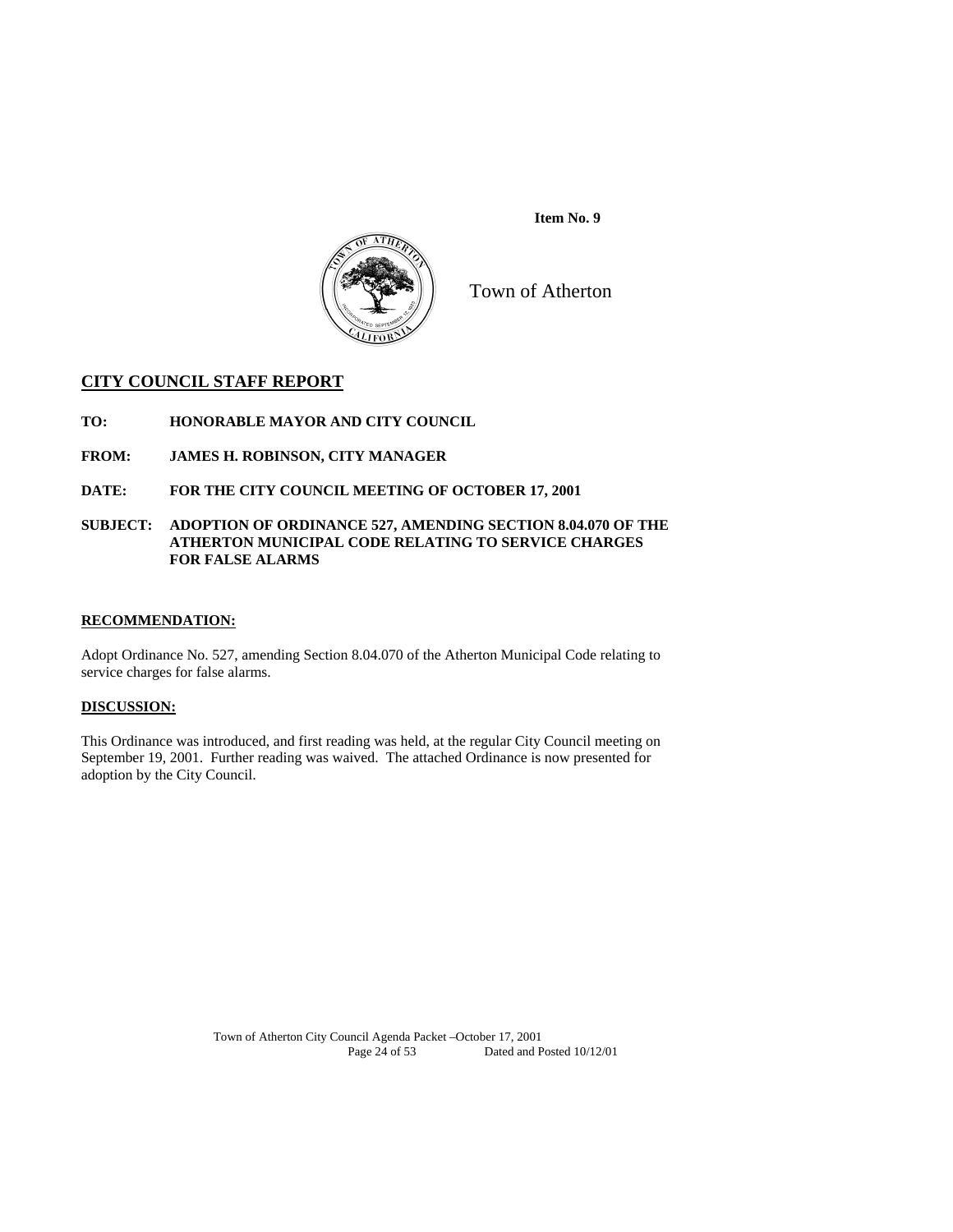**Item No. 9**

Town of Atherton

## CITY COUNCIL STAFF REPORT

**TO: HONORABLE MAYOR AND CITY COUNCIL**

**FROM: JAMES H. ROBINSON, CITY MANAGER**

**DATE: FOR THE CITY COUNCIL MEETING OF OCTOBER 17, 2001**

**SUBJECT: ADOPTION OF ORDINANCE 527, AMENDING SECTION 8.04.070 OF THE ATHERTON MUNICIPAL CODE RELATING TO SERVICE CHARGES FOR FALSE ALARMS**

### RECOMMENDATION:

Adopt Ordinance No. 527, amending Section 8.04.070 of the Atherton Municipal Code relating to service charges for false alarms.

### DISCUSSION:

This Ordinance was introduced, and first reading was held, at the regular City Council meeting on September 19, 2001. Further reading was waived. The attached Ordinance is now presented for adoption by the City Council.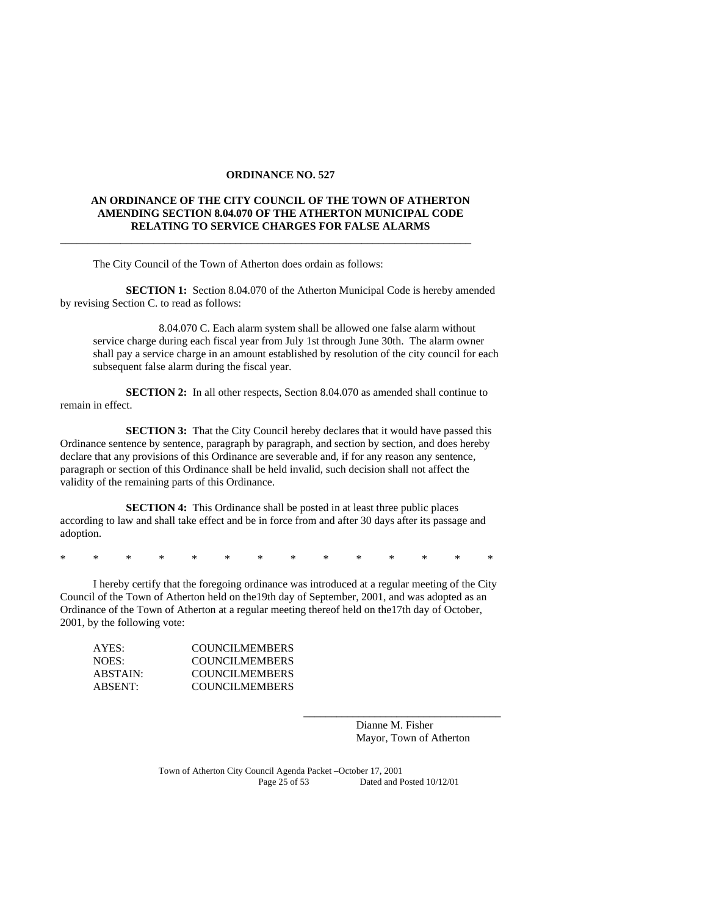**ORDINANCE NO. 527**

**AN ORDINANCE OF THE CITY COUNCIL OF THE TOWN OF ATHERTON AMENDING SECTION 8.04.070 OF THE ATHERTON MUNICIPAL CODE RELATING TO SERVICE CHARGES FOR FALSE ALARMS**

---

The City Council of the Town of Atherton does ordain as follows:

**SECTION 1:** Section 8.04.070 of the Atherton Municipal Code is hereby amended by revising Section C. to read as follows:

> 8.04.070 C. Each alarm system shall be allowed one false alarm without service charge during each fiscal year from July 1st through June 30th. The alarm owner shall pay a service charge in an amount established by resolution of the city council for each subsequent false alarm during the fiscal year.

**SECTION 2:** In all other respects, Section 8.04.070 as amended shall continue to remain in effect.

**SECTION 3:** That the City Council hereby declares that it would have passed this Ordinance sentence by sentence, paragraph by paragraph, and section by section, and does hereby declare that any provisions of this Ordinance are severable and, if for any reason any sentence, paragraph or section of this Ordinance shall be held invalid, such decision shall not affect the validity of the remaining parts of this Ordinance.

**SECTION 4:** This Ordinance shall be posted in at least three public places according to law and shall take effect and be in force from and after 30 days after its passage and adoption.

\* \* \* \* \* \* \* \* \* \* \* \* \* \*

I hereby certify that the foregoing ordinance was introduced at a regular meeting of the City Council of the Town of Atherton held on the19th day of September, 2001, and was adopted as an Ordinance of the Town of Atherton at a regular meeting thereof held on the17th day of October, 2001, by the following vote:

AYES: COUNCILMEMBERS
NOES: COUNCILMEMBERS
ABSTAIN: COUNCILMEMBERS
ABSENT: COUNCILMEMBERS

\_\_\_\_\_\_\_\_\_\_\_\_\_\_\_\_\_\_\_\_\_\_\_\_\_\_\_\_\_\_\_\_\_\_\_\_
Dianne M. Fisher
Mayor, Town of Atherton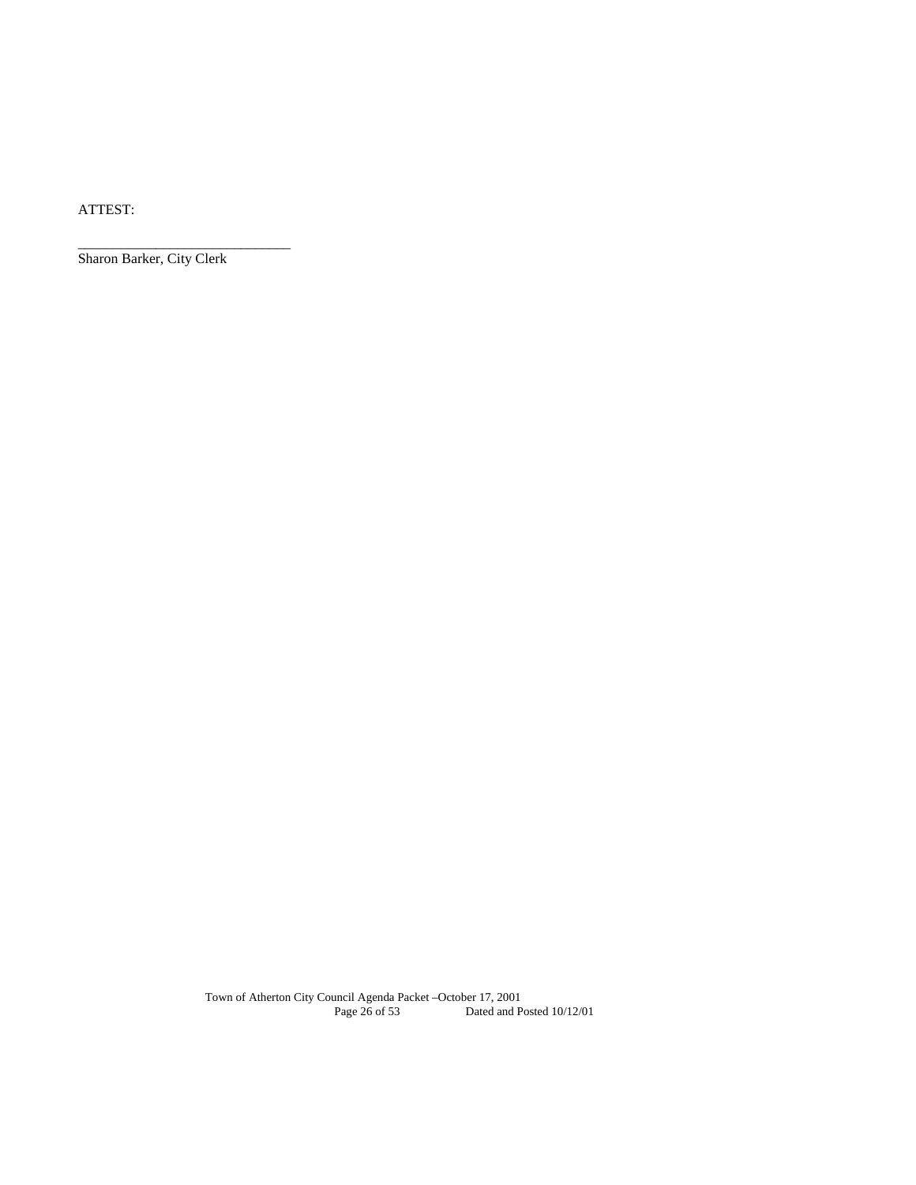ATTEST:

______________________________
Sharon Barker, City Clerk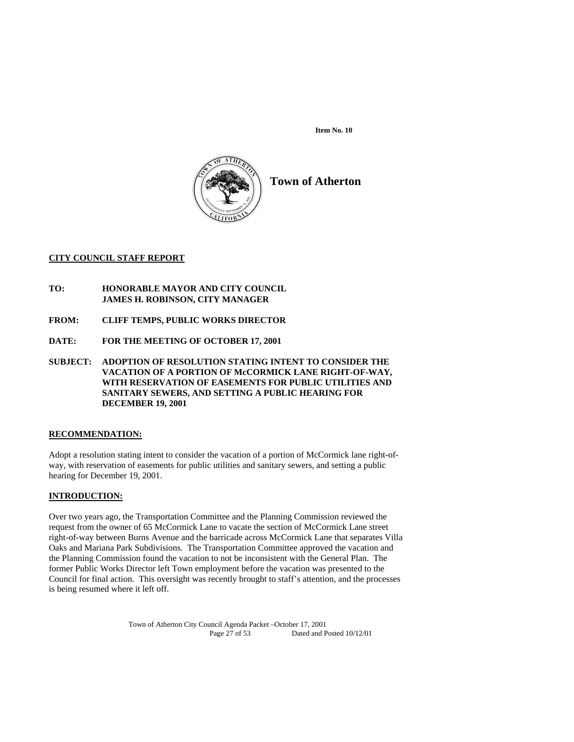**Item No. 10**

**Town of Atherton**

**CITY COUNCIL STAFF REPORT**

**TO:** **HONORABLE MAYOR AND CITY COUNCIL**
**JAMES H. ROBINSON, CITY MANAGER**

**FROM:** **CLIFF TEMPS, PUBLIC WORKS DIRECTOR**

**DATE:** **FOR THE MEETING OF OCTOBER 17, 2001**

**SUBJECT:** **ADOPTION OF RESOLUTION STATING INTENT TO CONSIDER THE VACATION OF A PORTION OF McCORMICK LANE RIGHT-OF-WAY, WITH RESERVATION OF EASEMENTS FOR PUBLIC UTILITIES AND SANITARY SEWERS, AND SETTING A PUBLIC HEARING FOR DECEMBER 19, 2001**

**RECOMMENDATION:**

Adopt a resolution stating intent to consider the vacation of a portion of McCormick lane right-of-way, with reservation of easements for public utilities and sanitary sewers, and setting a public hearing for December 19, 2001.

**INTRODUCTION:**

Over two years ago, the Transportation Committee and the Planning Commission reviewed the request from the owner of 65 McCormick Lane to vacate the section of McCormick Lane street right-of-way between Burns Avenue and the barricade across McCormick Lane that separates Villa Oaks and Mariana Park Subdivisions. The Transportation Committee approved the vacation and the Planning Commission found the vacation to not be inconsistent with the General Plan. The former Public Works Director left Town employment before the vacation was presented to the Council for final action. This oversight was recently brought to staff's attention, and the processes is being resumed where it left off.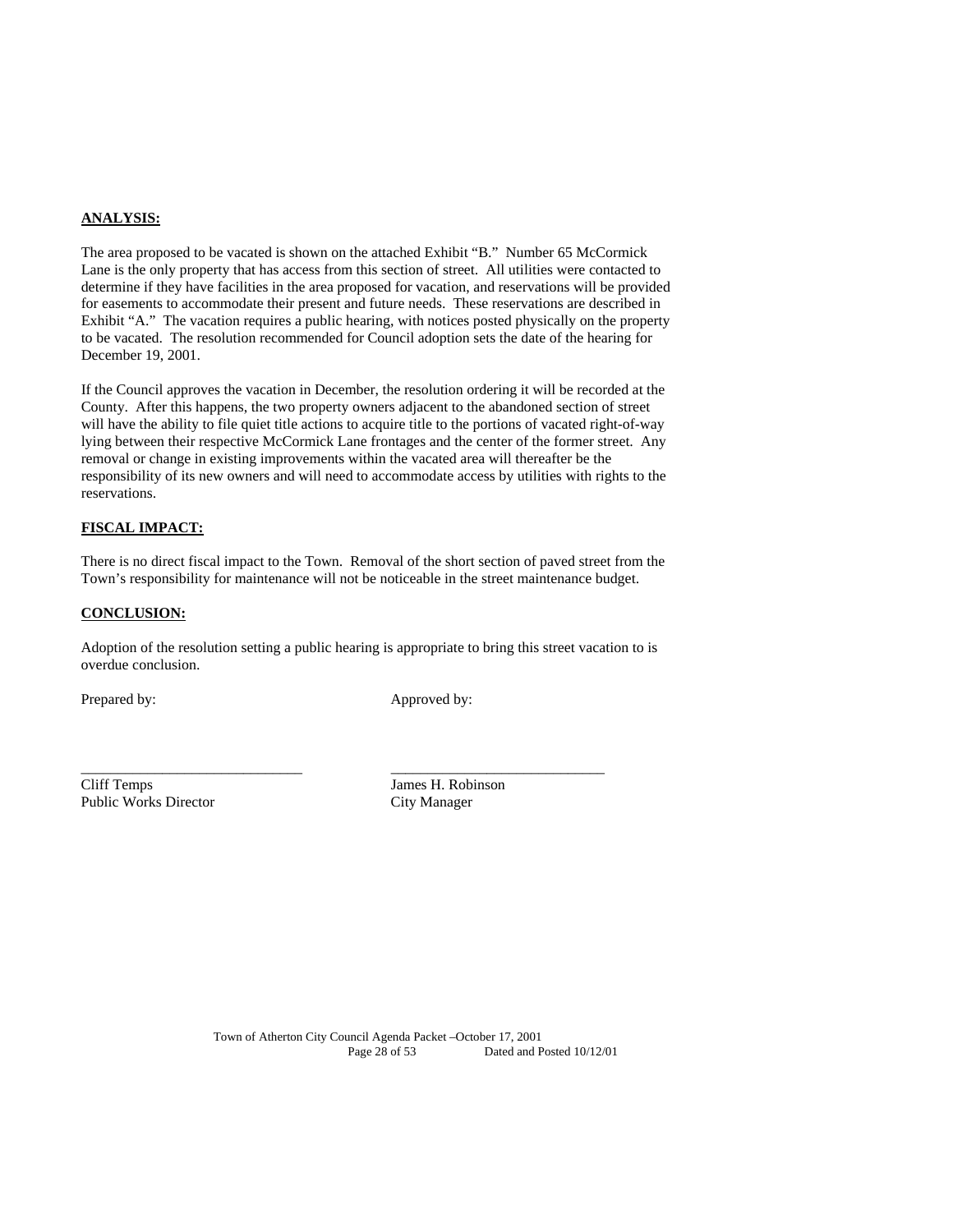**ANALYSIS:**

The area proposed to be vacated is shown on the attached Exhibit "B." Number 65 McCormick Lane is the only property that has access from this section of street. All utilities were contacted to determine if they have facilities in the area proposed for vacation, and reservations will be provided for easements to accommodate their present and future needs. These reservations are described in Exhibit "A." The vacation requires a public hearing, with notices posted physically on the property to be vacated. The resolution recommended for Council adoption sets the date of the hearing for December 19, 2001.

If the Council approves the vacation in December, the resolution ordering it will be recorded at the County. After this happens, the two property owners adjacent to the abandoned section of street will have the ability to file quiet title actions to acquire title to the portions of vacated right-of-way lying between their respective McCormick Lane frontages and the center of the former street. Any removal or change in existing improvements within the vacated area will thereafter be the responsibility of its new owners and will need to accommodate access by utilities with rights to the reservations.

**FISCAL IMPACT:**

There is no direct fiscal impact to the Town. Removal of the short section of paved street from the Town's responsibility for maintenance will not be noticeable in the street maintenance budget.

**CONCLUSION:**

Adoption of the resolution setting a public hearing is appropriate to bring this street vacation to is overdue conclusion.

Prepared by: Approved by:

\_\_\_\_\_\_\_\_\_\_\_\_\_\_\_\_\_\_\_\_\_\_\_\_\_\_\_\_\_\_ \_\_\_\_\_\_\_\_\_\_\_\_\_\_\_\_\_\_\_\_\_\_\_\_\_\_\_\_\_\_

Cliff Temps
Public Works Director

James H. Robinson
City Manager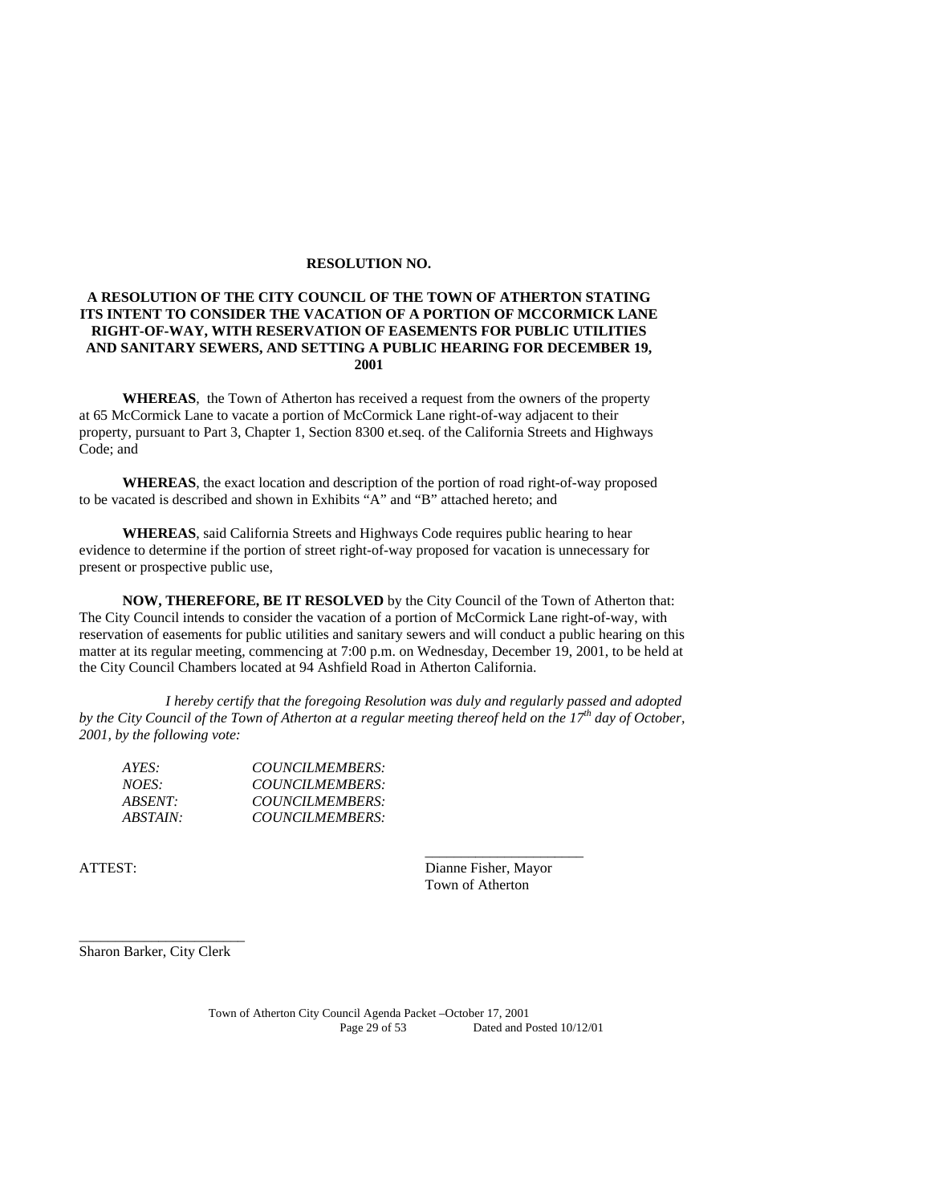**RESOLUTION NO.**

**A RESOLUTION OF THE CITY COUNCIL OF THE TOWN OF ATHERTON STATING ITS INTENT TO CONSIDER THE VACATION OF A PORTION OF MCCORMICK LANE RIGHT-OF-WAY, WITH RESERVATION OF EASEMENTS FOR PUBLIC UTILITIES AND SANITARY SEWERS, AND SETTING A PUBLIC HEARING FOR DECEMBER 19, 2001**

**WHEREAS**, the Town of Atherton has received a request from the owners of the property at 65 McCormick Lane to vacate a portion of McCormick Lane right-of-way adjacent to their property, pursuant to Part 3, Chapter 1, Section 8300 et.seq. of the California Streets and Highways Code; and

**WHEREAS**, the exact location and description of the portion of road right-of-way proposed to be vacated is described and shown in Exhibits "A" and "B" attached hereto; and

**WHEREAS**, said California Streets and Highways Code requires public hearing to hear evidence to determine if the portion of street right-of-way proposed for vacation is unnecessary for present or prospective public use,

**NOW, THEREFORE, BE IT RESOLVED** by the City Council of the Town of Atherton that: The City Council intends to consider the vacation of a portion of McCormick Lane right-of-way, with reservation of easements for public utilities and sanitary sewers and will conduct a public hearing on this matter at its regular meeting, commencing at 7:00 p.m. on Wednesday, December 19, 2001, to be held at the City Council Chambers located at 94 Ashfield Road in Atherton California.

*I hereby certify that the foregoing Resolution was duly and regularly passed and adopted by the City Council of the Town of Atherton at a regular meeting thereof held on the 17th day of October, 2001, by the following vote:*

*AYES: COUNCILMEMBERS:*
*NOES: COUNCILMEMBERS:*
*ABSENT: COUNCILMEMBERS:*
*ABSTAIN: COUNCILMEMBERS:*

ATTEST:

\_\_\_\_\_\_\_\_\_\_\_\_\_\_\_\_\_\_\_\_\_\_
Dianne Fisher, Mayor
Town of Atherton

\_\_\_\_\_\_\_\_\_\_\_\_\_\_\_\_\_\_\_\_\_\_
Sharon Barker, City Clerk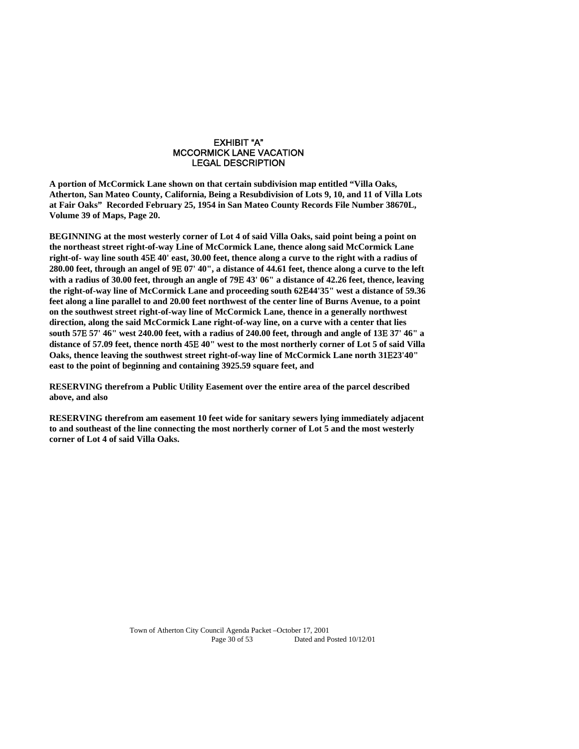# EXHIBIT "A"
## MCCORMICK LANE VACATION
## LEGAL DESCRIPTION

**A portion of McCormick Lane shown on that certain subdivision map entitled "Villa Oaks, Atherton, San Mateo County, California, Being a Resubdivision of Lots 9, 10, and 11 of Villa Lots at Fair Oaks" Recorded February 25, 1954 in San Mateo County Records File Number 38670L, Volume 39 of Maps, Page 20.**

**BEGINNING at the most westerly corner of Lot 4 of said Villa Oaks, said point being a point on the northeast street right-of-way Line of McCormick Lane, thence along said McCormick Lane right-of- way line south 45E 40' east, 30.00 feet, thence along a curve to the right with a radius of 280.00 feet, through an angel of 9E 07' 40", a distance of 44.61 feet, thence along a curve to the left with a radius of 30.00 feet, through an angle of 79E 43' 06" a distance of 42.26 feet, thence, leaving the right-of-way line of McCormick Lane and proceeding south 62E44'35" west a distance of 59.36 feet along a line parallel to and 20.00 feet northwest of the center line of Burns Avenue, to a point on the southwest street right-of-way line of McCormick Lane, thence in a generally northwest direction, along the said McCormick Lane right-of-way line, on a curve with a center that lies south 57E 57' 46" west 240.00 feet, with a radius of 240.00 feet, through and angle of 13E 37' 46" a distance of 57.09 feet, thence north 45E 40" west to the most northerly corner of Lot 5 of said Villa Oaks, thence leaving the southwest street right-of-way line of McCormick Lane north 31E23'40" east to the point of beginning and containing 3925.59 square feet, and**

**RESERVING therefrom a Public Utility Easement over the entire area of the parcel described above, and also**

**RESERVING therefrom am easement 10 feet wide for sanitary sewers lying immediately adjacent to and southeast of the line connecting the most northerly corner of Lot 5 and the most westerly corner of Lot 4 of said Villa Oaks.**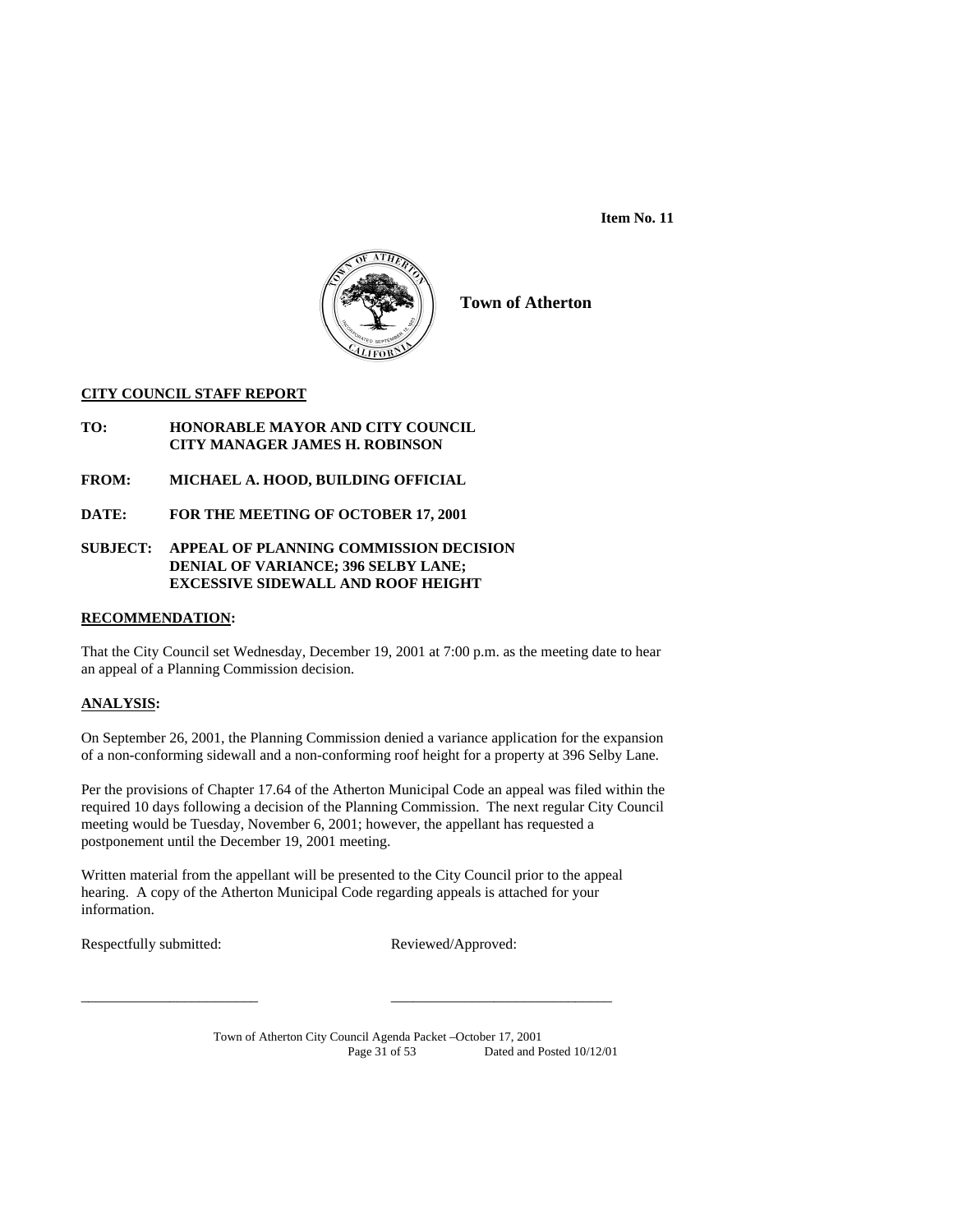**Item No. 11**

**Town of Atherton**

**CITY COUNCIL STAFF REPORT**

**TO:** **HONORABLE MAYOR AND CITY COUNCIL**
**CITY MANAGER JAMES H. ROBINSON**

**FROM:** **MICHAEL A. HOOD, BUILDING OFFICIAL**

**DATE:** **FOR THE MEETING OF OCTOBER 17, 2001**

**SUBJECT:** **APPEAL OF PLANNING COMMISSION DECISION**
**DENIAL OF VARIANCE; 396 SELBY LANE;**
**EXCESSIVE SIDEWALL AND ROOF HEIGHT**

**RECOMMENDATION:**

That the City Council set Wednesday, December 19, 2001 at 7:00 p.m. as the meeting date to hear an appeal of a Planning Commission decision.

**ANALYSIS:**

On September 26, 2001, the Planning Commission denied a variance application for the expansion of a non-conforming sidewall and a non-conforming roof height for a property at 396 Selby Lane.

Per the provisions of Chapter 17.64 of the Atherton Municipal Code an appeal was filed within the required 10 days following a decision of the Planning Commission. The next regular City Council meeting would be Tuesday, November 6, 2001; however, the appellant has requested a postponement until the December 19, 2001 meeting.

Written material from the appellant will be presented to the City Council prior to the appeal hearing. A copy of the Atherton Municipal Code regarding appeals is attached for your information.

Respectfully submitted: Reviewed/Approved:

\_\_\_\_\_\_\_\_\_\_\_\_\_\_\_\_\_\_\_\_\_\_\_\_ \_\_\_\_\_\_\_\_\_\_\_\_\_\_\_\_\_\_\_\_\_\_\_\_\_\_\_\_\_\_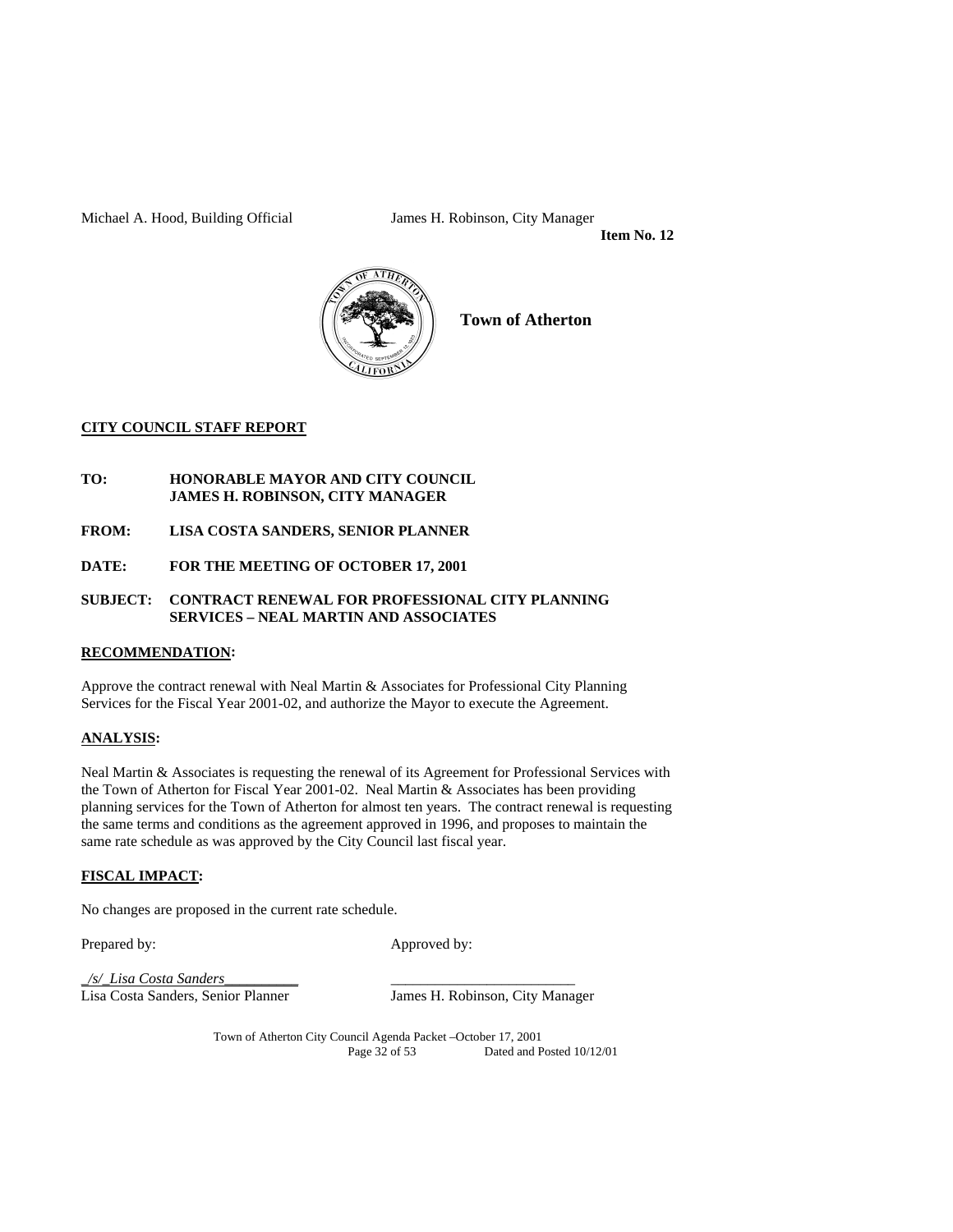Michael A. Hood, Building Official James H. Robinson, City Manager

**Item No. 12**

**Town of Atherton**

**CITY COUNCIL STAFF REPORT**

**TO:** **HONORABLE MAYOR AND CITY COUNCIL**
**JAMES H. ROBINSON, CITY MANAGER**

**FROM:** **LISA COSTA SANDERS, SENIOR PLANNER**

**DATE:** **FOR THE MEETING OF OCTOBER 17, 2001**

**SUBJECT:** **CONTRACT RENEWAL FOR PROFESSIONAL CITY PLANNING SERVICES – NEAL MARTIN AND ASSOCIATES**

**RECOMMENDATION:**

Approve the contract renewal with Neal Martin & Associates for Professional City Planning Services for the Fiscal Year 2001-02, and authorize the Mayor to execute the Agreement.

**ANALYSIS:**

Neal Martin & Associates is requesting the renewal of its Agreement for Professional Services with the Town of Atherton for Fiscal Year 2001-02. Neal Martin & Associates has been providing planning services for the Town of Atherton for almost ten years. The contract renewal is requesting the same terms and conditions as the agreement approved in 1996, and proposes to maintain the same rate schedule as was approved by the City Council last fiscal year.

**FISCAL IMPACT:**

No changes are proposed in the current rate schedule.

Prepared by: Approved by:

_/s/_Lisa Costa Sanders__________ _________________________

Lisa Costa Sanders, Senior Planner James H. Robinson, City Manager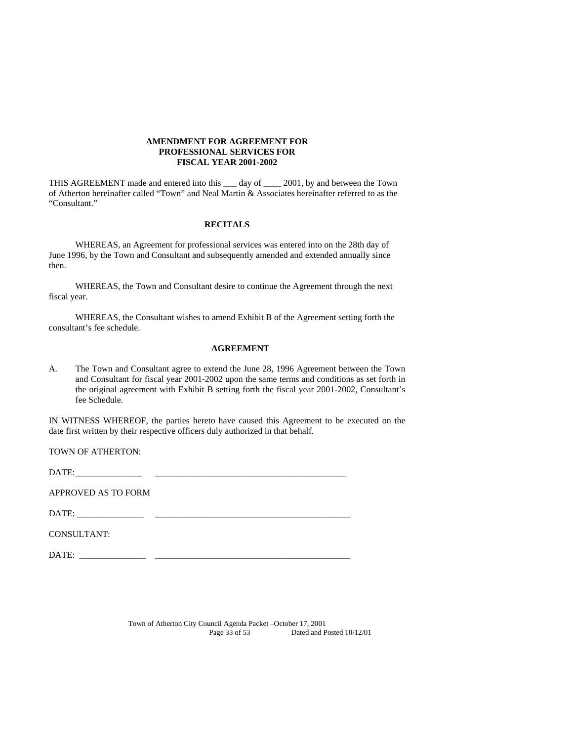**AMENDMENT FOR AGREEMENT FOR PROFESSIONAL SERVICES FOR FISCAL YEAR 2001-2002**

THIS AGREEMENT made and entered into this ___ day of ____ 2001, by and between the Town of Atherton hereinafter called "Town" and Neal Martin & Associates hereinafter referred to as the "Consultant."

**RECITALS**

WHEREAS, an Agreement for professional services was entered into on the 28th day of June 1996, by the Town and Consultant and subsequently amended and extended annually since then.

WHEREAS, the Town and Consultant desire to continue the Agreement through the next fiscal year.

WHEREAS, the Consultant wishes to amend Exhibit B of the Agreement setting forth the consultant's fee schedule.

**AGREEMENT**

A. The Town and Consultant agree to extend the June 28, 1996 Agreement between the Town and Consultant for fiscal year 2001-2002 upon the same terms and conditions as set forth in the original agreement with Exhibit B setting forth the fiscal year 2001-2002, Consultant's fee Schedule.

IN WITNESS WHEREOF, the parties hereto have caused this Agreement to be executed on the date first written by their respective officers duly authorized in that behalf.

TOWN OF ATHERTON:

DATE:_______________ ____________________________________________

APPROVED AS TO FORM

DATE: _______________ ____________________________________________

CONSULTANT:

DATE: _______________ ____________________________________________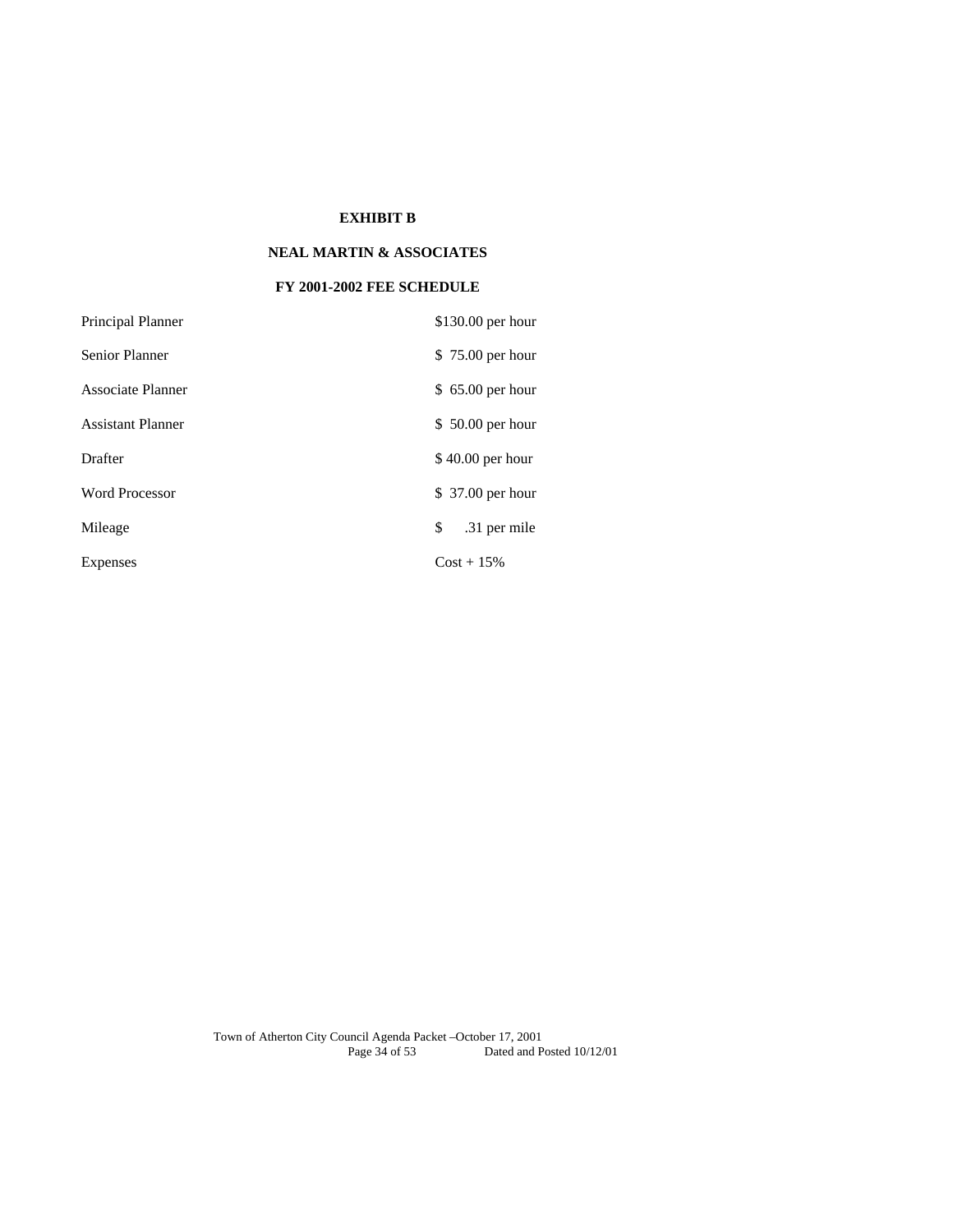**EXHIBIT B**

**NEAL MARTIN & ASSOCIATES**

**FY 2001-2002 FEE SCHEDULE**

| | |
|---|---|
| Principal Planner | $130.00 per hour |
| Senior Planner | $ 75.00 per hour |
| Associate Planner | $ 65.00 per hour |
| Assistant Planner | $ 50.00 per hour |
| Drafter | $ 40.00 per hour |
| Word Processor | $ 37.00 per hour |
| Mileage | $ .31 per mile |
| Expenses | Cost + 15% |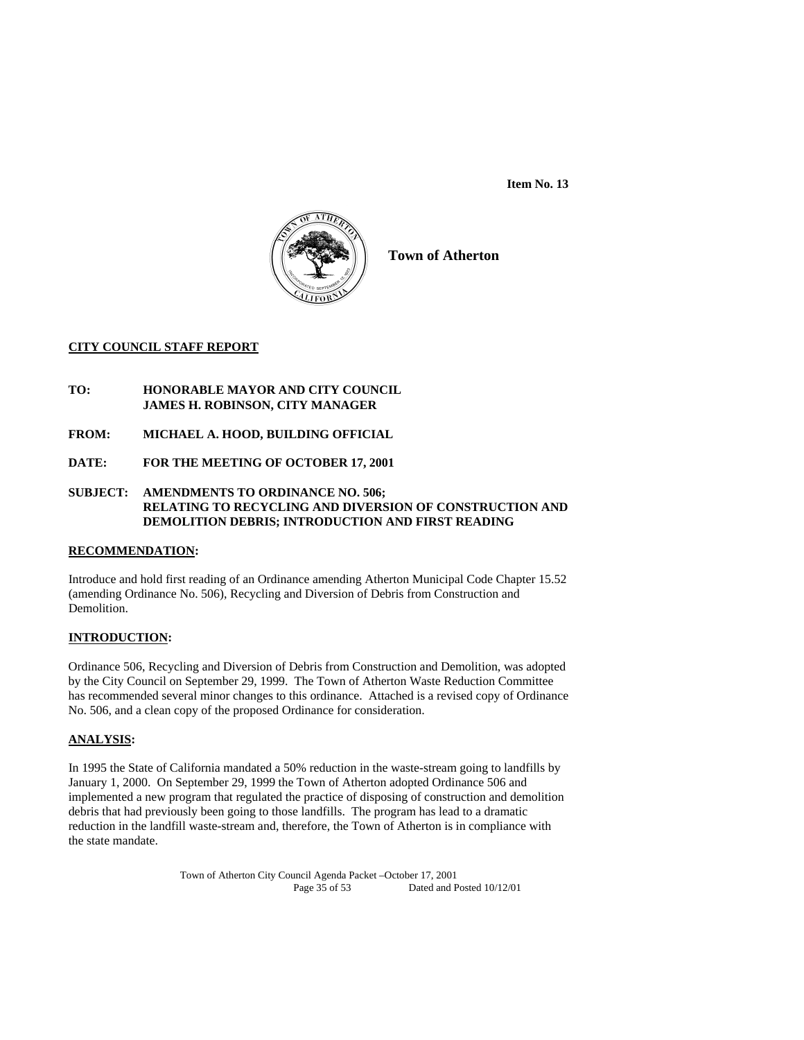**Item No. 13**

**Town of Atherton**

**CITY COUNCIL STAFF REPORT**

**TO:** **HONORABLE MAYOR AND CITY COUNCIL**
**JAMES H. ROBINSON, CITY MANAGER**

**FROM:** **MICHAEL A. HOOD, BUILDING OFFICIAL**

**DATE:** **FOR THE MEETING OF OCTOBER 17, 2001**

**SUBJECT:** **AMENDMENTS TO ORDINANCE NO. 506; RELATING TO RECYCLING AND DIVERSION OF CONSTRUCTION AND DEMOLITION DEBRIS; INTRODUCTION AND FIRST READING**

## RECOMMENDATION:

Introduce and hold first reading of an Ordinance amending Atherton Municipal Code Chapter 15.52 (amending Ordinance No. 506), Recycling and Diversion of Debris from Construction and Demolition.

## INTRODUCTION:

Ordinance 506, Recycling and Diversion of Debris from Construction and Demolition, was adopted by the City Council on September 29, 1999. The Town of Atherton Waste Reduction Committee has recommended several minor changes to this ordinance. Attached is a revised copy of Ordinance No. 506, and a clean copy of the proposed Ordinance for consideration.

## ANALYSIS:

In 1995 the State of California mandated a 50% reduction in the waste-stream going to landfills by January 1, 2000. On September 29, 1999 the Town of Atherton adopted Ordinance 506 and implemented a new program that regulated the practice of disposing of construction and demolition debris that had previously been going to those landfills. The program has lead to a dramatic reduction in the landfill waste-stream and, therefore, the Town of Atherton is in compliance with the state mandate.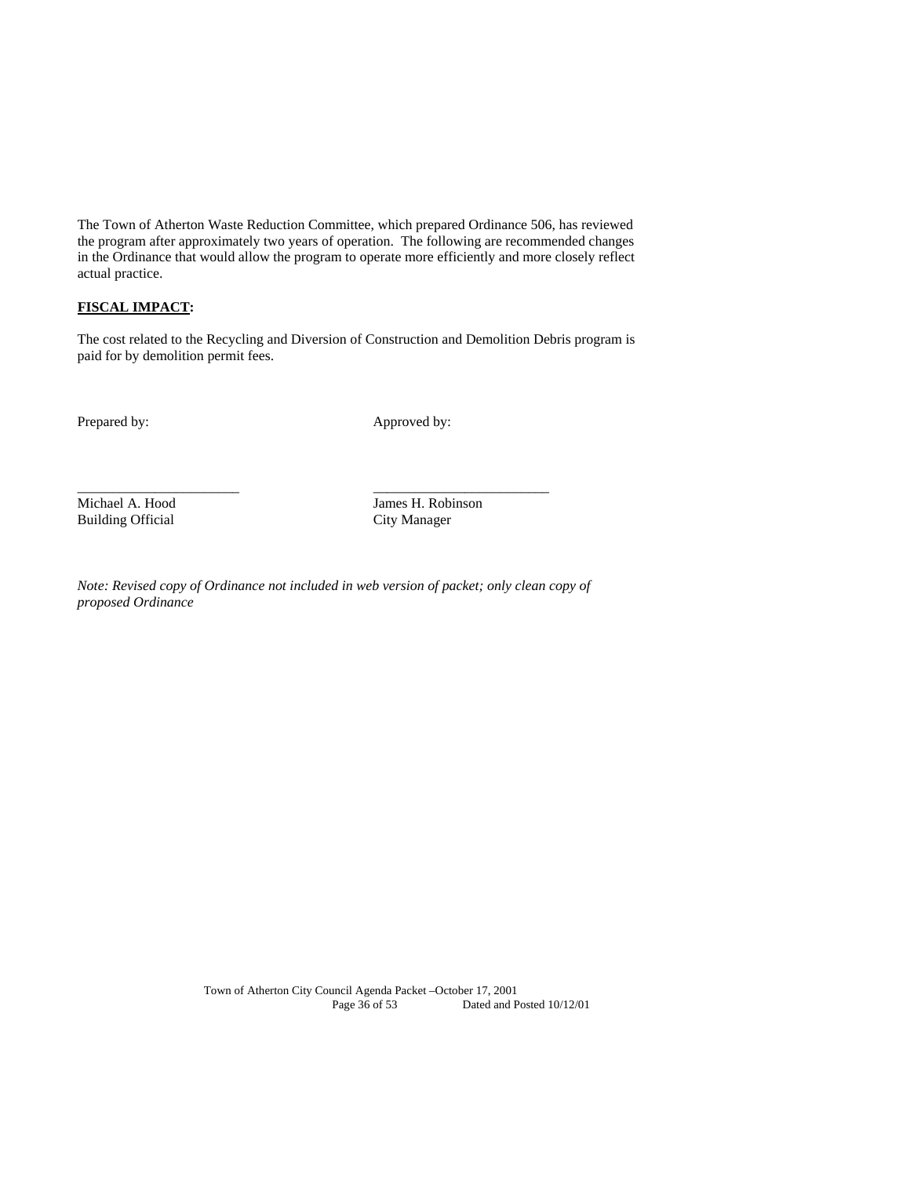The Town of Atherton Waste Reduction Committee, which prepared Ordinance 506, has reviewed the program after approximately two years of operation. The following are recommended changes in the Ordinance that would allow the program to operate more efficiently and more closely reflect actual practice.

**FISCAL IMPACT:**

The cost related to the Recycling and Diversion of Construction and Demolition Debris program is paid for by demolition permit fees.

Prepared by: Approved by:

\_\_\_\_\_\_\_\_\_\_\_\_\_\_\_\_\_\_\_\_\_\_\_ \_\_\_\_\_\_\_\_\_\_\_\_\_\_\_\_\_\_\_\_\_\_\_\_\_

Michael A. Hood
Building Official

James H. Robinson
City Manager

*Note: Revised copy of Ordinance not included in web version of packet; only clean copy of proposed Ordinance*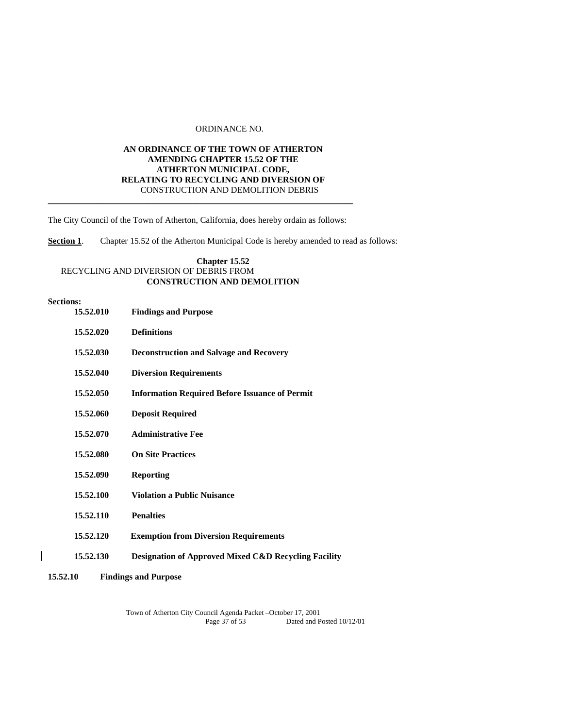ORDINANCE NO.

**AN ORDINANCE OF THE TOWN OF ATHERTON AMENDING CHAPTER 15.52 OF THE ATHERTON MUNICIPAL CODE, RELATING TO RECYCLING AND DIVERSION OF** CONSTRUCTION AND DEMOLITION DEBRIS

---

The City Council of the Town of Atherton, California, does hereby ordain as follows:

**Section 1**. Chapter 15.52 of the Atherton Municipal Code is hereby amended to read as follows:

**Chapter 15.52**
RECYCLING AND DIVERSION OF DEBRIS FROM **CONSTRUCTION AND DEMOLITION**

**Sections:**

**15.52.010 Findings and Purpose**

**15.52.020 Definitions**

**15.52.030 Deconstruction and Salvage and Recovery**

**15.52.040 Diversion Requirements**

**15.52.050 Information Required Before Issuance of Permit**

**15.52.060 Deposit Required**

**15.52.070 Administrative Fee**

**15.52.080 On Site Practices**

**15.52.090 Reporting**

**15.52.100 Violation a Public Nuisance**

**15.52.110 Penalties**

**15.52.120 Exemption from Diversion Requirements**

**15.52.130 Designation of Approved Mixed C&D Recycling Facility**

**15.52.10 Findings and Purpose**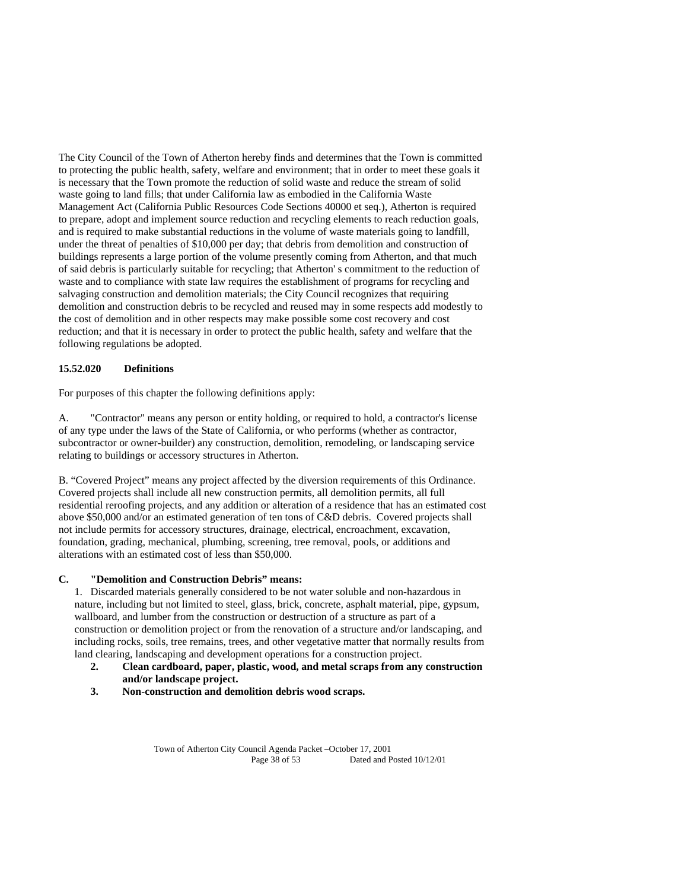The City Council of the Town of Atherton hereby finds and determines that the Town is committed to protecting the public health, safety, welfare and environment; that in order to meet these goals it is necessary that the Town promote the reduction of solid waste and reduce the stream of solid waste going to land fills; that under California law as embodied in the California Waste Management Act (California Public Resources Code Sections 40000 et seq.), Atherton is required to prepare, adopt and implement source reduction and recycling elements to reach reduction goals, and is required to make substantial reductions in the volume of waste materials going to landfill, under the threat of penalties of $10,000 per day; that debris from demolition and construction of buildings represents a large portion of the volume presently coming from Atherton, and that much of said debris is particularly suitable for recycling; that Atherton' s commitment to the reduction of waste and to compliance with state law requires the establishment of programs for recycling and salvaging construction and demolition materials; the City Council recognizes that requiring demolition and construction debris to be recycled and reused may in some respects add modestly to the cost of demolition and in other respects may make possible some cost recovery and cost reduction; and that it is necessary in order to protect the public health, safety and welfare that the following regulations be adopted.

**15.52.020 Definitions**

For purposes of this chapter the following definitions apply:

A. "Contractor" means any person or entity holding, or required to hold, a contractor's license of any type under the laws of the State of California, or who performs (whether as contractor, subcontractor or owner-builder) any construction, demolition, remodeling, or landscaping service relating to buildings or accessory structures in Atherton.

B. "Covered Project" means any project affected by the diversion requirements of this Ordinance. Covered projects shall include all new construction permits, all demolition permits, all full residential reroofing projects, and any addition or alteration of a residence that has an estimated cost above $50,000 and/or an estimated generation of ten tons of C&D debris. Covered projects shall not include permits for accessory structures, drainage, electrical, encroachment, excavation, foundation, grading, mechanical, plumbing, screening, tree removal, pools, or additions and alterations with an estimated cost of less than $50,000.

**C. "Demolition and Construction Debris" means:**

1. Discarded materials generally considered to be not water soluble and non-hazardous in nature, including but not limited to steel, glass, brick, concrete, asphalt material, pipe, gypsum, wallboard, and lumber from the construction or destruction of a structure as part of a construction or demolition project or from the renovation of a structure and/or landscaping, and including rocks, soils, tree remains, trees, and other vegetative matter that normally results from land clearing, landscaping and development operations for a construction project.
2. **Clean cardboard, paper, plastic, wood, and metal scraps from any construction and/or landscape project.**
3. **Non-construction and demolition debris wood scraps.**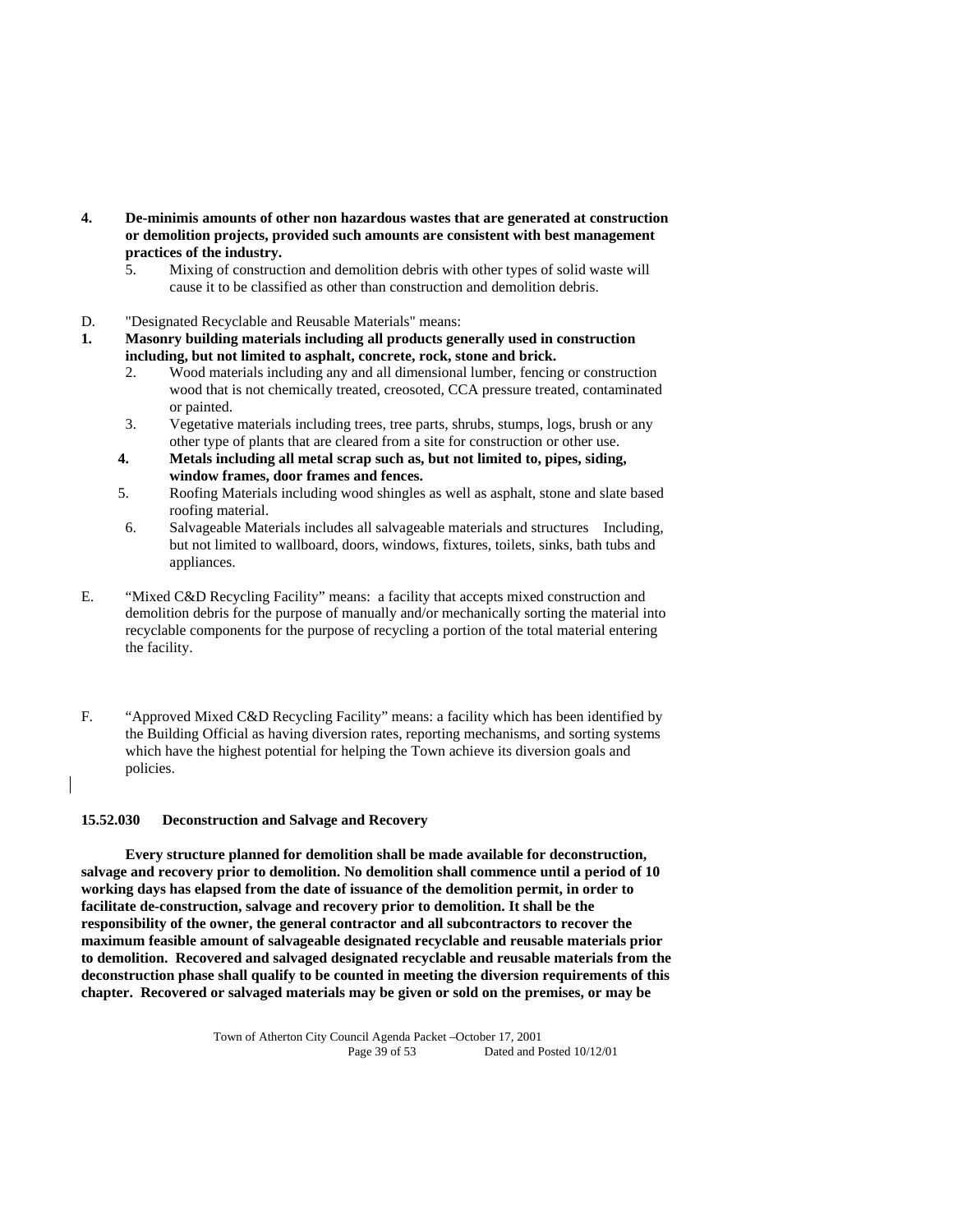4. **De-minimis amounts of other non hazardous wastes that are generated at construction or demolition projects, provided such amounts are consistent with best management practices of the industry.**
    5. Mixing of construction and demolition debris with other types of solid waste will cause it to be classified as other than construction and demolition debris.

D. "Designated Recyclable and Reusable Materials" means:

1. **Masonry building materials including all products generally used in construction including, but not limited to asphalt, concrete, rock, stone and brick.**
    2. Wood materials including any and all dimensional lumber, fencing or construction wood that is not chemically treated, creosoted, CCA pressure treated, contaminated or painted.
    3. Vegetative materials including trees, tree parts, shrubs, stumps, logs, brush or any other type of plants that are cleared from a site for construction or other use.
    4. **Metals including all metal scrap such as, but not limited to, pipes, siding, window frames, door frames and fences.**
    5. Roofing Materials including wood shingles as well as asphalt, stone and slate based roofing material.
    6. Salvageable Materials includes all salvageable materials and structures Including, but not limited to wallboard, doors, windows, fixtures, toilets, sinks, bath tubs and appliances.

E. "Mixed C&D Recycling Facility" means: a facility that accepts mixed construction and demolition debris for the purpose of manually and/or mechanically sorting the material into recyclable components for the purpose of recycling a portion of the total material entering the facility.

F. "Approved Mixed C&D Recycling Facility" means: a facility which has been identified by the Building Official as having diversion rates, reporting mechanisms, and sorting systems which have the highest potential for helping the Town achieve its diversion goals and policies.

**15.52.030 Deconstruction and Salvage and Recovery**

**Every structure planned for demolition shall be made available for deconstruction, salvage and recovery prior to demolition. No demolition shall commence until a period of 10 working days has elapsed from the date of issuance of the demolition permit, in order to facilitate de-construction, salvage and recovery prior to demolition. It shall be the responsibility of the owner, the general contractor and all subcontractors to recover the maximum feasible amount of salvageable designated recyclable and reusable materials prior to demolition. Recovered and salvaged designated recyclable and reusable materials from the deconstruction phase shall qualify to be counted in meeting the diversion requirements of this chapter. Recovered or salvaged materials may be given or sold on the premises, or may be**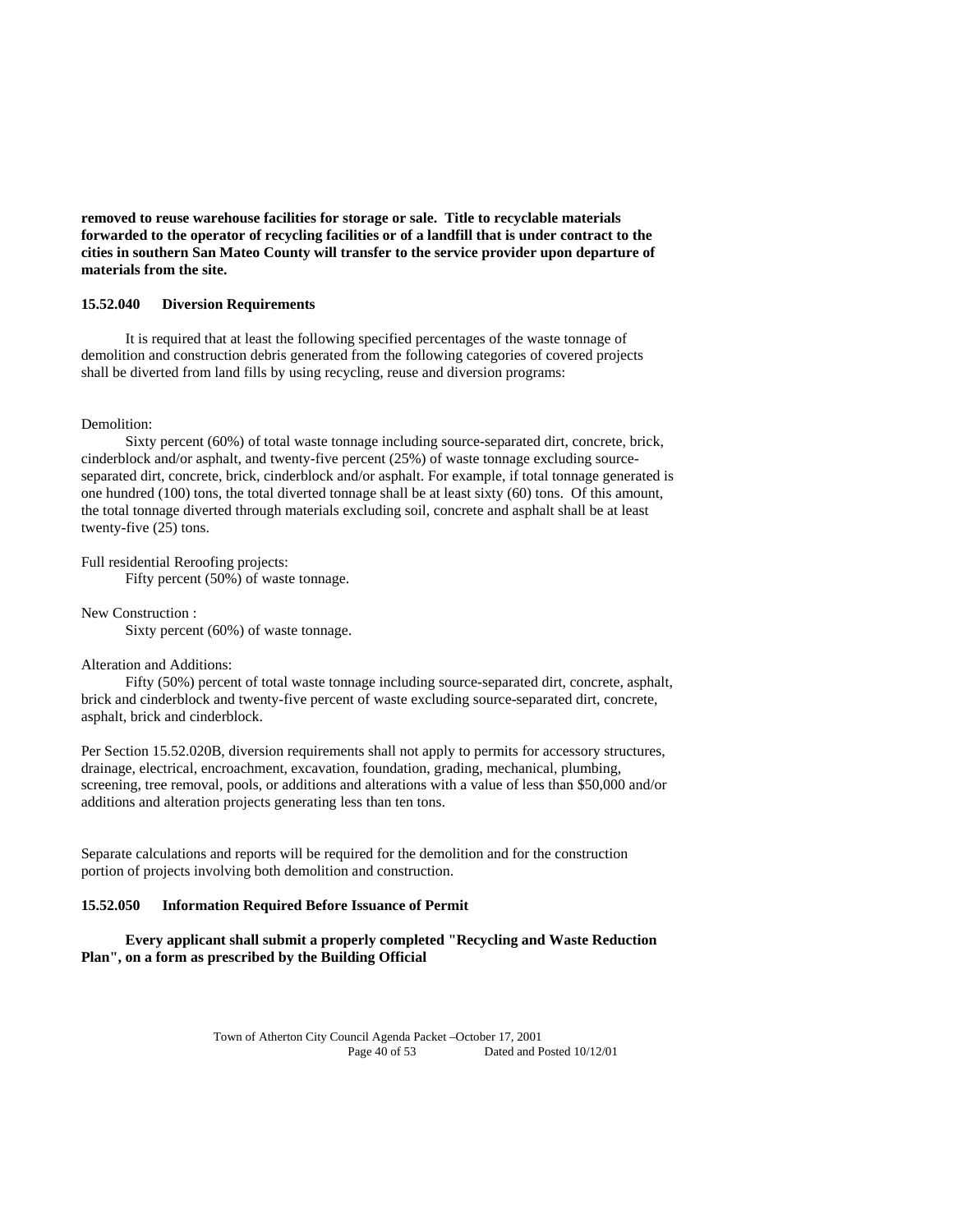**removed to reuse warehouse facilities for storage or sale. Title to recyclable materials forwarded to the operator of recycling facilities or of a landfill that is under contract to the cities in southern San Mateo County will transfer to the service provider upon departure of materials from the site.**

**15.52.040 Diversion Requirements**

It is required that at least the following specified percentages of the waste tonnage of demolition and construction debris generated from the following categories of covered projects shall be diverted from land fills by using recycling, reuse and diversion programs:

Demolition:

Sixty percent (60%) of total waste tonnage including source-separated dirt, concrete, brick, cinderblock and/or asphalt, and twenty-five percent (25%) of waste tonnage excluding source-separated dirt, concrete, brick, cinderblock and/or asphalt. For example, if total tonnage generated is one hundred (100) tons, the total diverted tonnage shall be at least sixty (60) tons. Of this amount, the total tonnage diverted through materials excluding soil, concrete and asphalt shall be at least twenty-five (25) tons.

Full residential Reroofing projects:

Fifty percent (50%) of waste tonnage.

New Construction :

Sixty percent (60%) of waste tonnage.

Alteration and Additions:

Fifty (50%) percent of total waste tonnage including source-separated dirt, concrete, asphalt, brick and cinderblock and twenty-five percent of waste excluding source-separated dirt, concrete, asphalt, brick and cinderblock.

Per Section 15.52.020B, diversion requirements shall not apply to permits for accessory structures, drainage, electrical, encroachment, excavation, foundation, grading, mechanical, plumbing, screening, tree removal, pools, or additions and alterations with a value of less than $50,000 and/or additions and alteration projects generating less than ten tons.

Separate calculations and reports will be required for the demolition and for the construction portion of projects involving both demolition and construction.

**15.52.050 Information Required Before Issuance of Permit**

**Every applicant shall submit a properly completed "Recycling and Waste Reduction Plan", on a form as prescribed by the Building Official**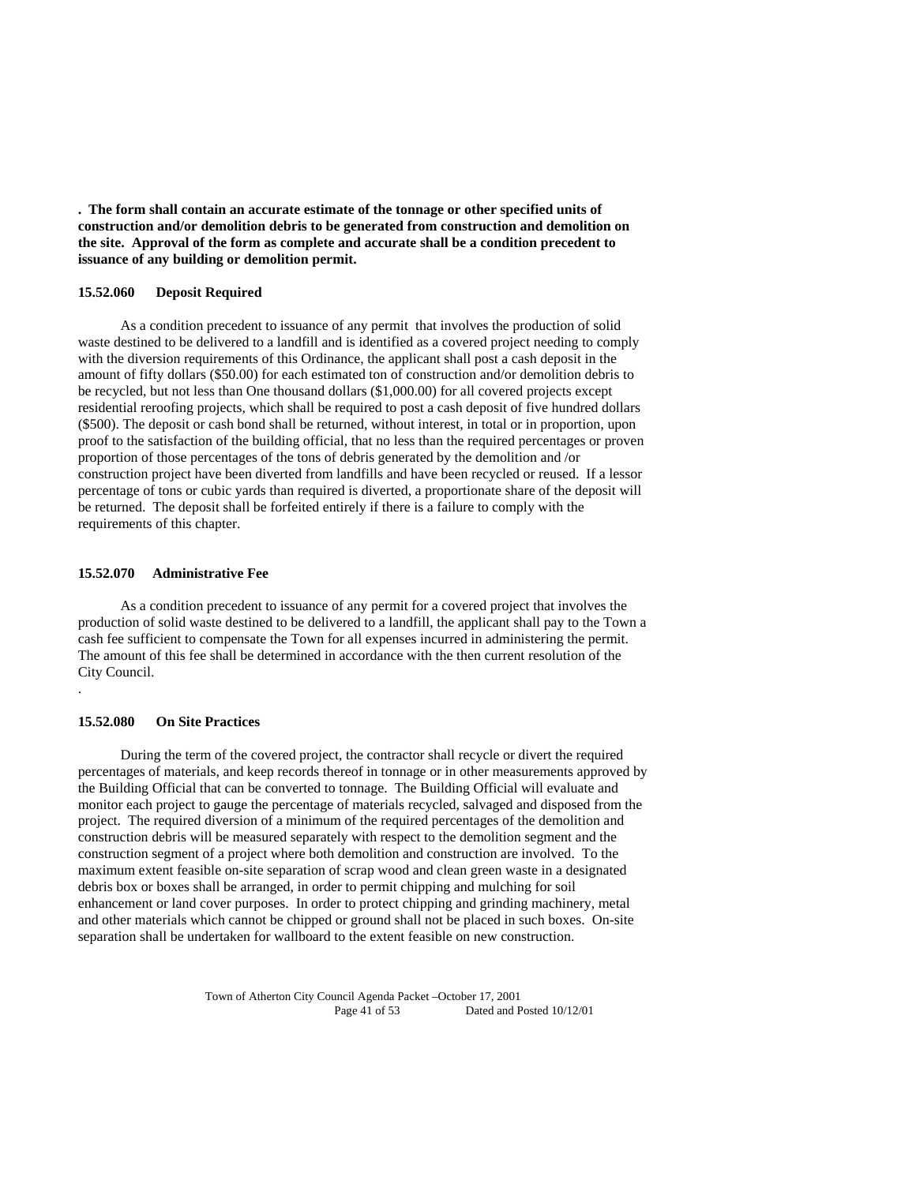**. The form shall contain an accurate estimate of the tonnage or other specified units of construction and/or demolition debris to be generated from construction and demolition on the site. Approval of the form as complete and accurate shall be a condition precedent to issuance of any building or demolition permit.**

**15.52.060 Deposit Required**

As a condition precedent to issuance of any permit that involves the production of solid waste destined to be delivered to a landfill and is identified as a covered project needing to comply with the diversion requirements of this Ordinance, the applicant shall post a cash deposit in the amount of fifty dollars ($50.00) for each estimated ton of construction and/or demolition debris to be recycled, but not less than One thousand dollars ($1,000.00) for all covered projects except residential reroofing projects, which shall be required to post a cash deposit of five hundred dollars ($500). The deposit or cash bond shall be returned, without interest, in total or in proportion, upon proof to the satisfaction of the building official, that no less than the required percentages or proven proportion of those percentages of the tons of debris generated by the demolition and /or construction project have been diverted from landfills and have been recycled or reused. If a lessor percentage of tons or cubic yards than required is diverted, a proportionate share of the deposit will be returned. The deposit shall be forfeited entirely if there is a failure to comply with the requirements of this chapter.

**15.52.070 Administrative Fee**

As a condition precedent to issuance of any permit for a covered project that involves the production of solid waste destined to be delivered to a landfill, the applicant shall pay to the Town a cash fee sufficient to compensate the Town for all expenses incurred in administering the permit. The amount of this fee shall be determined in accordance with the then current resolution of the City Council.

.

**15.52.080 On Site Practices**

During the term of the covered project, the contractor shall recycle or divert the required percentages of materials, and keep records thereof in tonnage or in other measurements approved by the Building Official that can be converted to tonnage. The Building Official will evaluate and monitor each project to gauge the percentage of materials recycled, salvaged and disposed from the project. The required diversion of a minimum of the required percentages of the demolition and construction debris will be measured separately with respect to the demolition segment and the construction segment of a project where both demolition and construction are involved. To the maximum extent feasible on-site separation of scrap wood and clean green waste in a designated debris box or boxes shall be arranged, in order to permit chipping and mulching for soil enhancement or land cover purposes. In order to protect chipping and grinding machinery, metal and other materials which cannot be chipped or ground shall not be placed in such boxes. On-site separation shall be undertaken for wallboard to the extent feasible on new construction.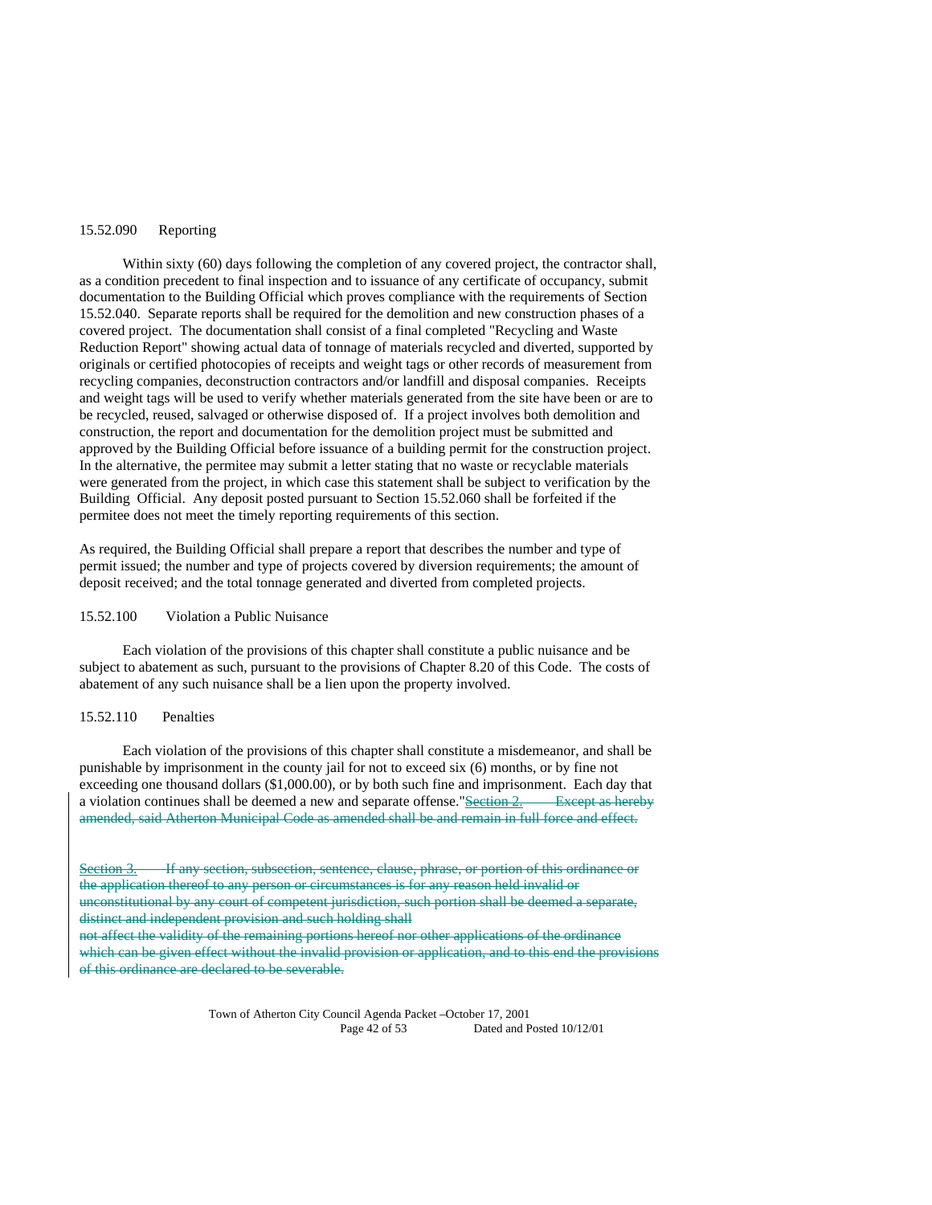15.52.090 Reporting

Within sixty (60) days following the completion of any covered project, the contractor shall, as a condition precedent to final inspection and to issuance of any certificate of occupancy, submit documentation to the Building Official which proves compliance with the requirements of Section 15.52.040. Separate reports shall be required for the demolition and new construction phases of a covered project. The documentation shall consist of a final completed "Recycling and Waste Reduction Report" showing actual data of tonnage of materials recycled and diverted, supported by originals or certified photocopies of receipts and weight tags or other records of measurement from recycling companies, deconstruction contractors and/or landfill and disposal companies. Receipts and weight tags will be used to verify whether materials generated from the site have been or are to be recycled, reused, salvaged or otherwise disposed of. If a project involves both demolition and construction, the report and documentation for the demolition project must be submitted and approved by the Building Official before issuance of a building permit for the construction project. In the alternative, the permitee may submit a letter stating that no waste or recyclable materials were generated from the project, in which case this statement shall be subject to verification by the Building Official. Any deposit posted pursuant to Section 15.52.060 shall be forfeited if the permitee does not meet the timely reporting requirements of this section.

As required, the Building Official shall prepare a report that describes the number and type of permit issued; the number and type of projects covered by diversion requirements; the amount of deposit received; and the total tonnage generated and diverted from completed projects.

15.52.100 Violation a Public Nuisance

Each violation of the provisions of this chapter shall constitute a public nuisance and be subject to abatement as such, pursuant to the provisions of Chapter 8.20 of this Code. The costs of abatement of any such nuisance shall be a lien upon the property involved.

15.52.110 Penalties

Each violation of the provisions of this chapter shall constitute a misdemeanor, and shall be punishable by imprisonment in the county jail for not to exceed six (6) months, or by fine not exceeding one thousand dollars ($1,000.00), or by both such fine and imprisonment. Each day that a violation continues shall be deemed a new and separate offense."~~Section 2. Except as hereby amended, said Atherton Municipal Code as amended shall be and remain in full force and effect.~~

~~Section 3. If any section, subsection, sentence, clause, phrase, or portion of this ordinance or the application thereof to any person or circumstances is for any reason held invalid or unconstitutional by any court of competent jurisdiction, such portion shall be deemed a separate, distinct and independent provision and such holding shall not affect the validity of the remaining portions hereof nor other applications of the ordinance which can be given effect without the invalid provision or application, and to this end the provisions of this ordinance are declared to be severable.~~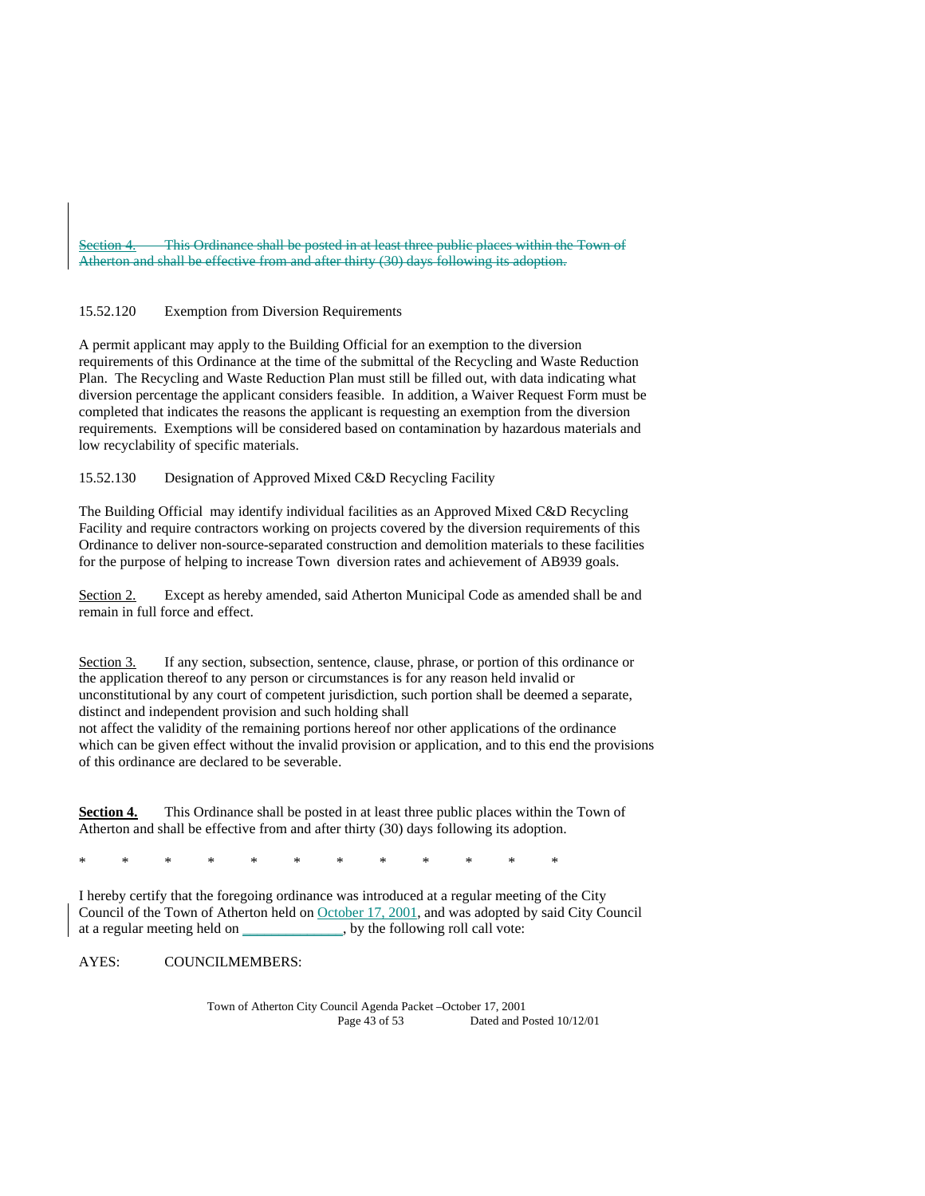~~Section 4. This Ordinance shall be posted in at least three public places within the Town of Atherton and shall be effective from and after thirty (30) days following its adoption.~~

15.52.120 Exemption from Diversion Requirements

A permit applicant may apply to the Building Official for an exemption to the diversion requirements of this Ordinance at the time of the submittal of the Recycling and Waste Reduction Plan. The Recycling and Waste Reduction Plan must still be filled out, with data indicating what diversion percentage the applicant considers feasible. In addition, a Waiver Request Form must be completed that indicates the reasons the applicant is requesting an exemption from the diversion requirements. Exemptions will be considered based on contamination by hazardous materials and low recyclability of specific materials.

15.52.130 Designation of Approved Mixed C&D Recycling Facility

The Building Official may identify individual facilities as an Approved Mixed C&D Recycling Facility and require contractors working on projects covered by the diversion requirements of this Ordinance to deliver non-source-separated construction and demolition materials to these facilities for the purpose of helping to increase Town diversion rates and achievement of AB939 goals.

Section 2. Except as hereby amended, said Atherton Municipal Code as amended shall be and remain in full force and effect.

Section 3. If any section, subsection, sentence, clause, phrase, or portion of this ordinance or the application thereof to any person or circumstances is for any reason held invalid or unconstitutional by any court of competent jurisdiction, such portion shall be deemed a separate, distinct and independent provision and such holding shall not affect the validity of the remaining portions hereof nor other applications of the ordinance which can be given effect without the invalid provision or application, and to this end the provisions of this ordinance are declared to be severable.

**Section 4.** This Ordinance shall be posted in at least three public places within the Town of Atherton and shall be effective from and after thirty (30) days following its adoption.

\* \* \* \* \* \* \* \* \* \* \* \*

I hereby certify that the foregoing ordinance was introduced at a regular meeting of the City Council of the Town of Atherton held on October 17, 2001, and was adopted by said City Council at a regular meeting held on _____________, by the following roll call vote:

AYES: COUNCILMEMBERS: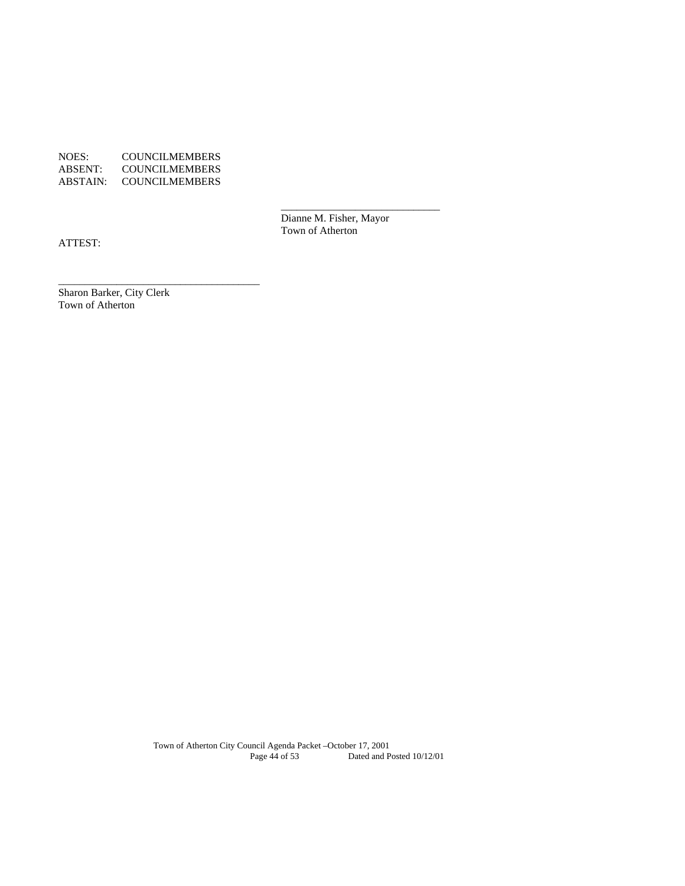NOES: COUNCILMEMBERS
ABSENT: COUNCILMEMBERS
ABSTAIN: COUNCILMEMBERS

\_\_\_\_\_\_\_\_\_\_\_\_\_\_\_\_\_\_\_\_\_\_\_\_\_\_\_\_\_\_
Dianne M. Fisher, Mayor
Town of Atherton

ATTEST:

\_\_\_\_\_\_\_\_\_\_\_\_\_\_\_\_\_\_\_\_\_\_\_\_\_\_\_\_\_\_\_\_\_\_\_\_\_\_
Sharon Barker, City Clerk
Town of Atherton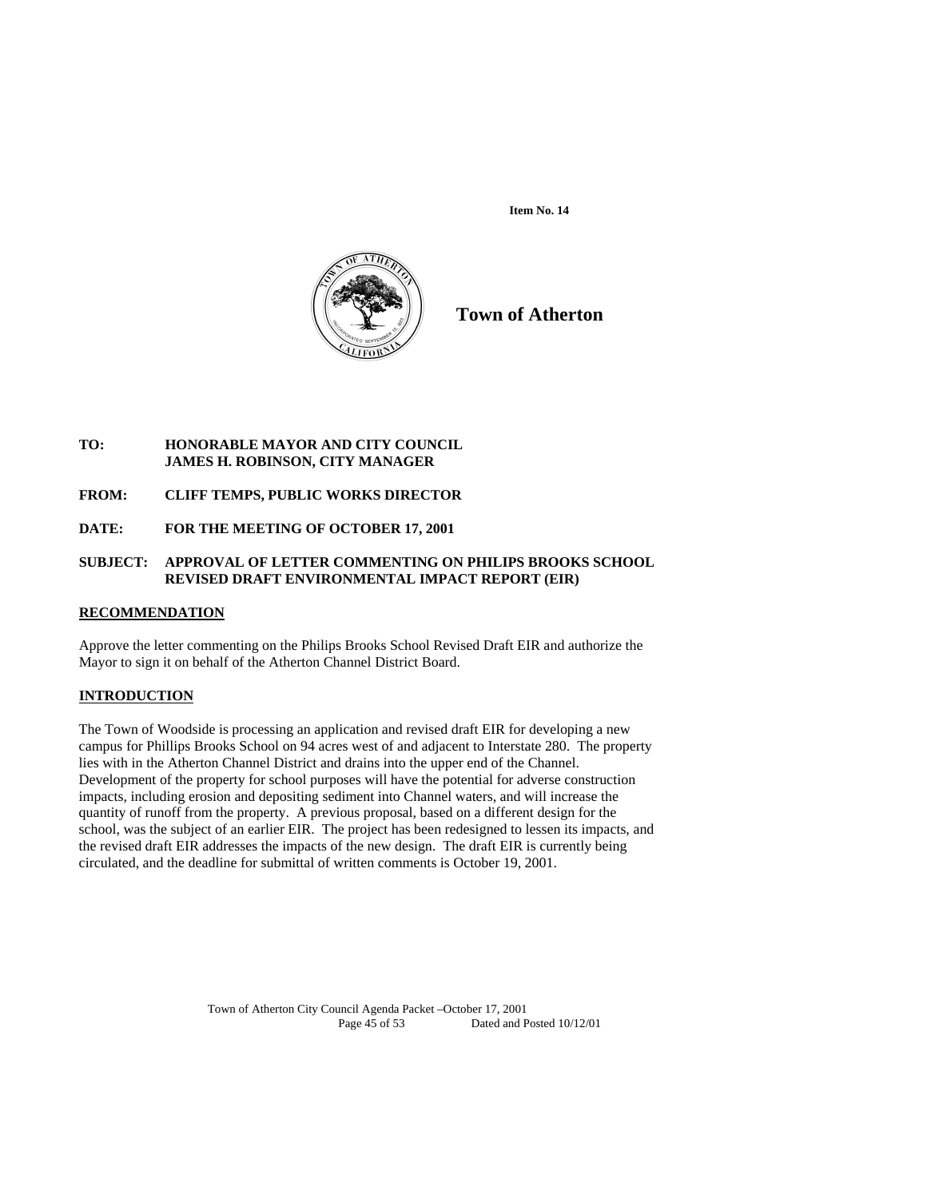Item No. 14

**Town of Atherton**

**TO:** **HONORABLE MAYOR AND CITY COUNCIL**
**JAMES H. ROBINSON, CITY MANAGER**

**FROM:** **CLIFF TEMPS, PUBLIC WORKS DIRECTOR**

**DATE:** **FOR THE MEETING OF OCTOBER 17, 2001**

**SUBJECT:** **APPROVAL OF LETTER COMMENTING ON PHILIPS BROOKS SCHOOL REVISED DRAFT ENVIRONMENTAL IMPACT REPORT (EIR)**

## RECOMMENDATION

Approve the letter commenting on the Philips Brooks School Revised Draft EIR and authorize the Mayor to sign it on behalf of the Atherton Channel District Board.

## INTRODUCTION

The Town of Woodside is processing an application and revised draft EIR for developing a new campus for Phillips Brooks School on 94 acres west of and adjacent to Interstate 280. The property lies with in the Atherton Channel District and drains into the upper end of the Channel. Development of the property for school purposes will have the potential for adverse construction impacts, including erosion and depositing sediment into Channel waters, and will increase the quantity of runoff from the property. A previous proposal, based on a different design for the school, was the subject of an earlier EIR. The project has been redesigned to lessen its impacts, and the revised draft EIR addresses the impacts of the new design. The draft EIR is currently being circulated, and the deadline for submittal of written comments is October 19, 2001.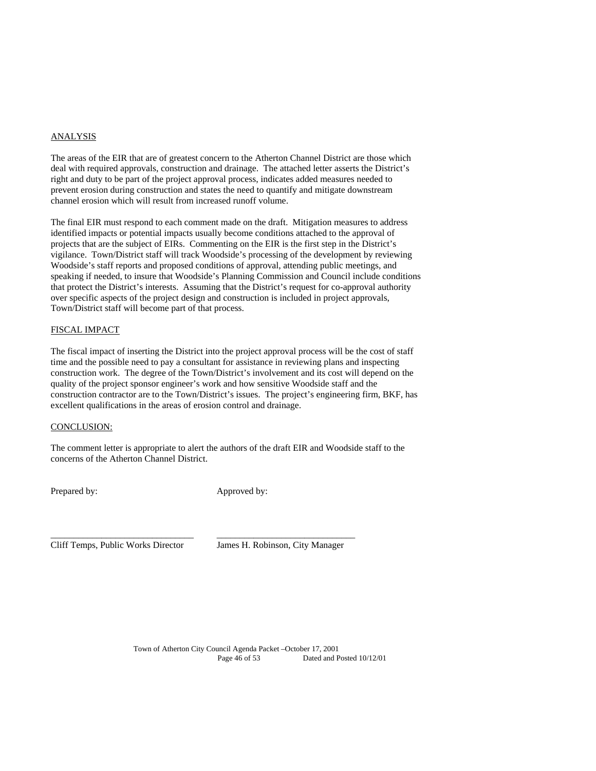## ANALYSIS

The areas of the EIR that are of greatest concern to the Atherton Channel District are those which deal with required approvals, construction and drainage. The attached letter asserts the District's right and duty to be part of the project approval process, indicates added measures needed to prevent erosion during construction and states the need to quantify and mitigate downstream channel erosion which will result from increased runoff volume.

The final EIR must respond to each comment made on the draft. Mitigation measures to address identified impacts or potential impacts usually become conditions attached to the approval of projects that are the subject of EIRs. Commenting on the EIR is the first step in the District's vigilance. Town/District staff will track Woodside's processing of the development by reviewing Woodside's staff reports and proposed conditions of approval, attending public meetings, and speaking if needed, to insure that Woodside's Planning Commission and Council include conditions that protect the District's interests. Assuming that the District's request for co-approval authority over specific aspects of the project design and construction is included in project approvals, Town/District staff will become part of that process.

## FISCAL IMPACT

The fiscal impact of inserting the District into the project approval process will be the cost of staff time and the possible need to pay a consultant for assistance in reviewing plans and inspecting construction work. The degree of the Town/District's involvement and its cost will depend on the quality of the project sponsor engineer's work and how sensitive Woodside staff and the construction contractor are to the Town/District's issues. The project's engineering firm, BKF, has excellent qualifications in the areas of erosion control and drainage.

## CONCLUSION:

The comment letter is appropriate to alert the authors of the draft EIR and Woodside staff to the concerns of the Atherton Channel District.

Prepared by: Approved by:

_______________________________ _______________________________

Cliff Temps, Public Works Director James H. Robinson, City Manager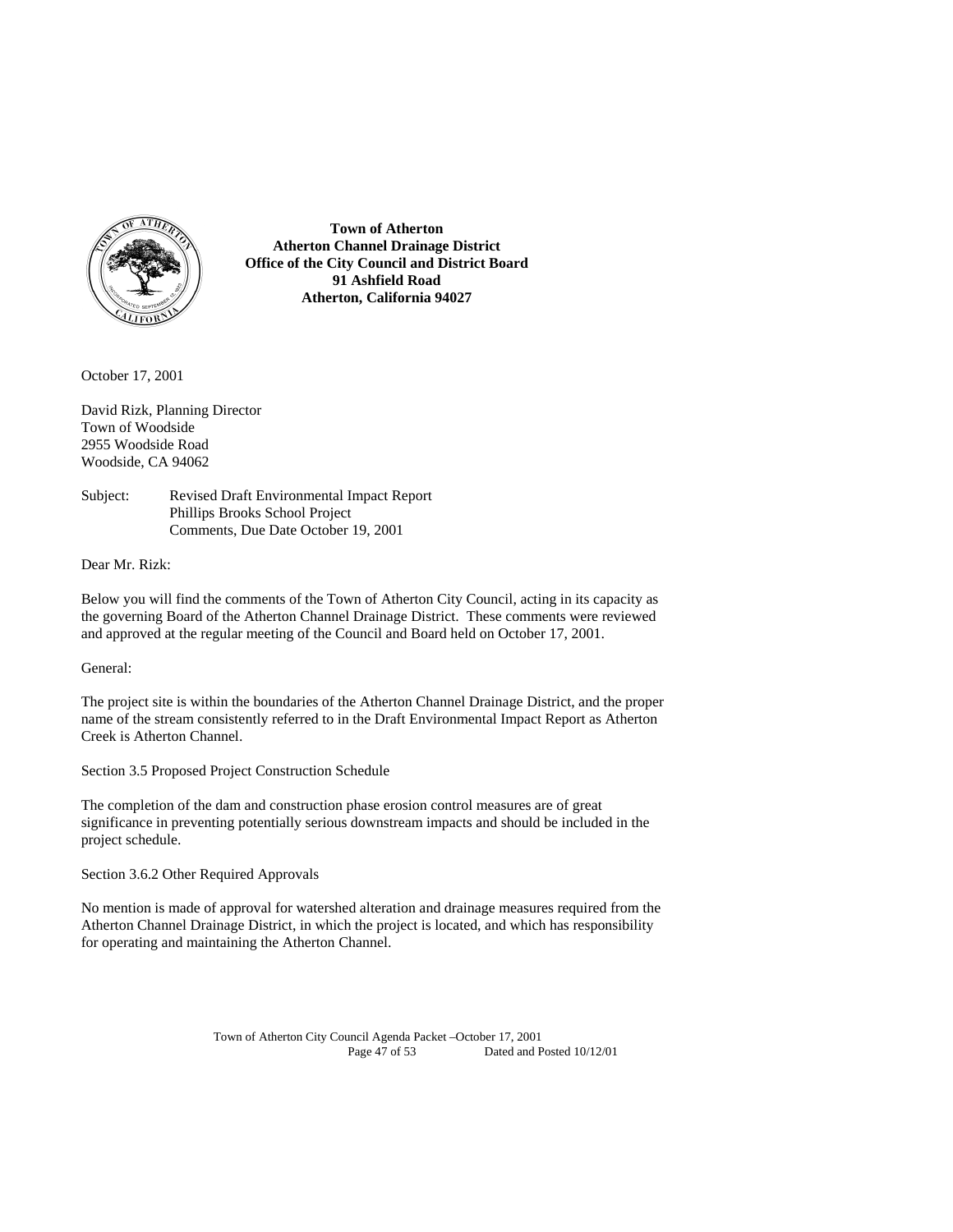**Town of Atherton**
**Atherton Channel Drainage District**
**Office of the City Council and District Board**
**91 Ashfield Road**
**Atherton, California 94027**

October 17, 2001

David Rizk, Planning Director
Town of Woodside
2955 Woodside Road
Woodside, CA 94062

Subject: Revised Draft Environmental Impact Report
Phillips Brooks School Project
Comments, Due Date October 19, 2001

Dear Mr. Rizk:

Below you will find the comments of the Town of Atherton City Council, acting in its capacity as the governing Board of the Atherton Channel Drainage District. These comments were reviewed and approved at the regular meeting of the Council and Board held on October 17, 2001.

General:

The project site is within the boundaries of the Atherton Channel Drainage District, and the proper name of the stream consistently referred to in the Draft Environmental Impact Report as Atherton Creek is Atherton Channel.

Section 3.5 Proposed Project Construction Schedule

The completion of the dam and construction phase erosion control measures are of great significance in preventing potentially serious downstream impacts and should be included in the project schedule.

Section 3.6.2 Other Required Approvals

No mention is made of approval for watershed alteration and drainage measures required from the Atherton Channel Drainage District, in which the project is located, and which has responsibility for operating and maintaining the Atherton Channel.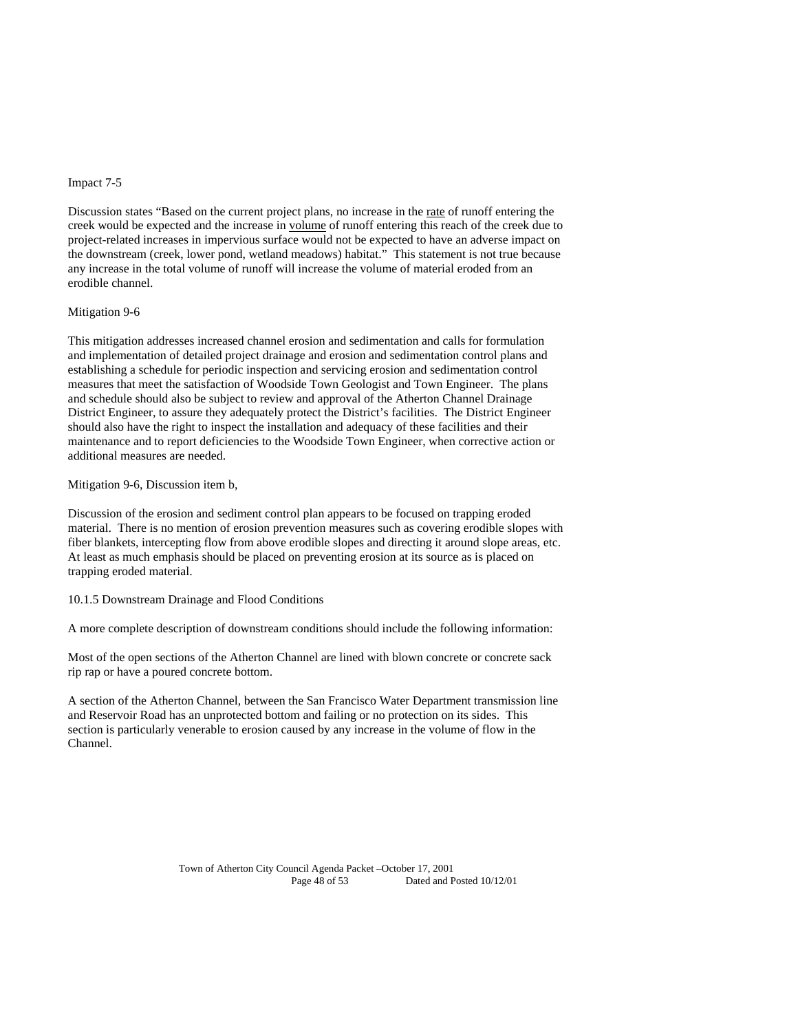Impact 7-5

Discussion states "Based on the current project plans, no increase in the <u>rate</u> of runoff entering the creek would be expected and the increase in <u>volume</u> of runoff entering this reach of the creek due to project-related increases in impervious surface would not be expected to have an adverse impact on the downstream (creek, lower pond, wetland meadows) habitat." This statement is not true because any increase in the total volume of runoff will increase the volume of material eroded from an erodible channel.

Mitigation 9-6

This mitigation addresses increased channel erosion and sedimentation and calls for formulation and implementation of detailed project drainage and erosion and sedimentation control plans and establishing a schedule for periodic inspection and servicing erosion and sedimentation control measures that meet the satisfaction of Woodside Town Geologist and Town Engineer. The plans and schedule should also be subject to review and approval of the Atherton Channel Drainage District Engineer, to assure they adequately protect the District's facilities. The District Engineer should also have the right to inspect the installation and adequacy of these facilities and their maintenance and to report deficiencies to the Woodside Town Engineer, when corrective action or additional measures are needed.

Mitigation 9-6, Discussion item b,

Discussion of the erosion and sediment control plan appears to be focused on trapping eroded material. There is no mention of erosion prevention measures such as covering erodible slopes with fiber blankets, intercepting flow from above erodible slopes and directing it around slope areas, etc. At least as much emphasis should be placed on preventing erosion at its source as is placed on trapping eroded material.

10.1.5 Downstream Drainage and Flood Conditions

A more complete description of downstream conditions should include the following information:

Most of the open sections of the Atherton Channel are lined with blown concrete or concrete sack rip rap or have a poured concrete bottom.

A section of the Atherton Channel, between the San Francisco Water Department transmission line and Reservoir Road has an unprotected bottom and failing or no protection on its sides. This section is particularly venerable to erosion caused by any increase in the volume of flow in the Channel.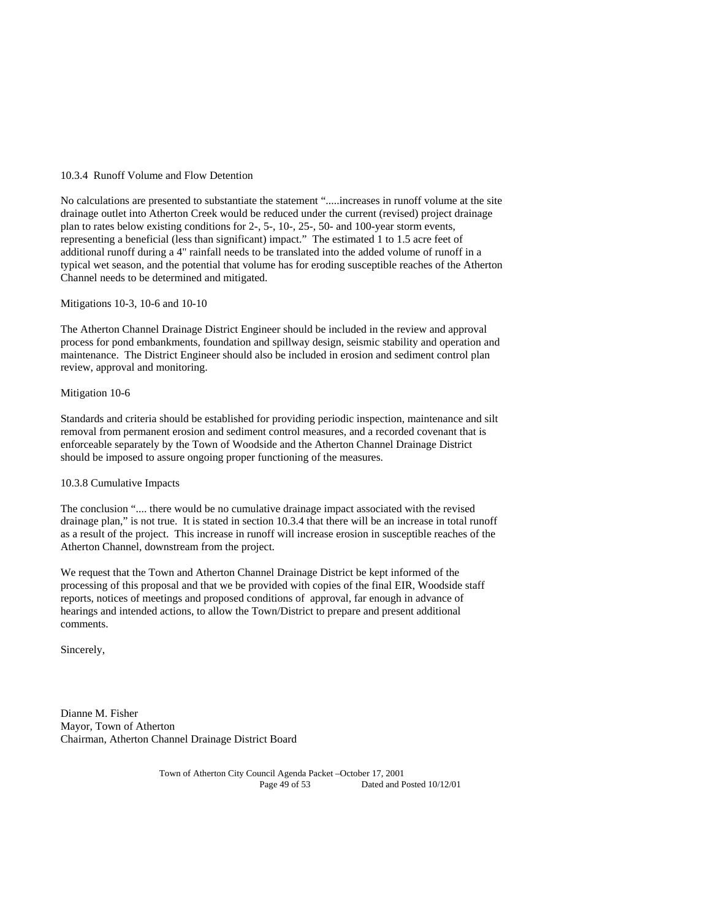10.3.4 Runoff Volume and Flow Detention

No calculations are presented to substantiate the statement ".....increases in runoff volume at the site drainage outlet into Atherton Creek would be reduced under the current (revised) project drainage plan to rates below existing conditions for 2-, 5-, 10-, 25-, 50- and 100-year storm events, representing a beneficial (less than significant) impact." The estimated 1 to 1.5 acre feet of additional runoff during a 4" rainfall needs to be translated into the added volume of runoff in a typical wet season, and the potential that volume has for eroding susceptible reaches of the Atherton Channel needs to be determined and mitigated.

Mitigations 10-3, 10-6 and 10-10

The Atherton Channel Drainage District Engineer should be included in the review and approval process for pond embankments, foundation and spillway design, seismic stability and operation and maintenance. The District Engineer should also be included in erosion and sediment control plan review, approval and monitoring.

Mitigation 10-6

Standards and criteria should be established for providing periodic inspection, maintenance and silt removal from permanent erosion and sediment control measures, and a recorded covenant that is enforceable separately by the Town of Woodside and the Atherton Channel Drainage District should be imposed to assure ongoing proper functioning of the measures.

10.3.8 Cumulative Impacts

The conclusion ".... there would be no cumulative drainage impact associated with the revised drainage plan," is not true. It is stated in section 10.3.4 that there will be an increase in total runoff as a result of the project. This increase in runoff will increase erosion in susceptible reaches of the Atherton Channel, downstream from the project.

We request that the Town and Atherton Channel Drainage District be kept informed of the processing of this proposal and that we be provided with copies of the final EIR, Woodside staff reports, notices of meetings and proposed conditions of approval, far enough in advance of hearings and intended actions, to allow the Town/District to prepare and present additional comments.

Sincerely,

Dianne M. Fisher
Mayor, Town of Atherton
Chairman, Atherton Channel Drainage District Board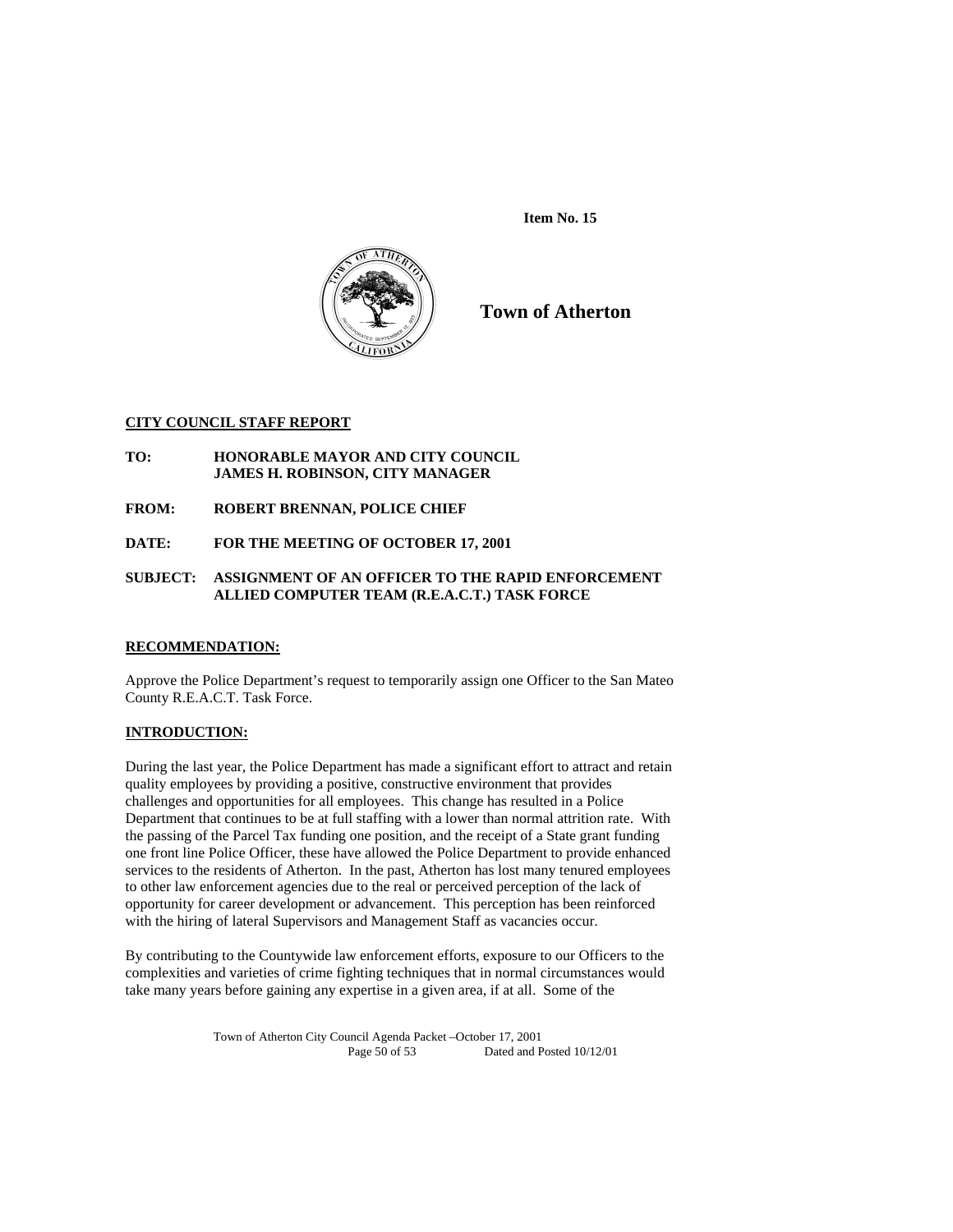Item No. 15

**Town of Atherton**

**CITY COUNCIL STAFF REPORT**

**TO:** **HONORABLE MAYOR AND CITY COUNCIL**
**JAMES H. ROBINSON, CITY MANAGER**

**FROM:** **ROBERT BRENNAN, POLICE CHIEF**

**DATE:** **FOR THE MEETING OF OCTOBER 17, 2001**

**SUBJECT:** **ASSIGNMENT OF AN OFFICER TO THE RAPID ENFORCEMENT ALLIED COMPUTER TEAM (R.E.A.C.T.) TASK FORCE**

**RECOMMENDATION:**

Approve the Police Department's request to temporarily assign one Officer to the San Mateo County R.E.A.C.T. Task Force.

**INTRODUCTION:**

During the last year, the Police Department has made a significant effort to attract and retain quality employees by providing a positive, constructive environment that provides challenges and opportunities for all employees. This change has resulted in a Police Department that continues to be at full staffing with a lower than normal attrition rate. With the passing of the Parcel Tax funding one position, and the receipt of a State grant funding one front line Police Officer, these have allowed the Police Department to provide enhanced services to the residents of Atherton. In the past, Atherton has lost many tenured employees to other law enforcement agencies due to the real or perceived perception of the lack of opportunity for career development or advancement. This perception has been reinforced with the hiring of lateral Supervisors and Management Staff as vacancies occur.

By contributing to the Countywide law enforcement efforts, exposure to our Officers to the complexities and varieties of crime fighting techniques that in normal circumstances would take many years before gaining any expertise in a given area, if at all. Some of the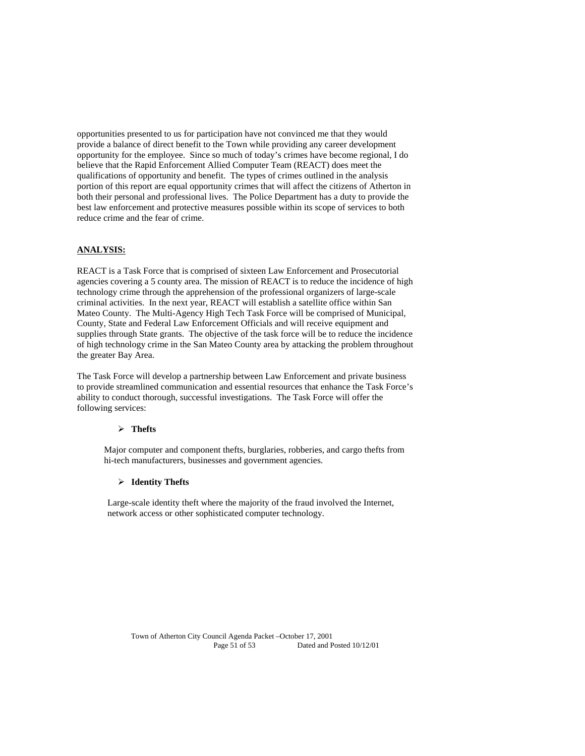opportunities presented to us for participation have not convinced me that they would provide a balance of direct benefit to the Town while providing any career development opportunity for the employee. Since so much of today's crimes have become regional, I do believe that the Rapid Enforcement Allied Computer Team (REACT) does meet the qualifications of opportunity and benefit. The types of crimes outlined in the analysis portion of this report are equal opportunity crimes that will affect the citizens of Atherton in both their personal and professional lives. The Police Department has a duty to provide the best law enforcement and protective measures possible within its scope of services to both reduce crime and the fear of crime.

**ANALYSIS:**

REACT is a Task Force that is comprised of sixteen Law Enforcement and Prosecutorial agencies covering a 5 county area. The mission of REACT is to reduce the incidence of high technology crime through the apprehension of the professional organizers of large-scale criminal activities. In the next year, REACT will establish a satellite office within San Mateo County. The Multi-Agency High Tech Task Force will be comprised of Municipal, County, State and Federal Law Enforcement Officials and will receive equipment and supplies through State grants. The objective of the task force will be to reduce the incidence of high technology crime in the San Mateo County area by attacking the problem throughout the greater Bay Area.

The Task Force will develop a partnership between Law Enforcement and private business to provide streamlined communication and essential resources that enhance the Task Force's ability to conduct thorough, successful investigations. The Task Force will offer the following services:

- **Thefts**

  Major computer and component thefts, burglaries, robberies, and cargo thefts from hi-tech manufacturers, businesses and government agencies.

- **Identity Thefts**

  Large-scale identity theft where the majority of the fraud involved the Internet, network access or other sophisticated computer technology.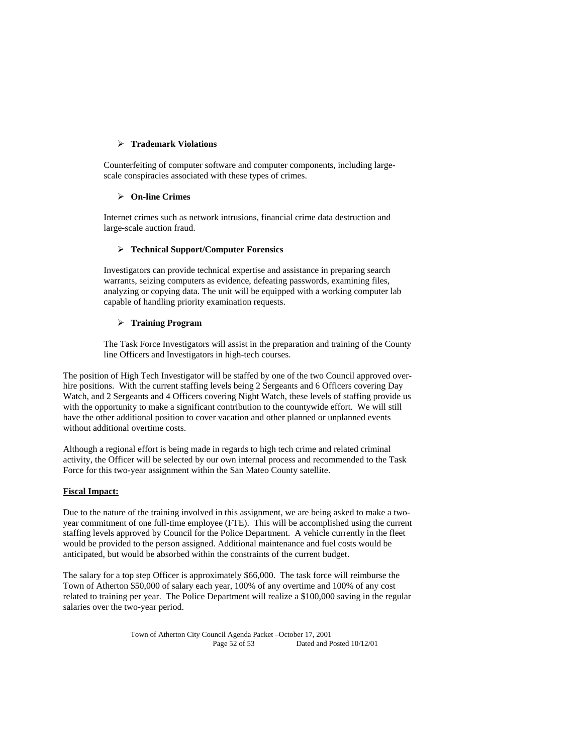- **Trademark Violations**

  Counterfeiting of computer software and computer components, including large-scale conspiracies associated with these types of crimes.

- **On-line Crimes**

  Internet crimes such as network intrusions, financial crime data destruction and large-scale auction fraud.

- **Technical Support/Computer Forensics**

  Investigators can provide technical expertise and assistance in preparing search warrants, seizing computers as evidence, defeating passwords, examining files, analyzing or copying data. The unit will be equipped with a working computer lab capable of handling priority examination requests.

- **Training Program**

  The Task Force Investigators will assist in the preparation and training of the County line Officers and Investigators in high-tech courses.

The position of High Tech Investigator will be staffed by one of the two Council approved over-hire positions. With the current staffing levels being 2 Sergeants and 6 Officers covering Day Watch, and 2 Sergeants and 4 Officers covering Night Watch, these levels of staffing provide us with the opportunity to make a significant contribution to the countywide effort. We will still have the other additional position to cover vacation and other planned or unplanned events without additional overtime costs.

Although a regional effort is being made in regards to high tech crime and related criminal activity, the Officer will be selected by our own internal process and recommended to the Task Force for this two-year assignment within the San Mateo County satellite.

**Fiscal Impact:**

Due to the nature of the training involved in this assignment, we are being asked to make a two-year commitment of one full-time employee (FTE). This will be accomplished using the current staffing levels approved by Council for the Police Department. A vehicle currently in the fleet would be provided to the person assigned. Additional maintenance and fuel costs would be anticipated, but would be absorbed within the constraints of the current budget.

The salary for a top step Officer is approximately $66,000. The task force will reimburse the Town of Atherton $50,000 of salary each year, 100% of any overtime and 100% of any cost related to training per year. The Police Department will realize a $100,000 saving in the regular salaries over the two-year period.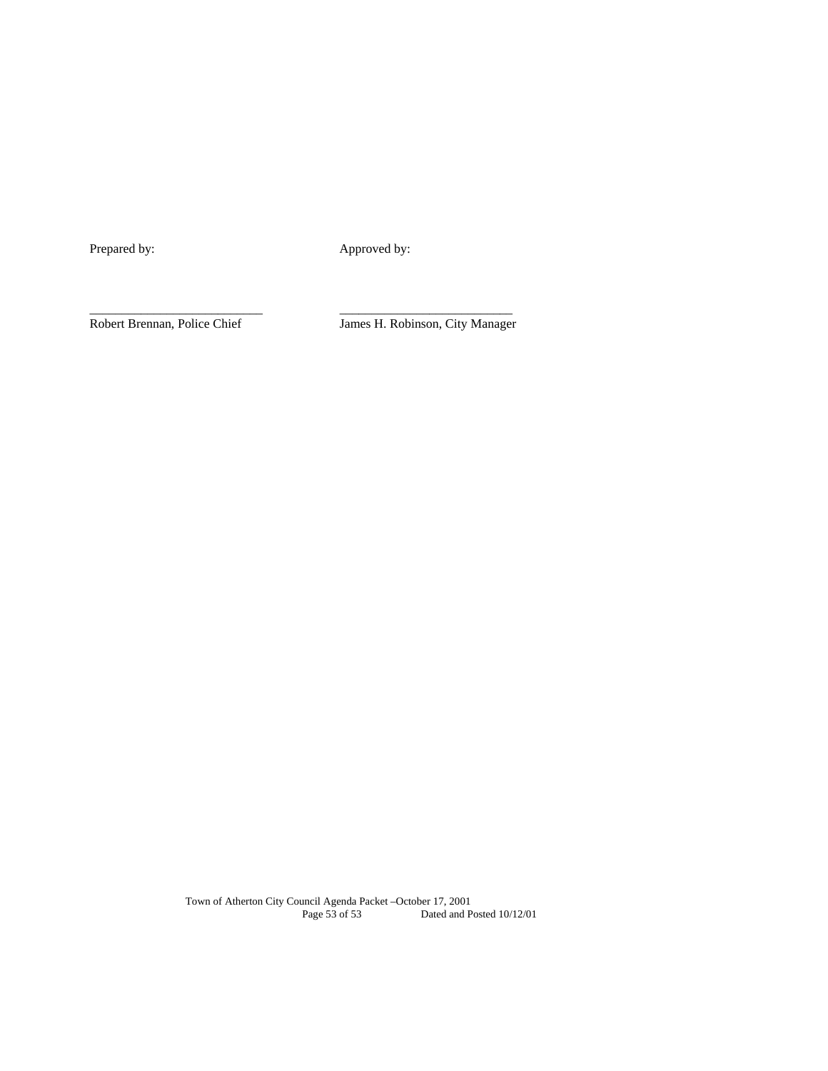| Prepared by: | Approved by: |
|---|---|
| ___________________________ | ___________________________ |
| Robert Brennan, Police Chief | James H. Robinson, City Manager |